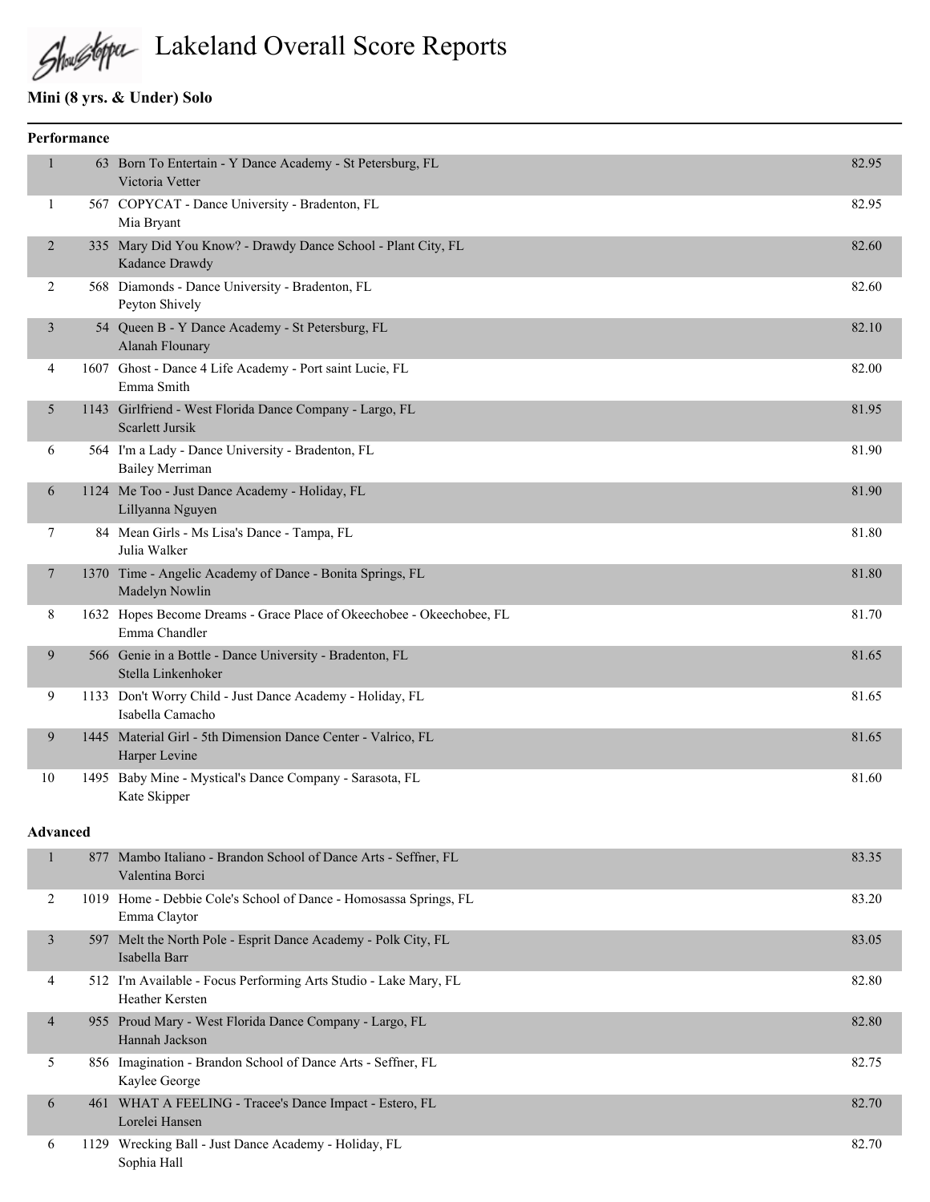# Lakeland Overall Score Reports

## Mini (8 yrs. & Under) Solo

### Performance

| Place | No. | Entry | Score |
|---|---|---|---|
| 1 | 63 | Born To Entertain - Y Dance Academy - St Petersburg, FL<br>Victoria Vetter | 82.95 |
| 1 | 567 | COPYCAT - Dance University - Bradenton, FL<br>Mia Bryant | 82.95 |
| 2 | 335 | Mary Did You Know? - Drawdy Dance School - Plant City, FL<br>Kadance Drawdy | 82.60 |
| 2 | 568 | Diamonds - Dance University - Bradenton, FL<br>Peyton Shively | 82.60 |
| 3 | 54 | Queen B - Y Dance Academy - St Petersburg, FL<br>Alanah Flounary | 82.10 |
| 4 | 1607 | Ghost - Dance 4 Life Academy - Port saint Lucie, FL<br>Emma Smith | 82.00 |
| 5 | 1143 | Girlfriend - West Florida Dance Company - Largo, FL<br>Scarlett Jursik | 81.95 |
| 6 | 564 | I'm a Lady - Dance University - Bradenton, FL<br>Bailey Merriman | 81.90 |
| 6 | 1124 | Me Too - Just Dance Academy - Holiday, FL<br>Lillyanna Nguyen | 81.90 |
| 7 | 84 | Mean Girls - Ms Lisa's Dance - Tampa, FL<br>Julia Walker | 81.80 |
| 7 | 1370 | Time - Angelic Academy of Dance - Bonita Springs, FL<br>Madelyn Nowlin | 81.80 |
| 8 | 1632 | Hopes Become Dreams - Grace Place of Okeechobee - Okeechobee, FL<br>Emma Chandler | 81.70 |
| 9 | 566 | Genie in a Bottle - Dance University - Bradenton, FL<br>Stella Linkenhoker | 81.65 |
| 9 | 1133 | Don't Worry Child - Just Dance Academy - Holiday, FL<br>Isabella Camacho | 81.65 |
| 9 | 1445 | Material Girl - 5th Dimension Dance Center - Valrico, FL<br>Harper Levine | 81.65 |
| 10 | 1495 | Baby Mine - Mystical's Dance Company - Sarasota, FL<br>Kate Skipper | 81.60 |

### Advanced

| Place | No. | Entry | Score |
|---|---|---|---|
| 1 | 877 | Mambo Italiano - Brandon School of Dance Arts - Seffner, FL<br>Valentina Borci | 83.35 |
| 2 | 1019 | Home - Debbie Cole's School of Dance - Homosassa Springs, FL<br>Emma Claytor | 83.20 |
| 3 | 597 | Melt the North Pole - Esprit Dance Academy - Polk City, FL<br>Isabella Barr | 83.05 |
| 4 | 512 | I'm Available - Focus Performing Arts Studio - Lake Mary, FL<br>Heather Kersten | 82.80 |
| 4 | 955 | Proud Mary - West Florida Dance Company - Largo, FL<br>Hannah Jackson | 82.80 |
| 5 | 856 | Imagination - Brandon School of Dance Arts - Seffner, FL<br>Kaylee George | 82.75 |
| 6 | 461 | WHAT A FEELING - Tracee's Dance Impact - Estero, FL<br>Lorelei Hansen | 82.70 |
| 6 | 1129 | Wrecking Ball - Just Dance Academy - Holiday, FL<br>Sophia Hall | 82.70 |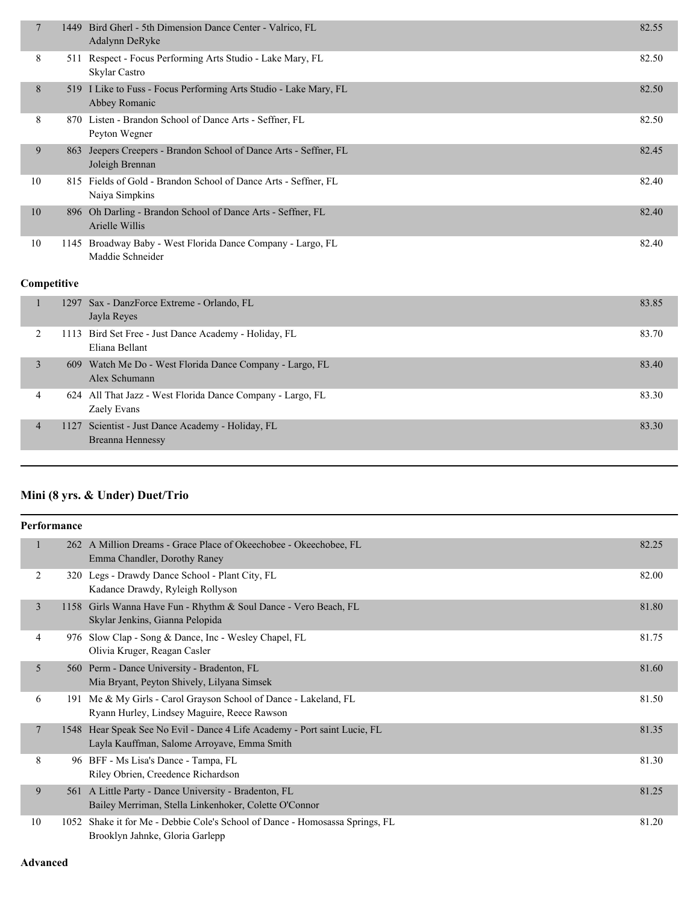| Place | No. | Routine / Studio / Dancer(s) | Score |
|---|---|---|---|
| 7 | 1449 | Bird Gherl - 5th Dimension Dance Center - Valrico, FL<br>Adalynn DeRyke | 82.55 |
| 8 | 511 | Respect - Focus Performing Arts Studio - Lake Mary, FL<br>Skylar Castro | 82.50 |
| 8 | 519 | I Like to Fuss - Focus Performing Arts Studio - Lake Mary, FL<br>Abbey Romanic | 82.50 |
| 8 | 870 | Listen - Brandon School of Dance Arts - Seffner, FL<br>Peyton Wegner | 82.50 |
| 9 | 863 | Jeepers Creepers - Brandon School of Dance Arts - Seffner, FL<br>Joleigh Brennan | 82.45 |
| 10 | 815 | Fields of Gold - Brandon School of Dance Arts - Seffner, FL<br>Naiya Simpkins | 82.40 |
| 10 | 896 | Oh Darling - Brandon School of Dance Arts - Seffner, FL<br>Arielle Willis | 82.40 |
| 10 | 1145 | Broadway Baby - West Florida Dance Company - Largo, FL<br>Maddie Schneider | 82.40 |

**Competitive**

| Place | No. | Routine / Studio / Dancer(s) | Score |
|---|---|---|---|
| 1 | 1297 | Sax - DanzForce Extreme - Orlando, FL<br>Jayla Reyes | 83.85 |
| 2 | 1113 | Bird Set Free - Just Dance Academy - Holiday, FL<br>Eliana Bellant | 83.70 |
| 3 | 609 | Watch Me Do - West Florida Dance Company - Largo, FL<br>Alex Schumann | 83.40 |
| 4 | 624 | All That Jazz - West Florida Dance Company - Largo, FL<br>Zaely Evans | 83.30 |
| 4 | 1127 | Scientist - Just Dance Academy - Holiday, FL<br>Breanna Hennessy | 83.30 |

## Mini (8 yrs. & Under) Duet/Trio

**Performance**

| Place | No. | Routine / Studio / Dancer(s) | Score |
|---|---|---|---|
| 1 | 262 | A Million Dreams - Grace Place of Okeechobee - Okeechobee, FL<br>Emma Chandler, Dorothy Raney | 82.25 |
| 2 | 320 | Legs - Drawdy Dance School - Plant City, FL<br>Kadance Drawdy, Ryleigh Rollyson | 82.00 |
| 3 | 1158 | Girls Wanna Have Fun - Rhythm & Soul Dance - Vero Beach, FL<br>Skylar Jenkins, Gianna Pelopida | 81.80 |
| 4 | 976 | Slow Clap - Song & Dance, Inc - Wesley Chapel, FL<br>Olivia Kruger, Reagan Casler | 81.75 |
| 5 | 560 | Perm - Dance University - Bradenton, FL<br>Mia Bryant, Peyton Shively, Lilyana Simsek | 81.60 |
| 6 | 191 | Me & My Girls - Carol Grayson School of Dance - Lakeland, FL<br>Ryann Hurley, Lindsey Maguire, Reece Rawson | 81.50 |
| 7 | 1548 | Hear Speak See No Evil - Dance 4 Life Academy - Port saint Lucie, FL<br>Layla Kauffman, Salome Arroyave, Emma Smith | 81.35 |
| 8 | 96 | BFF - Ms Lisa's Dance - Tampa, FL<br>Riley Obrien, Creedence Richardson | 81.30 |
| 9 | 561 | A Little Party - Dance University - Bradenton, FL<br>Bailey Merriman, Stella Linkenhoker, Colette O'Connor | 81.25 |
| 10 | 1052 | Shake it for Me - Debbie Cole's School of Dance - Homosassa Springs, FL<br>Brooklyn Jahnke, Gloria Garlepp | 81.20 |

**Advanced**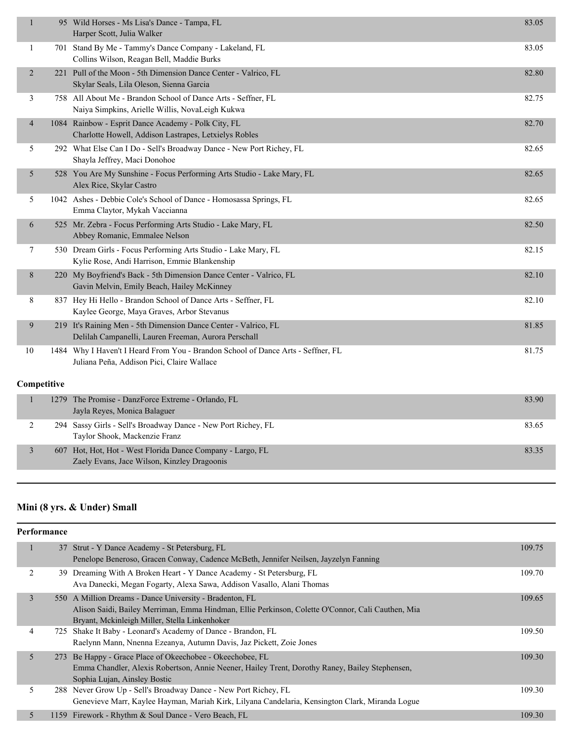| Place | No. | Entry | Score |
|---|---|---|---|
| 1 | 95 | Wild Horses - Ms Lisa's Dance - Tampa, FL<br>Harper Scott, Julia Walker | 83.05 |
| 1 | 701 | Stand By Me - Tammy's Dance Company - Lakeland, FL<br>Collins Wilson, Reagan Bell, Maddie Burks | 83.05 |
| 2 | 221 | Pull of the Moon - 5th Dimension Dance Center - Valrico, FL<br>Skylar Seals, Lila Oleson, Sienna Garcia | 82.80 |
| 3 | 758 | All About Me - Brandon School of Dance Arts - Seffner, FL<br>Naiya Simpkins, Arielle Willis, NovaLeigh Kukwa | 82.75 |
| 4 | 1084 | Rainbow - Esprit Dance Academy - Polk City, FL<br>Charlotte Howell, Addison Lastrapes, Letxielys Robles | 82.70 |
| 5 | 292 | What Else Can I Do - Sell's Broadway Dance - New Port Richey, FL<br>Shayla Jeffrey, Maci Donohoe | 82.65 |
| 5 | 528 | You Are My Sunshine - Focus Performing Arts Studio - Lake Mary, FL<br>Alex Rice, Skylar Castro | 82.65 |
| 5 | 1042 | Ashes - Debbie Cole's School of Dance - Homosassa Springs, FL<br>Emma Claytor, Mykah Vaccianna | 82.65 |
| 6 | 525 | Mr. Zebra - Focus Performing Arts Studio - Lake Mary, FL<br>Abbey Romanic, Emmalee Nelson | 82.50 |
| 7 | 530 | Dream Girls - Focus Performing Arts Studio - Lake Mary, FL<br>Kylie Rose, Andi Harrison, Emmie Blankenship | 82.15 |
| 8 | 220 | My Boyfriend's Back - 5th Dimension Dance Center - Valrico, FL<br>Gavin Melvin, Emily Beach, Hailey McKinney | 82.10 |
| 8 | 837 | Hey Hi Hello - Brandon School of Dance Arts - Seffner, FL<br>Kaylee George, Maya Graves, Arbor Stevanus | 82.10 |
| 9 | 219 | It's Raining Men - 5th Dimension Dance Center - Valrico, FL<br>Delilah Campanelli, Lauren Freeman, Aurora Perschall | 81.85 |
| 10 | 1484 | Why I Haven't I Heard From You - Brandon School of Dance Arts - Seffner, FL<br>Juliana Peña, Addison Pici, Claire Wallace | 81.75 |

**Competitive**

| Place | No. | Entry | Score |
|---|---|---|---|
| 1 | 1279 | The Promise - DanzForce Extreme - Orlando, FL<br>Jayla Reyes, Monica Balaguer | 83.90 |
| 2 | 294 | Sassy Girls - Sell's Broadway Dance - New Port Richey, FL<br>Taylor Shook, Mackenzie Franz | 83.65 |
| 3 | 607 | Hot, Hot, Hot - West Florida Dance Company - Largo, FL<br>Zaely Evans, Jace Wilson, Kinzley Dragoonis | 83.35 |

## Mini (8 yrs. & Under) Small

**Performance**

| Place | No. | Entry | Score |
|---|---|---|---|
| 1 | 37 | Strut - Y Dance Academy - St Petersburg, FL<br>Penelope Beneroso, Gracen Conway, Cadence McBeth, Jennifer Neilsen, Jayzelyn Fanning | 109.75 |
| 2 | 39 | Dreaming With A Broken Heart - Y Dance Academy - St Petersburg, FL<br>Ava Danecki, Megan Fogarty, Alexa Sawa, Addison Vasallo, Alani Thomas | 109.70 |
| 3 | 550 | A Million Dreams - Dance University - Bradenton, FL<br>Alison Saidi, Bailey Merriman, Emma Hindman, Ellie Perkinson, Colette O'Connor, Cali Cauthen, Mia Bryant, Mckinleigh Miller, Stella Linkenhoker | 109.65 |
| 4 | 725 | Shake It Baby - Leonard's Academy of Dance - Brandon, FL<br>Raelynn Mann, Nnenna Ezeanya, Autumn Davis, Jaz Pickett, Zoie Jones | 109.50 |
| 5 | 273 | Be Happy - Grace Place of Okeechobee - Okeechobee, FL<br>Emma Chandler, Alexis Robertson, Annie Neener, Hailey Trent, Dorothy Raney, Bailey Stephensen, Sophia Lujan, Ainsley Bostic | 109.30 |
| 5 | 288 | Never Grow Up - Sell's Broadway Dance - New Port Richey, FL<br>Genevieve Marr, Kaylee Hayman, Mariah Kirk, Lilyana Candelaria, Kensington Clark, Miranda Logue | 109.30 |
| 5 | 1159 | Firework - Rhythm & Soul Dance - Vero Beach, FL | 109.30 |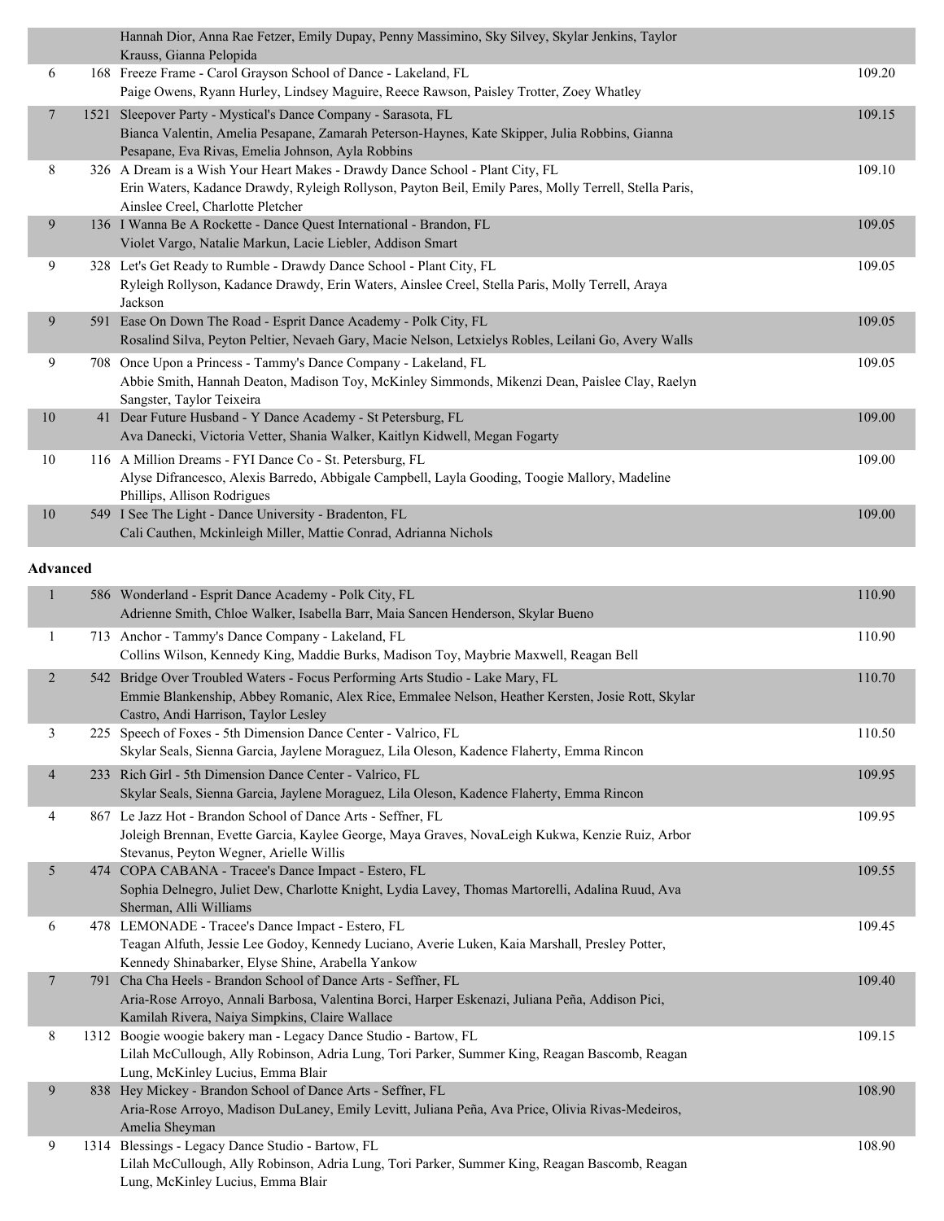| Place | No. | Entry | Score |
|---|---|---|---|
| | | Hannah Dior, Anna Rae Fetzer, Emily Dupay, Penny Massimino, Sky Silvey, Skylar Jenkins, Taylor Krauss, Gianna Pelopida | |
| 6 | 168 | Freeze Frame - Carol Grayson School of Dance - Lakeland, FL<br>Paige Owens, Ryann Hurley, Lindsey Maguire, Reece Rawson, Paisley Trotter, Zoey Whatley | 109.20 |
| 7 | 1521 | Sleepover Party - Mystical's Dance Company - Sarasota, FL<br>Bianca Valentin, Amelia Pesapane, Zamarah Peterson-Haynes, Kate Skipper, Julia Robbins, Gianna Pesapane, Eva Rivas, Emelia Johnson, Ayla Robbins | 109.15 |
| 8 | 326 | A Dream is a Wish Your Heart Makes - Drawdy Dance School - Plant City, FL<br>Erin Waters, Kadance Drawdy, Ryleigh Rollyson, Payton Beil, Emily Pares, Molly Terrell, Stella Paris, Ainslee Creel, Charlotte Pletcher | 109.10 |
| 9 | 136 | I Wanna Be A Rockette - Dance Quest International - Brandon, FL<br>Violet Vargo, Natalie Markun, Lacie Liebler, Addison Smart | 109.05 |
| 9 | 328 | Let's Get Ready to Rumble - Drawdy Dance School - Plant City, FL<br>Ryleigh Rollyson, Kadance Drawdy, Erin Waters, Ainslee Creel, Stella Paris, Molly Terrell, Araya Jackson | 109.05 |
| 9 | 591 | Ease On Down The Road - Esprit Dance Academy - Polk City, FL<br>Rosalind Silva, Peyton Peltier, Nevaeh Gary, Macie Nelson, Letxielys Robles, Leilani Go, Avery Walls | 109.05 |
| 9 | 708 | Once Upon a Princess - Tammy's Dance Company - Lakeland, FL<br>Abbie Smith, Hannah Deaton, Madison Toy, McKinley Simmonds, Mikenzi Dean, Paislee Clay, Raelyn Sangster, Taylor Teixeira | 109.05 |
| 10 | 41 | Dear Future Husband - Y Dance Academy - St Petersburg, FL<br>Ava Danecki, Victoria Vetter, Shania Walker, Kaitlyn Kidwell, Megan Fogarty | 109.00 |
| 10 | 116 | A Million Dreams - FYI Dance Co - St. Petersburg, FL<br>Alyse Difrancesco, Alexis Barredo, Abbigale Campbell, Layla Gooding, Toogie Mallory, Madeline Phillips, Allison Rodrigues | 109.00 |
| 10 | 549 | I See The Light - Dance University - Bradenton, FL<br>Cali Cauthen, Mckinleigh Miller, Mattie Conrad, Adrianna Nichols | 109.00 |

**Advanced**

| Place | No. | Entry | Score |
|---|---|---|---|
| 1 | 586 | Wonderland - Esprit Dance Academy - Polk City, FL<br>Adrienne Smith, Chloe Walker, Isabella Barr, Maia Sancen Henderson, Skylar Bueno | 110.90 |
| 1 | 713 | Anchor - Tammy's Dance Company - Lakeland, FL<br>Collins Wilson, Kennedy King, Maddie Burks, Madison Toy, Maybrie Maxwell, Reagan Bell | 110.90 |
| 2 | 542 | Bridge Over Troubled Waters - Focus Performing Arts Studio - Lake Mary, FL<br>Emmie Blankenship, Abbey Romanic, Alex Rice, Emmalee Nelson, Heather Kersten, Josie Rott, Skylar Castro, Andi Harrison, Taylor Lesley | 110.70 |
| 3 | 225 | Speech of Foxes - 5th Dimension Dance Center - Valrico, FL<br>Skylar Seals, Sienna Garcia, Jaylene Moraguez, Lila Oleson, Kadence Flaherty, Emma Rincon | 110.50 |
| 4 | 233 | Rich Girl - 5th Dimension Dance Center - Valrico, FL<br>Skylar Seals, Sienna Garcia, Jaylene Moraguez, Lila Oleson, Kadence Flaherty, Emma Rincon | 109.95 |
| 4 | 867 | Le Jazz Hot - Brandon School of Dance Arts - Seffner, FL<br>Joleigh Brennan, Evette Garcia, Kaylee George, Maya Graves, NovaLeigh Kukwa, Kenzie Ruiz, Arbor Stevanus, Peyton Wegner, Arielle Willis | 109.95 |
| 5 | 474 | COPA CABANA - Tracee's Dance Impact - Estero, FL<br>Sophia Delnegro, Juliet Dew, Charlotte Knight, Lydia Lavey, Thomas Martorelli, Adalina Ruud, Ava Sherman, Alli Williams | 109.55 |
| 6 | 478 | LEMONADE - Tracee's Dance Impact - Estero, FL<br>Teagan Alfuth, Jessie Lee Godoy, Kennedy Luciano, Averie Luken, Kaia Marshall, Presley Potter, Kennedy Shinabarker, Elyse Shine, Arabella Yankow | 109.45 |
| 7 | 791 | Cha Cha Heels - Brandon School of Dance Arts - Seffner, FL<br>Aria-Rose Arroyo, Annali Barbosa, Valentina Borci, Harper Eskenazi, Juliana Peña, Addison Pici, Kamilah Rivera, Naiya Simpkins, Claire Wallace | 109.40 |
| 8 | 1312 | Boogie woogie bakery man - Legacy Dance Studio - Bartow, FL<br>Lilah McCullough, Ally Robinson, Adria Lung, Tori Parker, Summer King, Reagan Bascomb, Reagan Lung, McKinley Lucius, Emma Blair | 109.15 |
| 9 | 838 | Hey Mickey - Brandon School of Dance Arts - Seffner, FL<br>Aria-Rose Arroyo, Madison DuLaney, Emily Levitt, Juliana Peña, Ava Price, Olivia Rivas-Medeiros, Amelia Sheyman | 108.90 |
| 9 | 1314 | Blessings - Legacy Dance Studio - Bartow, FL<br>Lilah McCullough, Ally Robinson, Adria Lung, Tori Parker, Summer King, Reagan Bascomb, Reagan Lung, McKinley Lucius, Emma Blair | 108.90 |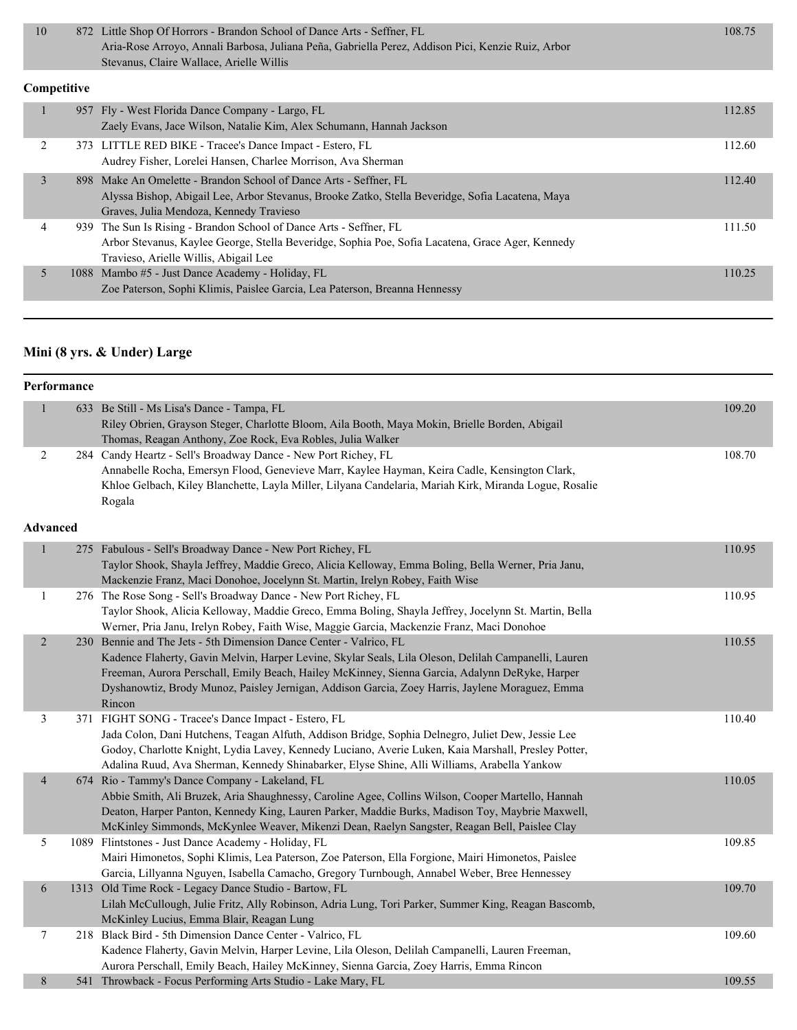| Place | No. | Routine | Score |
|---|---|---|---|
| 10 | 872 | Little Shop Of Horrors - Brandon School of Dance Arts - Seffner, FL<br>Aria-Rose Arroyo, Annali Barbosa, Juliana Peña, Gabriella Perez, Addison Pici, Kenzie Ruiz, Arbor Stevanus, Claire Wallace, Arielle Willis | 108.75 |

**Competitive**

| Place | No. | Routine | Score |
|---|---|---|---|
| 1 | 957 | Fly - West Florida Dance Company - Largo, FL<br>Zaely Evans, Jace Wilson, Natalie Kim, Alex Schumann, Hannah Jackson | 112.85 |
| 2 | 373 | LITTLE RED BIKE - Tracee's Dance Impact - Estero, FL<br>Audrey Fisher, Lorelei Hansen, Charlee Morrison, Ava Sherman | 112.60 |
| 3 | 898 | Make An Omelette - Brandon School of Dance Arts - Seffner, FL<br>Alyssa Bishop, Abigail Lee, Arbor Stevanus, Brooke Zatko, Stella Beveridge, Sofia Lacatena, Maya Graves, Julia Mendoza, Kennedy Travieso | 112.40 |
| 4 | 939 | The Sun Is Rising - Brandon School of Dance Arts - Seffner, FL<br>Arbor Stevanus, Kaylee George, Stella Beveridge, Sophia Poe, Sofia Lacatena, Grace Ager, Kennedy Travieso, Arielle Willis, Abigail Lee | 111.50 |
| 5 | 1088 | Mambo #5 - Just Dance Academy - Holiday, FL<br>Zoe Paterson, Sophi Klimis, Paislee Garcia, Lea Paterson, Breanna Hennessy | 110.25 |

## Mini (8 yrs. & Under) Large

**Performance**

| Place | No. | Routine | Score |
|---|---|---|---|
| 1 | 633 | Be Still - Ms Lisa's Dance - Tampa, FL<br>Riley Obrien, Grayson Steger, Charlotte Bloom, Aila Booth, Maya Mokin, Brielle Borden, Abigail Thomas, Reagan Anthony, Zoe Rock, Eva Robles, Julia Walker | 109.20 |
| 2 | 284 | Candy Heartz - Sell's Broadway Dance - New Port Richey, FL<br>Annabelle Rocha, Emersyn Flood, Genevieve Marr, Kaylee Hayman, Keira Cadle, Kensington Clark, Khloe Gelbach, Kiley Blanchette, Layla Miller, Lilyana Candelaria, Mariah Kirk, Miranda Logue, Rosalie Rogala | 108.70 |

**Advanced**

| Place | No. | Routine | Score |
|---|---|---|---|
| 1 | 275 | Fabulous - Sell's Broadway Dance - New Port Richey, FL<br>Taylor Shook, Shayla Jeffrey, Maddie Greco, Alicia Kelloway, Emma Boling, Bella Werner, Pria Janu, Mackenzie Franz, Maci Donohoe, Jocelynn St. Martin, Irelyn Robey, Faith Wise | 110.95 |
| 1 | 276 | The Rose Song - Sell's Broadway Dance - New Port Richey, FL<br>Taylor Shook, Alicia Kelloway, Maddie Greco, Emma Boling, Shayla Jeffrey, Jocelynn St. Martin, Bella Werner, Pria Janu, Irelyn Robey, Faith Wise, Maggie Garcia, Mackenzie Franz, Maci Donohoe | 110.95 |
| 2 | 230 | Bennie and The Jets - 5th Dimension Dance Center - Valrico, FL<br>Kadence Flaherty, Gavin Melvin, Harper Levine, Skylar Seals, Lila Oleson, Delilah Campanelli, Lauren Freeman, Aurora Perschall, Emily Beach, Hailey McKinney, Sienna Garcia, Adalynn DeRyke, Harper Dyshanowtiz, Brody Munoz, Paisley Jernigan, Addison Garcia, Zoey Harris, Jaylene Moraguez, Emma Rincon | 110.55 |
| 3 | 371 | FIGHT SONG - Tracee's Dance Impact - Estero, FL<br>Jada Colon, Dani Hutchens, Teagan Alfuth, Addison Bridge, Sophia Delnegro, Juliet Dew, Jessie Lee Godoy, Charlotte Knight, Lydia Lavey, Kennedy Luciano, Averie Luken, Kaia Marshall, Presley Potter, Adalina Ruud, Ava Sherman, Kennedy Shinabarker, Elyse Shine, Alli Williams, Arabella Yankow | 110.40 |
| 4 | 674 | Rio - Tammy's Dance Company - Lakeland, FL<br>Abbie Smith, Ali Bruzek, Aria Shaughnessy, Caroline Agee, Collins Wilson, Cooper Martello, Hannah Deaton, Harper Panton, Kennedy King, Lauren Parker, Maddie Burks, Madison Toy, Maybrie Maxwell, McKinley Simmonds, McKynlee Weaver, Mikenzi Dean, Raelyn Sangster, Reagan Bell, Paislee Clay | 110.05 |
| 5 | 1089 | Flintstones - Just Dance Academy - Holiday, FL<br>Mairi Himonetos, Sophi Klimis, Lea Paterson, Zoe Paterson, Ella Forgione, Mairi Himonetos, Paislee Garcia, Lillyanna Nguyen, Isabella Camacho, Gregory Turnbough, Annabel Weber, Bree Hennessey | 109.85 |
| 6 | 1313 | Old Time Rock - Legacy Dance Studio - Bartow, FL<br>Lilah McCullough, Julie Fritz, Ally Robinson, Adria Lung, Tori Parker, Summer King, Reagan Bascomb, McKinley Lucius, Emma Blair, Reagan Lung | 109.70 |
| 7 | 218 | Black Bird - 5th Dimension Dance Center - Valrico, FL<br>Kadence Flaherty, Gavin Melvin, Harper Levine, Lila Oleson, Delilah Campanelli, Lauren Freeman, Aurora Perschall, Emily Beach, Hailey McKinney, Sienna Garcia, Zoey Harris, Emma Rincon | 109.60 |
| 8 | 541 | Throwback - Focus Performing Arts Studio - Lake Mary, FL | 109.55 |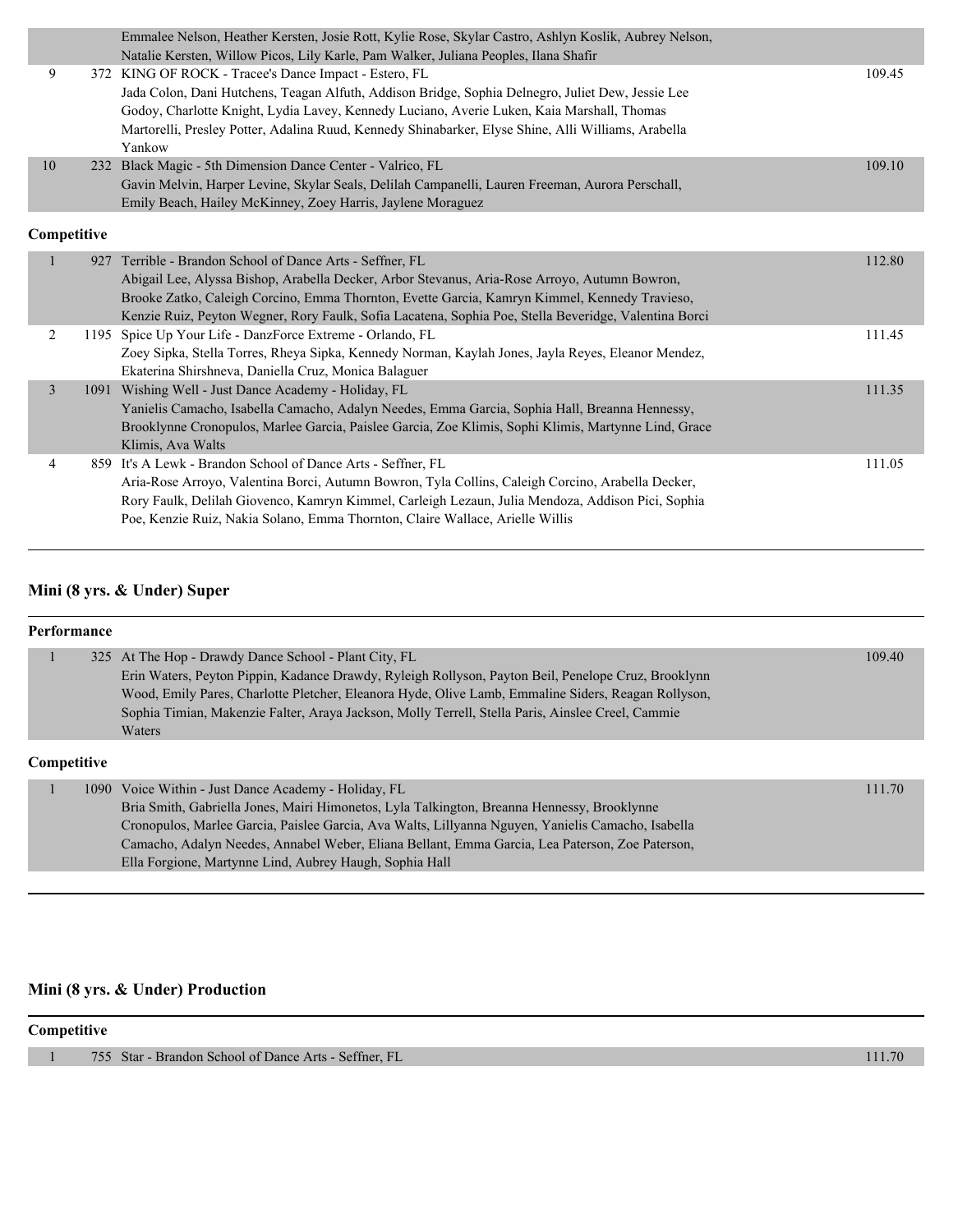| | | | |
|---|---|---|---|
| | | Emmalee Nelson, Heather Kersten, Josie Rott, Kylie Rose, Skylar Castro, Ashlyn Koslik, Aubrey Nelson, Natalie Kersten, Willow Picos, Lily Karle, Pam Walker, Juliana Peoples, Ilana Shafir | |
| 9 | 372 | KING OF ROCK - Tracee's Dance Impact - Estero, FL<br>Jada Colon, Dani Hutchens, Teagan Alfuth, Addison Bridge, Sophia Delnegro, Juliet Dew, Jessie Lee Godoy, Charlotte Knight, Lydia Lavey, Kennedy Luciano, Averie Luken, Kaia Marshall, Thomas Martorelli, Presley Potter, Adalina Ruud, Kennedy Shinabarker, Elyse Shine, Alli Williams, Arabella Yankow | 109.45 |
| 10 | 232 | Black Magic - 5th Dimension Dance Center - Valrico, FL<br>Gavin Melvin, Harper Levine, Skylar Seals, Delilah Campanelli, Lauren Freeman, Aurora Perschall, Emily Beach, Hailey McKinney, Zoey Harris, Jaylene Moraguez | 109.10 |

**Competitive**

| | | | |
|---|---|---|---|
| 1 | 927 | Terrible - Brandon School of Dance Arts - Seffner, FL<br>Abigail Lee, Alyssa Bishop, Arabella Decker, Arbor Stevanus, Aria-Rose Arroyo, Autumn Bowron, Brooke Zatko, Caleigh Corcino, Emma Thornton, Evette Garcia, Kamryn Kimmel, Kennedy Travieso, Kenzie Ruiz, Peyton Wegner, Rory Faulk, Sofia Lacatena, Sophia Poe, Stella Beveridge, Valentina Borci | 112.80 |
| 2 | 1195 | Spice Up Your Life - DanzForce Extreme - Orlando, FL<br>Zoey Sipka, Stella Torres, Rheya Sipka, Kennedy Norman, Kaylah Jones, Jayla Reyes, Eleanor Mendez, Ekaterina Shirshneva, Daniella Cruz, Monica Balaguer | 111.45 |
| 3 | 1091 | Wishing Well - Just Dance Academy - Holiday, FL<br>Yanielis Camacho, Isabella Camacho, Adalyn Needes, Emma Garcia, Sophia Hall, Breanna Hennessy, Brooklynne Cronopulos, Marlee Garcia, Paislee Garcia, Zoe Klimis, Sophi Klimis, Martynne Lind, Grace Klimis, Ava Walts | 111.35 |
| 4 | 859 | It's A Lewk - Brandon School of Dance Arts - Seffner, FL<br>Aria-Rose Arroyo, Valentina Borci, Autumn Bowron, Tyla Collins, Caleigh Corcino, Arabella Decker, Rory Faulk, Delilah Giovenco, Kamryn Kimmel, Carleigh Lezaun, Julia Mendoza, Addison Pici, Sophia Poe, Kenzie Ruiz, Nakia Solano, Emma Thornton, Claire Wallace, Arielle Willis | 111.05 |

## Mini (8 yrs. & Under) Super

**Performance**

| | | | |
|---|---|---|---|
| 1 | 325 | At The Hop - Drawdy Dance School - Plant City, FL<br>Erin Waters, Peyton Pippin, Kadance Drawdy, Ryleigh Rollyson, Payton Beil, Penelope Cruz, Brooklynn Wood, Emily Pares, Charlotte Pletcher, Eleanora Hyde, Olive Lamb, Emmaline Siders, Reagan Rollyson, Sophia Timian, Makenzie Falter, Araya Jackson, Molly Terrell, Stella Paris, Ainslee Creel, Cammie Waters | 109.40 |

**Competitive**

| | | | |
|---|---|---|---|
| 1 | 1090 | Voice Within - Just Dance Academy - Holiday, FL<br>Bria Smith, Gabriella Jones, Mairi Himonetos, Lyla Talkington, Breanna Hennessy, Brooklynne Cronopulos, Marlee Garcia, Paislee Garcia, Ava Walts, Lillyanna Nguyen, Yanielis Camacho, Isabella Camacho, Adalyn Needes, Annabel Weber, Eliana Bellant, Emma Garcia, Lea Paterson, Zoe Paterson, Ella Forgione, Martynne Lind, Aubrey Haugh, Sophia Hall | 111.70 |

## Mini (8 yrs. & Under) Production

**Competitive**

| | | | |
|---|---|---|---|
| 1 | 755 | Star - Brandon School of Dance Arts - Seffner, FL | 111.70 |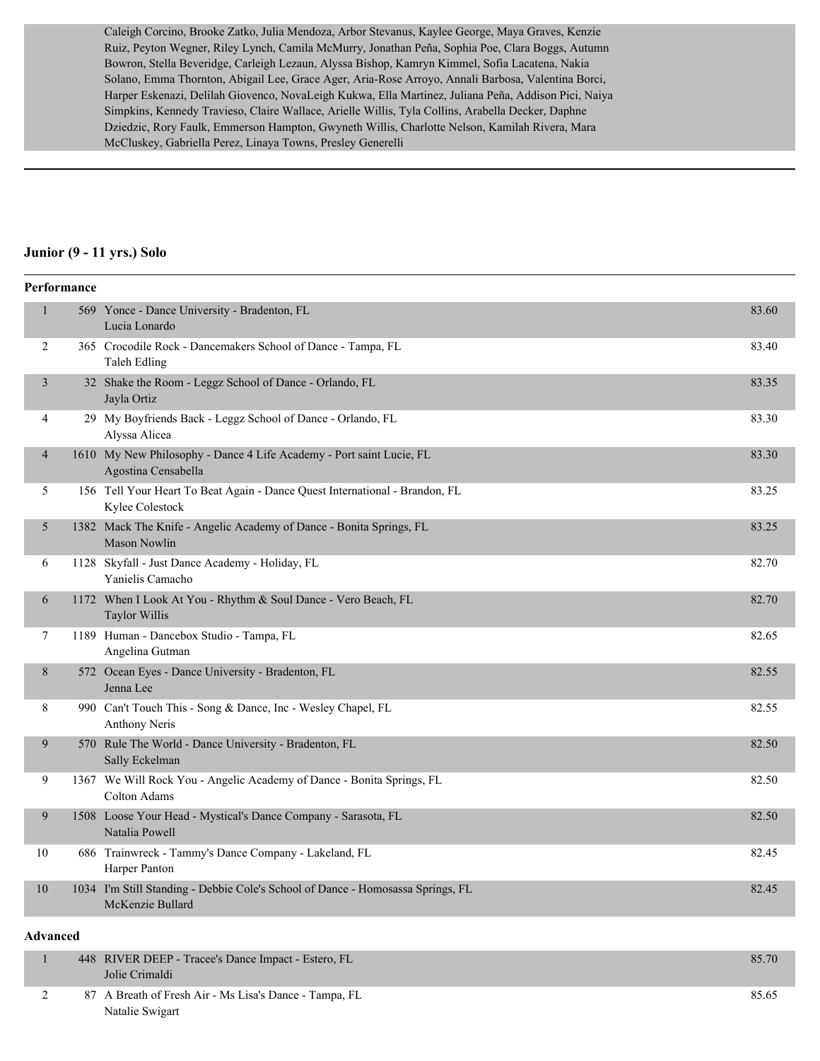Caleigh Corcino, Brooke Zatko, Julia Mendoza, Arbor Stevanus, Kaylee George, Maya Graves, Kenzie Ruiz, Peyton Wegner, Riley Lynch, Camila McMurry, Jonathan Peña, Sophia Poe, Clara Boggs, Autumn Bowron, Stella Beveridge, Carleigh Lezaun, Alyssa Bishop, Kamryn Kimmel, Sofia Lacatena, Nakia Solano, Emma Thornton, Abigail Lee, Grace Ager, Aria-Rose Arroyo, Annali Barbosa, Valentina Borci, Harper Eskenazi, Delilah Giovenco, NovaLeigh Kukwa, Ella Martinez, Juliana Peña, Addison Pici, Naiya Simpkins, Kennedy Travieso, Claire Wallace, Arielle Willis, Tyla Collins, Arabella Decker, Daphne Dziedzic, Rory Faulk, Emmerson Hampton, Gwyneth Willis, Charlotte Nelson, Kamilah Rivera, Mara McCluskey, Gabriella Perez, Linaya Towns, Presley Generelli

---

## Junior (9 - 11 yrs.) Solo

### Performance

| Place | No. | Entry | Score |
|---|---|---|---|
| 1 | 569 | Yonce - Dance University - Bradenton, FL<br>Lucia Lonardo | 83.60 |
| 2 | 365 | Crocodile Rock - Dancemakers School of Dance - Tampa, FL<br>Taleh Edling | 83.40 |
| 3 | 32 | Shake the Room - Leggz School of Dance - Orlando, FL<br>Jayla Ortiz | 83.35 |
| 4 | 29 | My Boyfriends Back - Leggz School of Dance - Orlando, FL<br>Alyssa Alicea | 83.30 |
| 4 | 1610 | My New Philosophy - Dance 4 Life Academy - Port saint Lucie, FL<br>Agostina Censabella | 83.30 |
| 5 | 156 | Tell Your Heart To Beat Again - Dance Quest International - Brandon, FL<br>Kylee Colestock | 83.25 |
| 5 | 1382 | Mack The Knife - Angelic Academy of Dance - Bonita Springs, FL<br>Mason Nowlin | 83.25 |
| 6 | 1128 | Skyfall - Just Dance Academy - Holiday, FL<br>Yanielis Camacho | 82.70 |
| 6 | 1172 | When I Look At You - Rhythm & Soul Dance - Vero Beach, FL<br>Taylor Willis | 82.70 |
| 7 | 1189 | Human - Dancebox Studio - Tampa, FL<br>Angelina Gutman | 82.65 |
| 8 | 572 | Ocean Eyes - Dance University - Bradenton, FL<br>Jenna Lee | 82.55 |
| 8 | 990 | Can't Touch This - Song & Dance, Inc - Wesley Chapel, FL<br>Anthony Neris | 82.55 |
| 9 | 570 | Rule The World - Dance University - Bradenton, FL<br>Sally Eckelman | 82.50 |
| 9 | 1367 | We Will Rock You - Angelic Academy of Dance - Bonita Springs, FL<br>Colton Adams | 82.50 |
| 9 | 1508 | Loose Your Head - Mystical's Dance Company - Sarasota, FL<br>Natalia Powell | 82.50 |
| 10 | 686 | Trainwreck - Tammy's Dance Company - Lakeland, FL<br>Harper Panton | 82.45 |
| 10 | 1034 | I'm Still Standing - Debbie Cole's School of Dance - Homosassa Springs, FL<br>McKenzie Bullard | 82.45 |

### Advanced

| Place | No. | Entry | Score |
|---|---|---|---|
| 1 | 448 | RIVER DEEP - Tracee's Dance Impact - Estero, FL<br>Jolie Crimaldi | 85.70 |
| 2 | 87 | A Breath of Fresh Air - Ms Lisa's Dance - Tampa, FL<br>Natalie Swigart | 85.65 |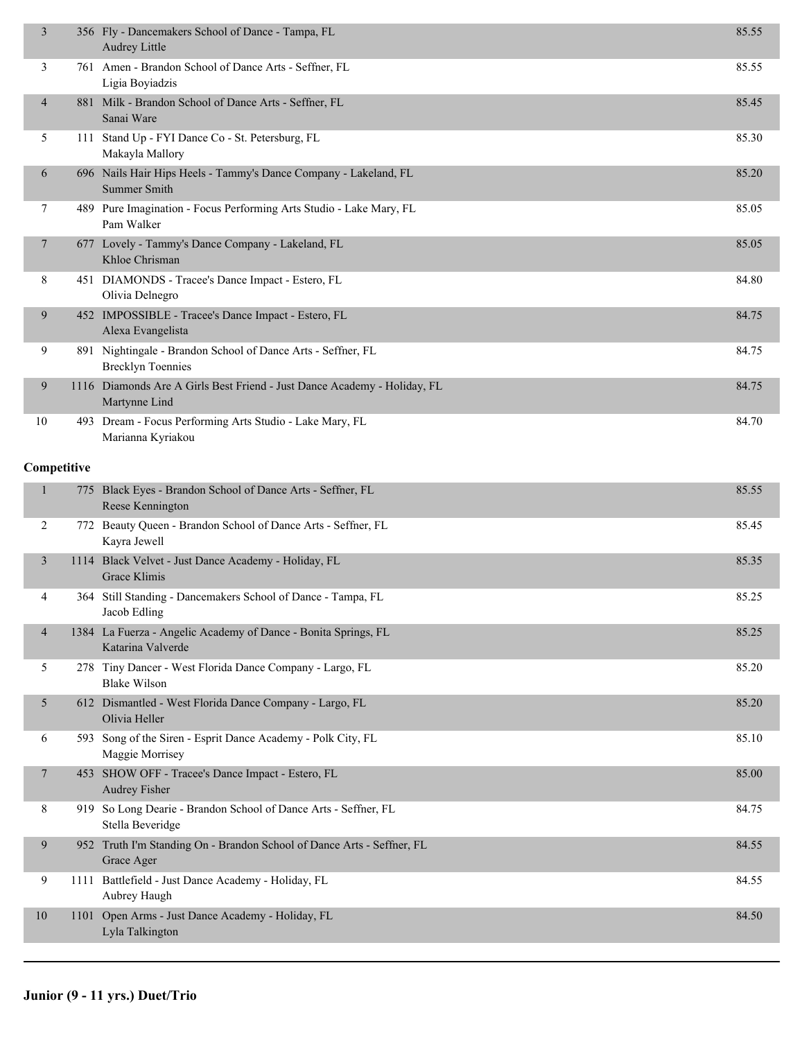| Place | # | Routine - Studio - Location / Dancer | Score |
|---|---|---|---|
| 3 | 356 | Fly - Dancemakers School of Dance - Tampa, FL<br>Audrey Little | 85.55 |
| 3 | 761 | Amen - Brandon School of Dance Arts - Seffner, FL<br>Ligia Boyiadzis | 85.55 |
| 4 | 881 | Milk - Brandon School of Dance Arts - Seffner, FL<br>Sanai Ware | 85.45 |
| 5 | 111 | Stand Up - FYI Dance Co - St. Petersburg, FL<br>Makayla Mallory | 85.30 |
| 6 | 696 | Nails Hair Hips Heels - Tammy's Dance Company - Lakeland, FL<br>Summer Smith | 85.20 |
| 7 | 489 | Pure Imagination - Focus Performing Arts Studio - Lake Mary, FL<br>Pam Walker | 85.05 |
| 7 | 677 | Lovely - Tammy's Dance Company - Lakeland, FL<br>Khloe Chrisman | 85.05 |
| 8 | 451 | DIAMONDS - Tracee's Dance Impact - Estero, FL<br>Olivia Delnegro | 84.80 |
| 9 | 452 | IMPOSSIBLE - Tracee's Dance Impact - Estero, FL<br>Alexa Evangelista | 84.75 |
| 9 | 891 | Nightingale - Brandon School of Dance Arts - Seffner, FL<br>Brecklyn Toennies | 84.75 |
| 9 | 1116 | Diamonds Are A Girls Best Friend - Just Dance Academy - Holiday, FL<br>Martynne Lind | 84.75 |
| 10 | 493 | Dream - Focus Performing Arts Studio - Lake Mary, FL<br>Marianna Kyriakou | 84.70 |

**Competitive**

| Place | # | Routine - Studio - Location / Dancer | Score |
|---|---|---|---|
| 1 | 775 | Black Eyes - Brandon School of Dance Arts - Seffner, FL<br>Reese Kennington | 85.55 |
| 2 | 772 | Beauty Queen - Brandon School of Dance Arts - Seffner, FL<br>Kayra Jewell | 85.45 |
| 3 | 1114 | Black Velvet - Just Dance Academy - Holiday, FL<br>Grace Klimis | 85.35 |
| 4 | 364 | Still Standing - Dancemakers School of Dance - Tampa, FL<br>Jacob Edling | 85.25 |
| 4 | 1384 | La Fuerza - Angelic Academy of Dance - Bonita Springs, FL<br>Katarina Valverde | 85.25 |
| 5 | 278 | Tiny Dancer - West Florida Dance Company - Largo, FL<br>Blake Wilson | 85.20 |
| 5 | 612 | Dismantled - West Florida Dance Company - Largo, FL<br>Olivia Heller | 85.20 |
| 6 | 593 | Song of the Siren - Esprit Dance Academy - Polk City, FL<br>Maggie Morrisey | 85.10 |
| 7 | 453 | SHOW OFF - Tracee's Dance Impact - Estero, FL<br>Audrey Fisher | 85.00 |
| 8 | 919 | So Long Dearie - Brandon School of Dance Arts - Seffner, FL<br>Stella Beveridge | 84.75 |
| 9 | 952 | Truth I'm Standing On - Brandon School of Dance Arts - Seffner, FL<br>Grace Ager | 84.55 |
| 9 | 1111 | Battlefield - Just Dance Academy - Holiday, FL<br>Aubrey Haugh | 84.55 |
| 10 | 1101 | Open Arms - Just Dance Academy - Holiday, FL<br>Lyla Talkington | 84.50 |

---

**Junior (9 - 11 yrs.) Duet/Trio**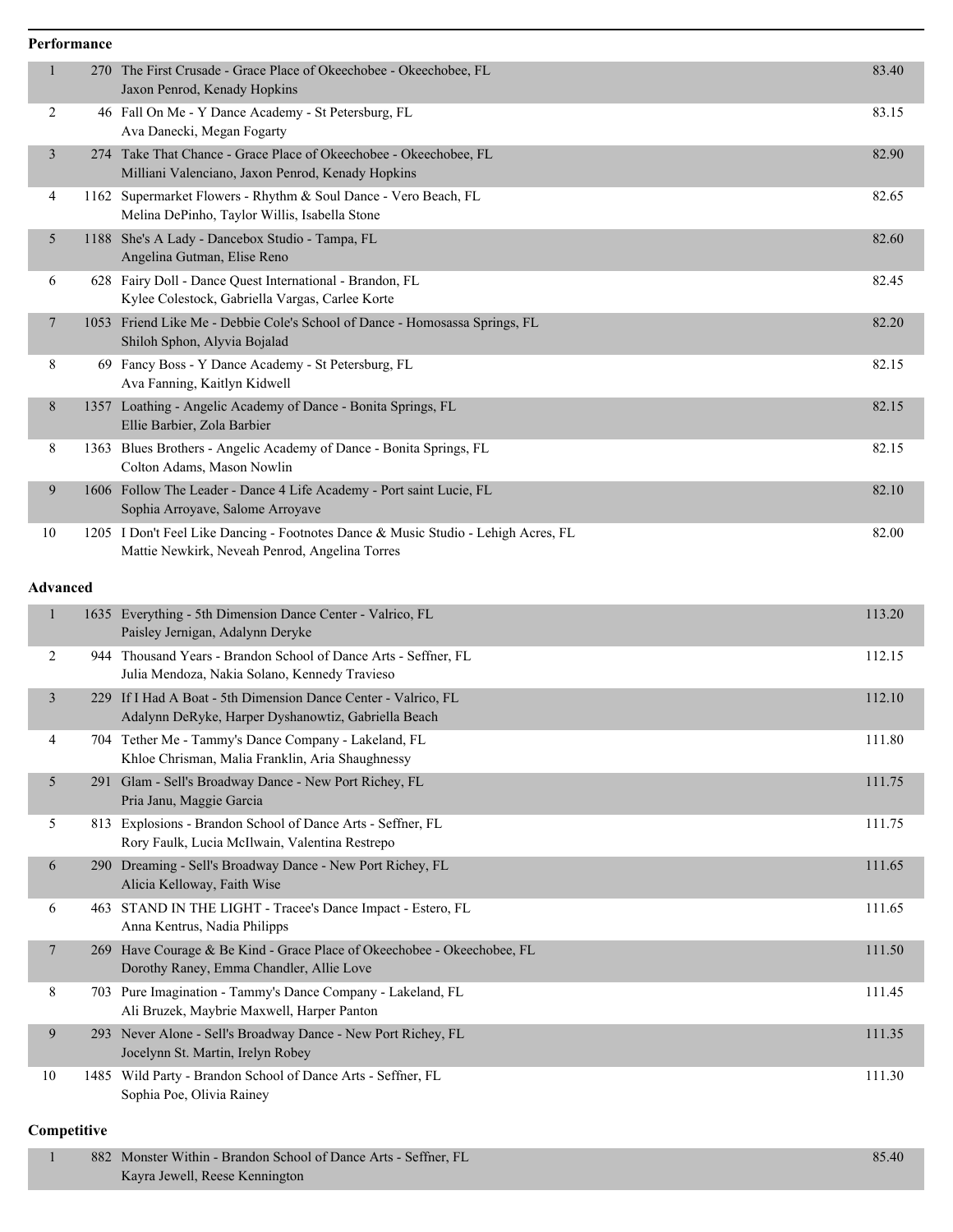**Performance**

| Place | No. | Entry | Score |
|---|---|---|---|
| 1 | 270 | The First Crusade - Grace Place of Okeechobee - Okeechobee, FL<br>Jaxon Penrod, Kenady Hopkins | 83.40 |
| 2 | 46 | Fall On Me - Y Dance Academy - St Petersburg, FL<br>Ava Danecki, Megan Fogarty | 83.15 |
| 3 | 274 | Take That Chance - Grace Place of Okeechobee - Okeechobee, FL<br>Milliani Valenciano, Jaxon Penrod, Kenady Hopkins | 82.90 |
| 4 | 1162 | Supermarket Flowers - Rhythm & Soul Dance - Vero Beach, FL<br>Melina DePinho, Taylor Willis, Isabella Stone | 82.65 |
| 5 | 1188 | She's A Lady - Dancebox Studio - Tampa, FL<br>Angelina Gutman, Elise Reno | 82.60 |
| 6 | 628 | Fairy Doll - Dance Quest International - Brandon, FL<br>Kylee Colestock, Gabriella Vargas, Carlee Korte | 82.45 |
| 7 | 1053 | Friend Like Me - Debbie Cole's School of Dance - Homosassa Springs, FL<br>Shiloh Sphon, Alyvia Bojalad | 82.20 |
| 8 | 69 | Fancy Boss - Y Dance Academy - St Petersburg, FL<br>Ava Fanning, Kaitlyn Kidwell | 82.15 |
| 8 | 1357 | Loathing - Angelic Academy of Dance - Bonita Springs, FL<br>Ellie Barbier, Zola Barbier | 82.15 |
| 8 | 1363 | Blues Brothers - Angelic Academy of Dance - Bonita Springs, FL<br>Colton Adams, Mason Nowlin | 82.15 |
| 9 | 1606 | Follow The Leader - Dance 4 Life Academy - Port saint Lucie, FL<br>Sophia Arroyave, Salome Arroyave | 82.10 |
| 10 | 1205 | I Don't Feel Like Dancing - Footnotes Dance & Music Studio - Lehigh Acres, FL<br>Mattie Newkirk, Neveah Penrod, Angelina Torres | 82.00 |

**Advanced**

| Place | No. | Entry | Score |
|---|---|---|---|
| 1 | 1635 | Everything - 5th Dimension Dance Center - Valrico, FL<br>Paisley Jernigan, Adalynn Deryke | 113.20 |
| 2 | 944 | Thousand Years - Brandon School of Dance Arts - Seffner, FL<br>Julia Mendoza, Nakia Solano, Kennedy Travieso | 112.15 |
| 3 | 229 | If I Had A Boat - 5th Dimension Dance Center - Valrico, FL<br>Adalynn DeRyke, Harper Dyshanowtiz, Gabriella Beach | 112.10 |
| 4 | 704 | Tether Me - Tammy's Dance Company - Lakeland, FL<br>Khloe Chrisman, Malia Franklin, Aria Shaughnessy | 111.80 |
| 5 | 291 | Glam - Sell's Broadway Dance - New Port Richey, FL<br>Pria Janu, Maggie Garcia | 111.75 |
| 5 | 813 | Explosions - Brandon School of Dance Arts - Seffner, FL<br>Rory Faulk, Lucia McIlwain, Valentina Restrepo | 111.75 |
| 6 | 290 | Dreaming - Sell's Broadway Dance - New Port Richey, FL<br>Alicia Kelloway, Faith Wise | 111.65 |
| 6 | 463 | STAND IN THE LIGHT - Tracee's Dance Impact - Estero, FL<br>Anna Kentrus, Nadia Philipps | 111.65 |
| 7 | 269 | Have Courage & Be Kind - Grace Place of Okeechobee - Okeechobee, FL<br>Dorothy Raney, Emma Chandler, Allie Love | 111.50 |
| 8 | 703 | Pure Imagination - Tammy's Dance Company - Lakeland, FL<br>Ali Bruzek, Maybrie Maxwell, Harper Panton | 111.45 |
| 9 | 293 | Never Alone - Sell's Broadway Dance - New Port Richey, FL<br>Jocelynn St. Martin, Irelyn Robey | 111.35 |
| 10 | 1485 | Wild Party - Brandon School of Dance Arts - Seffner, FL<br>Sophia Poe, Olivia Rainey | 111.30 |

**Competitive**

| Place | No. | Entry | Score |
|---|---|---|---|
| 1 | 882 | Monster Within - Brandon School of Dance Arts - Seffner, FL<br>Kayra Jewell, Reese Kennington | 85.40 |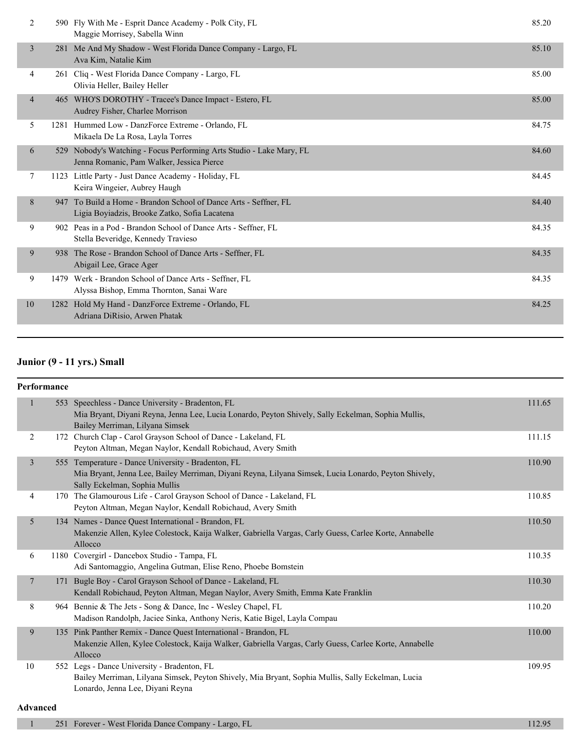| Place | No. | Routine / Studio / Dancers | Score |
|---|---|---|---|
| 2 | 590 | Fly With Me - Esprit Dance Academy - Polk City, FL<br>Maggie Morrisey, Sabella Winn | 85.20 |
| 3 | 281 | Me And My Shadow - West Florida Dance Company - Largo, FL<br>Ava Kim, Natalie Kim | 85.10 |
| 4 | 261 | Cliq - West Florida Dance Company - Largo, FL<br>Olivia Heller, Bailey Heller | 85.00 |
| 4 | 465 | WHO'S DOROTHY - Tracee's Dance Impact - Estero, FL<br>Audrey Fisher, Charlee Morrison | 85.00 |
| 5 | 1281 | Hummed Low - DanzForce Extreme - Orlando, FL<br>Mikaela De La Rosa, Layla Torres | 84.75 |
| 6 | 529 | Nobody's Watching - Focus Performing Arts Studio - Lake Mary, FL<br>Jenna Romanic, Pam Walker, Jessica Pierce | 84.60 |
| 7 | 1123 | Little Party - Just Dance Academy - Holiday, FL<br>Keira Wingeier, Aubrey Haugh | 84.45 |
| 8 | 947 | To Build a Home - Brandon School of Dance Arts - Seffner, FL<br>Ligia Boyiadzis, Brooke Zatko, Sofia Lacatena | 84.40 |
| 9 | 902 | Peas in a Pod - Brandon School of Dance Arts - Seffner, FL<br>Stella Beveridge, Kennedy Travieso | 84.35 |
| 9 | 938 | The Rose - Brandon School of Dance Arts - Seffner, FL<br>Abigail Lee, Grace Ager | 84.35 |
| 9 | 1479 | Werk - Brandon School of Dance Arts - Seffner, FL<br>Alyssa Bishop, Emma Thornton, Sanai Ware | 84.35 |
| 10 | 1282 | Hold My Hand - DanzForce Extreme - Orlando, FL<br>Adriana DiRisio, Arwen Phatak | 84.25 |

## Junior (9 - 11 yrs.) Small

### Performance

| Place | No. | Routine / Studio / Dancers | Score |
|---|---|---|---|
| 1 | 553 | Speechless - Dance University - Bradenton, FL<br>Mia Bryant, Diyani Reyna, Jenna Lee, Lucia Lonardo, Peyton Shively, Sally Eckelman, Sophia Mullis, Bailey Merriman, Lilyana Simsek | 111.65 |
| 2 | 172 | Church Clap - Carol Grayson School of Dance - Lakeland, FL<br>Peyton Altman, Megan Naylor, Kendall Robichaud, Avery Smith | 111.15 |
| 3 | 555 | Temperature - Dance University - Bradenton, FL<br>Mia Bryant, Jenna Lee, Bailey Merriman, Diyani Reyna, Lilyana Simsek, Lucia Lonardo, Peyton Shively, Sally Eckelman, Sophia Mullis | 110.90 |
| 4 | 170 | The Glamourous Life - Carol Grayson School of Dance - Lakeland, FL<br>Peyton Altman, Megan Naylor, Kendall Robichaud, Avery Smith | 110.85 |
| 5 | 134 | Names - Dance Quest International - Brandon, FL<br>Makenzie Allen, Kylee Colestock, Kaija Walker, Gabriella Vargas, Carly Guess, Carlee Korte, Annabelle Allocco | 110.50 |
| 6 | 1180 | Covergirl - Dancebox Studio - Tampa, FL<br>Adi Santomaggio, Angelina Gutman, Elise Reno, Phoebe Bomstein | 110.35 |
| 7 | 171 | Bugle Boy - Carol Grayson School of Dance - Lakeland, FL<br>Kendall Robichaud, Peyton Altman, Megan Naylor, Avery Smith, Emma Kate Franklin | 110.30 |
| 8 | 964 | Bennie & The Jets - Song & Dance, Inc - Wesley Chapel, FL<br>Madison Randolph, Jaciee Sinka, Anthony Neris, Katie Bigel, Layla Compau | 110.20 |
| 9 | 135 | Pink Panther Remix - Dance Quest International - Brandon, FL<br>Makenzie Allen, Kylee Colestock, Kaija Walker, Gabriella Vargas, Carly Guess, Carlee Korte, Annabelle Allocco | 110.00 |
| 10 | 552 | Legs - Dance University - Bradenton, FL<br>Bailey Merriman, Lilyana Simsek, Peyton Shively, Mia Bryant, Sophia Mullis, Sally Eckelman, Lucia Lonardo, Jenna Lee, Diyani Reyna | 109.95 |

### Advanced

| Place | No. | Routine / Studio / Dancers | Score |
|---|---|---|---|
| 1 | 251 | Forever - West Florida Dance Company - Largo, FL | 112.95 |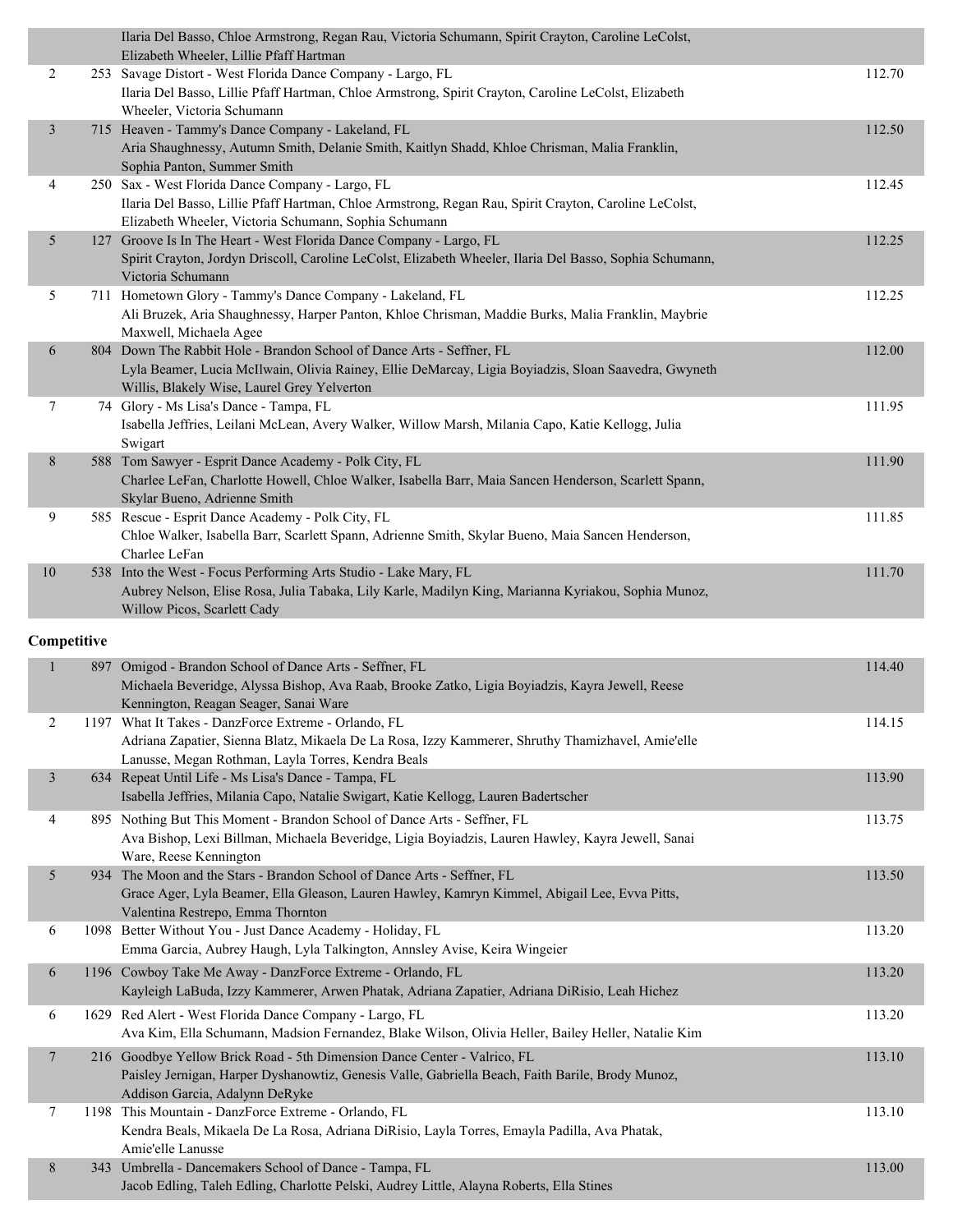| Place | No. | Routine / Studio / Dancers | Score |
|---|---|---|---|
| | | Ilaria Del Basso, Chloe Armstrong, Regan Rau, Victoria Schumann, Spirit Crayton, Caroline LeColst, Elizabeth Wheeler, Lillie Pfaff Hartman | |
| 2 | 253 | Savage Distort - West Florida Dance Company - Largo, FL<br>Ilaria Del Basso, Lillie Pfaff Hartman, Chloe Armstrong, Spirit Crayton, Caroline LeColst, Elizabeth Wheeler, Victoria Schumann | 112.70 |
| 3 | 715 | Heaven - Tammy's Dance Company - Lakeland, FL<br>Aria Shaughnessy, Autumn Smith, Delanie Smith, Kaitlyn Shadd, Khloe Chrisman, Malia Franklin, Sophia Panton, Summer Smith | 112.50 |
| 4 | 250 | Sax - West Florida Dance Company - Largo, FL<br>Ilaria Del Basso, Lillie Pfaff Hartman, Chloe Armstrong, Regan Rau, Spirit Crayton, Caroline LeColst, Elizabeth Wheeler, Victoria Schumann, Sophia Schumann | 112.45 |
| 5 | 127 | Groove Is In The Heart - West Florida Dance Company - Largo, FL<br>Spirit Crayton, Jordyn Driscoll, Caroline LeColst, Elizabeth Wheeler, Ilaria Del Basso, Sophia Schumann, Victoria Schumann | 112.25 |
| 5 | 711 | Hometown Glory - Tammy's Dance Company - Lakeland, FL<br>Ali Bruzek, Aria Shaughnessy, Harper Panton, Khloe Chrisman, Maddie Burks, Malia Franklin, Maybrie Maxwell, Michaela Agee | 112.25 |
| 6 | 804 | Down The Rabbit Hole - Brandon School of Dance Arts - Seffner, FL<br>Lyla Beamer, Lucia McIlwain, Olivia Rainey, Ellie DeMarcay, Ligia Boyiadzis, Sloan Saavedra, Gwyneth Willis, Blakely Wise, Laurel Grey Yelverton | 112.00 |
| 7 | 74 | Glory - Ms Lisa's Dance - Tampa, FL<br>Isabella Jeffries, Leilani McLean, Avery Walker, Willow Marsh, Milania Capo, Katie Kellogg, Julia Swigart | 111.95 |
| 8 | 588 | Tom Sawyer - Esprit Dance Academy - Polk City, FL<br>Charlee LeFan, Charlotte Howell, Chloe Walker, Isabella Barr, Maia Sancen Henderson, Scarlett Spann, Skylar Bueno, Adrienne Smith | 111.90 |
| 9 | 585 | Rescue - Esprit Dance Academy - Polk City, FL<br>Chloe Walker, Isabella Barr, Scarlett Spann, Adrienne Smith, Skylar Bueno, Maia Sancen Henderson, Charlee LeFan | 111.85 |
| 10 | 538 | Into the West - Focus Performing Arts Studio - Lake Mary, FL<br>Aubrey Nelson, Elise Rosa, Julia Tabaka, Lily Karle, Madilyn King, Marianna Kyriakou, Sophia Munoz, Willow Picos, Scarlett Cady | 111.70 |

**Competitive**

| Place | No. | Routine / Studio / Dancers | Score |
|---|---|---|---|
| 1 | 897 | Omigod - Brandon School of Dance Arts - Seffner, FL<br>Michaela Beveridge, Alyssa Bishop, Ava Raab, Brooke Zatko, Ligia Boyiadzis, Kayra Jewell, Reese Kennington, Reagan Seager, Sanai Ware | 114.40 |
| 2 | 1197 | What It Takes - DanzForce Extreme - Orlando, FL<br>Adriana Zapatier, Sienna Blatz, Mikaela De La Rosa, Izzy Kammerer, Shruthy Thamizhavel, Amie'elle Lanusse, Megan Rothman, Layla Torres, Kendra Beals | 114.15 |
| 3 | 634 | Repeat Until Life - Ms Lisa's Dance - Tampa, FL<br>Isabella Jeffries, Milania Capo, Natalie Swigart, Katie Kellogg, Lauren Badertscher | 113.90 |
| 4 | 895 | Nothing But This Moment - Brandon School of Dance Arts - Seffner, FL<br>Ava Bishop, Lexi Billman, Michaela Beveridge, Ligia Boyiadzis, Lauren Hawley, Kayra Jewell, Sanai Ware, Reese Kennington | 113.75 |
| 5 | 934 | The Moon and the Stars - Brandon School of Dance Arts - Seffner, FL<br>Grace Ager, Lyla Beamer, Ella Gleason, Lauren Hawley, Kamryn Kimmel, Abigail Lee, Evva Pitts, Valentina Restrepo, Emma Thornton | 113.50 |
| 6 | 1098 | Better Without You - Just Dance Academy - Holiday, FL<br>Emma Garcia, Aubrey Haugh, Lyla Talkington, Annsley Avise, Keira Wingeier | 113.20 |
| 6 | 1196 | Cowboy Take Me Away - DanzForce Extreme - Orlando, FL<br>Kayleigh LaBuda, Izzy Kammerer, Arwen Phatak, Adriana Zapatier, Adriana DiRisio, Leah Hichez | 113.20 |
| 6 | 1629 | Red Alert - West Florida Dance Company - Largo, FL<br>Ava Kim, Ella Schumann, Madsion Fernandez, Blake Wilson, Olivia Heller, Bailey Heller, Natalie Kim | 113.20 |
| 7 | 216 | Goodbye Yellow Brick Road - 5th Dimension Dance Center - Valrico, FL<br>Paisley Jernigan, Harper Dyshanowtiz, Genesis Valle, Gabriella Beach, Faith Barile, Brody Munoz, Addison Garcia, Adalynn DeRyke | 113.10 |
| 7 | 1198 | This Mountain - DanzForce Extreme - Orlando, FL<br>Kendra Beals, Mikaela De La Rosa, Adriana DiRisio, Layla Torres, Emayla Padilla, Ava Phatak, Amie'elle Lanusse | 113.10 |
| 8 | 343 | Umbrella - Dancemakers School of Dance - Tampa, FL<br>Jacob Edling, Taleh Edling, Charlotte Pelski, Audrey Little, Alayna Roberts, Ella Stines | 113.00 |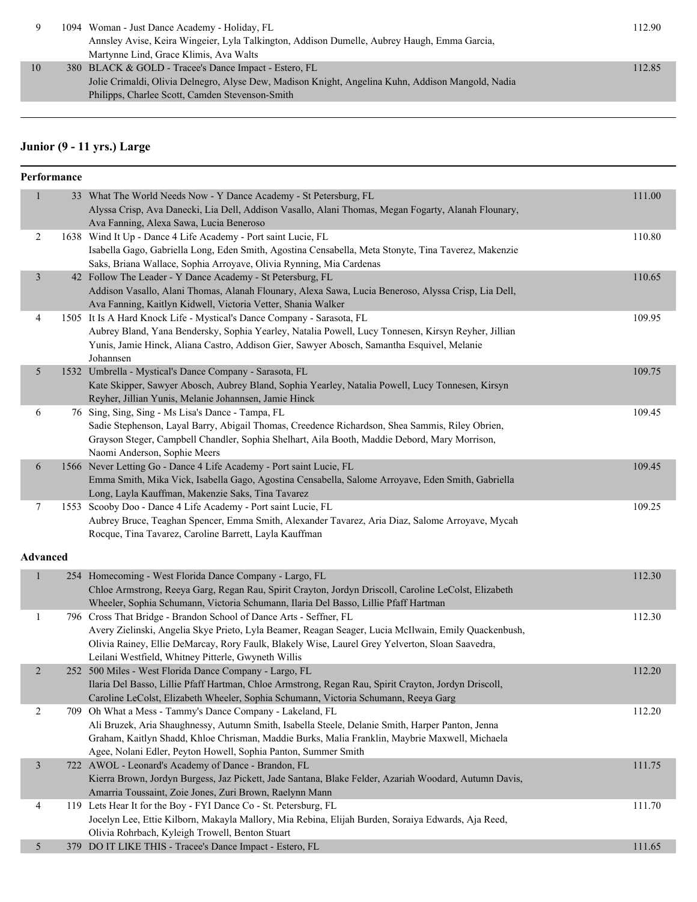| | | | |
|---|---|---|---|
| 9 | 1094 | Woman - Just Dance Academy - Holiday, FL<br>Annsley Avise, Keira Wingeier, Lyla Talkington, Addison Dumelle, Aubrey Haugh, Emma Garcia, Martynne Lind, Grace Klimis, Ava Walts | 112.90 |
| 10 | 380 | BLACK & GOLD - Tracee's Dance Impact - Estero, FL<br>Jolie Crimaldi, Olivia Delnegro, Alyse Dew, Madison Knight, Angelina Kuhn, Addison Mangold, Nadia Philipps, Charlee Scott, Camden Stevenson-Smith | 112.85 |

## Junior (9 - 11 yrs.) Large

### Performance

| | | | |
|---|---|---|---|
| 1 | 33 | What The World Needs Now - Y Dance Academy - St Petersburg, FL<br>Alyssa Crisp, Ava Danecki, Lia Dell, Addison Vasallo, Alani Thomas, Megan Fogarty, Alanah Flounary, Ava Fanning, Alexa Sawa, Lucia Beneroso | 111.00 |
| 2 | 1638 | Wind It Up - Dance 4 Life Academy - Port saint Lucie, FL<br>Isabella Gago, Gabriella Long, Eden Smith, Agostina Censabella, Meta Stonyte, Tina Taverez, Makenzie Saks, Briana Wallace, Sophia Arroyave, Olivia Rynning, Mia Cardenas | 110.80 |
| 3 | 42 | Follow The Leader - Y Dance Academy - St Petersburg, FL<br>Addison Vasallo, Alani Thomas, Alanah Flounary, Alexa Sawa, Lucia Beneroso, Alyssa Crisp, Lia Dell, Ava Fanning, Kaitlyn Kidwell, Victoria Vetter, Shania Walker | 110.65 |
| 4 | 1505 | It Is A Hard Knock Life - Mystical's Dance Company - Sarasota, FL<br>Aubrey Bland, Yana Bendersky, Sophia Yearley, Natalia Powell, Lucy Tonnesen, Kirsyn Reyher, Jillian Yunis, Jamie Hinck, Aliana Castro, Addison Gier, Sawyer Abosch, Samantha Esquivel, Melanie Johannsen | 109.95 |
| 5 | 1532 | Umbrella - Mystical's Dance Company - Sarasota, FL<br>Kate Skipper, Sawyer Abosch, Aubrey Bland, Sophia Yearley, Natalia Powell, Lucy Tonnesen, Kirsyn Reyher, Jillian Yunis, Melanie Johannsen, Jamie Hinck | 109.75 |
| 6 | 76 | Sing, Sing, Sing - Ms Lisa's Dance - Tampa, FL<br>Sadie Stephenson, Layal Barry, Abigail Thomas, Creedence Richardson, Shea Sammis, Riley Obrien, Grayson Steger, Campbell Chandler, Sophia Shelhart, Aila Booth, Maddie Debord, Mary Morrison, Naomi Anderson, Sophie Meers | 109.45 |
| 6 | 1566 | Never Letting Go - Dance 4 Life Academy - Port saint Lucie, FL<br>Emma Smith, Mika Vick, Isabella Gago, Agostina Censabella, Salome Arroyave, Eden Smith, Gabriella Long, Layla Kauffman, Makenzie Saks, Tina Tavarez | 109.45 |
| 7 | 1553 | Scooby Doo - Dance 4 Life Academy - Port saint Lucie, FL<br>Aubrey Bruce, Teaghan Spencer, Emma Smith, Alexander Tavarez, Aria Diaz, Salome Arroyave, Mycah Rocque, Tina Tavarez, Caroline Barrett, Layla Kauffman | 109.25 |

### Advanced

| | | | |
|---|---|---|---|
| 1 | 254 | Homecoming - West Florida Dance Company - Largo, FL<br>Chloe Armstrong, Reeya Garg, Regan Rau, Spirit Crayton, Jordyn Driscoll, Caroline LeColst, Elizabeth Wheeler, Sophia Schumann, Victoria Schumann, Ilaria Del Basso, Lillie Pfaff Hartman | 112.30 |
| 1 | 796 | Cross That Bridge - Brandon School of Dance Arts - Seffner, FL<br>Avery Zielinski, Angelia Skye Prieto, Lyla Beamer, Reagan Seager, Lucia McIlwain, Emily Quackenbush, Olivia Rainey, Ellie DeMarcay, Rory Faulk, Blakely Wise, Laurel Grey Yelverton, Sloan Saavedra, Leilani Westfield, Whitney Pitterle, Gwyneth Willis | 112.30 |
| 2 | 252 | 500 Miles - West Florida Dance Company - Largo, FL<br>Ilaria Del Basso, Lillie Pfaff Hartman, Chloe Armstrong, Regan Rau, Spirit Crayton, Jordyn Driscoll, Caroline LeColst, Elizabeth Wheeler, Sophia Schumann, Victoria Schumann, Reeya Garg | 112.20 |
| 2 | 709 | Oh What a Mess - Tammy's Dance Company - Lakeland, FL<br>Ali Bruzek, Aria Shaughnessy, Autumn Smith, Isabella Steele, Delanie Smith, Harper Panton, Jenna Graham, Kaitlyn Shadd, Khloe Chrisman, Maddie Burks, Malia Franklin, Maybrie Maxwell, Michaela Agee, Nolani Edler, Peyton Howell, Sophia Panton, Summer Smith | 112.20 |
| 3 | 722 | AWOL - Leonard's Academy of Dance - Brandon, FL<br>Kierra Brown, Jordyn Burgess, Jaz Pickett, Jade Santana, Blake Felder, Azariah Woodard, Autumn Davis, Amarria Toussaint, Zoie Jones, Zuri Brown, Raelynn Mann | 111.75 |
| 4 | 119 | Lets Hear It for the Boy - FYI Dance Co - St. Petersburg, FL<br>Jocelyn Lee, Ettie Kilborn, Makayla Mallory, Mia Rebina, Elijah Burden, Soraiya Edwards, Aja Reed, Olivia Rohrbach, Kyleigh Trowell, Benton Stuart | 111.70 |
| 5 | 379 | DO IT LIKE THIS - Tracee's Dance Impact - Estero, FL | 111.65 |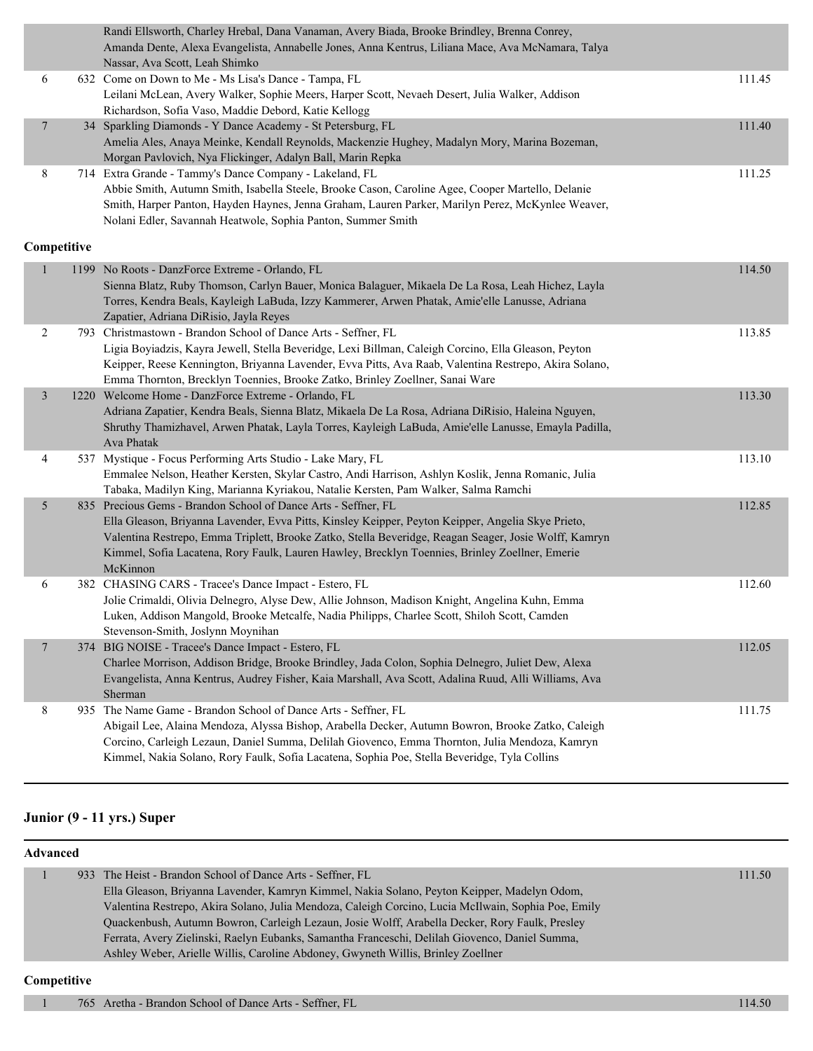| Place | No. | Entry | Score |
|---|---|---|---|
| | | Randi Ellsworth, Charley Hrebal, Dana Vanaman, Avery Biada, Brooke Brindley, Brenna Conrey, Amanda Dente, Alexa Evangelista, Annabelle Jones, Anna Kentrus, Liliana Mace, Ava McNamara, Talya Nassar, Ava Scott, Leah Shimko | |
| 6 | 632 | Come on Down to Me - Ms Lisa's Dance - Tampa, FL<br>Leilani McLean, Avery Walker, Sophie Meers, Harper Scott, Nevaeh Desert, Julia Walker, Addison Richardson, Sofia Vaso, Maddie Debord, Katie Kellogg | 111.45 |
| 7 | 34 | Sparkling Diamonds - Y Dance Academy - St Petersburg, FL<br>Amelia Ales, Anaya Meinke, Kendall Reynolds, Mackenzie Hughey, Madalyn Mory, Marina Bozeman, Morgan Pavlovich, Nya Flickinger, Adalyn Ball, Marin Repka | 111.40 |
| 8 | 714 | Extra Grande - Tammy's Dance Company - Lakeland, FL<br>Abbie Smith, Autumn Smith, Isabella Steele, Brooke Cason, Caroline Agee, Cooper Martello, Delanie Smith, Harper Panton, Hayden Haynes, Jenna Graham, Lauren Parker, Marilyn Perez, McKynlee Weaver, Nolani Edler, Savannah Heatwole, Sophia Panton, Summer Smith | 111.25 |

**Competitive**

| Place | No. | Entry | Score |
|---|---|---|---|
| 1 | 1199 | No Roots - DanzForce Extreme - Orlando, FL<br>Sienna Blatz, Ruby Thomson, Carlyn Bauer, Monica Balaguer, Mikaela De La Rosa, Leah Hichez, Layla Torres, Kendra Beals, Kayleigh LaBuda, Izzy Kammerer, Arwen Phatak, Amie'elle Lanusse, Adriana Zapatier, Adriana DiRisio, Jayla Reyes | 114.50 |
| 2 | 793 | Christmastown - Brandon School of Dance Arts - Seffner, FL<br>Ligia Boyiadzis, Kayra Jewell, Stella Beveridge, Lexi Billman, Caleigh Corcino, Ella Gleason, Peyton Keipper, Reese Kennington, Briyanna Lavender, Evva Pitts, Ava Raab, Valentina Restrepo, Akira Solano, Emma Thornton, Brecklyn Toennies, Brooke Zatko, Brinley Zoellner, Sanai Ware | 113.85 |
| 3 | 1220 | Welcome Home - DanzForce Extreme - Orlando, FL<br>Adriana Zapatier, Kendra Beals, Sienna Blatz, Mikaela De La Rosa, Adriana DiRisio, Haleina Nguyen, Shruthy Thamizhavel, Arwen Phatak, Layla Torres, Kayleigh LaBuda, Amie'elle Lanusse, Emayla Padilla, Ava Phatak | 113.30 |
| 4 | 537 | Mystique - Focus Performing Arts Studio - Lake Mary, FL<br>Emmalee Nelson, Heather Kersten, Skylar Castro, Andi Harrison, Ashlyn Koslik, Jenna Romanic, Julia Tabaka, Madilyn King, Marianna Kyriakou, Natalie Kersten, Pam Walker, Salma Ramchi | 113.10 |
| 5 | 835 | Precious Gems - Brandon School of Dance Arts - Seffner, FL<br>Ella Gleason, Briyanna Lavender, Evva Pitts, Kinsley Keipper, Peyton Keipper, Angelia Skye Prieto, Valentina Restrepo, Emma Triplett, Brooke Zatko, Stella Beveridge, Reagan Seager, Josie Wolff, Kamryn Kimmel, Sofia Lacatena, Rory Faulk, Lauren Hawley, Brecklyn Toennies, Brinley Zoellner, Emerie McKinnon | 112.85 |
| 6 | 382 | CHASING CARS - Tracee's Dance Impact - Estero, FL<br>Jolie Crimaldi, Olivia Delnegro, Alyse Dew, Allie Johnson, Madison Knight, Angelina Kuhn, Emma Luken, Addison Mangold, Brooke Metcalfe, Nadia Philipps, Charlee Scott, Shiloh Scott, Camden Stevenson-Smith, Joslynn Moynihan | 112.60 |
| 7 | 374 | BIG NOISE - Tracee's Dance Impact - Estero, FL<br>Charlee Morrison, Addison Bridge, Brooke Brindley, Jada Colon, Sophia Delnegro, Juliet Dew, Alexa Evangelista, Anna Kentrus, Audrey Fisher, Kaia Marshall, Ava Scott, Adalina Ruud, Alli Williams, Ava Sherman | 112.05 |
| 8 | 935 | The Name Game - Brandon School of Dance Arts - Seffner, FL<br>Abigail Lee, Alaina Mendoza, Alyssa Bishop, Arabella Decker, Autumn Bowron, Brooke Zatko, Caleigh Corcino, Carleigh Lezaun, Daniel Summa, Delilah Giovenco, Emma Thornton, Julia Mendoza, Kamryn Kimmel, Nakia Solano, Rory Faulk, Sofia Lacatena, Sophia Poe, Stella Beveridge, Tyla Collins | 111.75 |

## Junior (9 - 11 yrs.) Super

**Advanced**

| Place | No. | Entry | Score |
|---|---|---|---|
| 1 | 933 | The Heist - Brandon School of Dance Arts - Seffner, FL<br>Ella Gleason, Briyanna Lavender, Kamryn Kimmel, Nakia Solano, Peyton Keipper, Madelyn Odom, Valentina Restrepo, Akira Solano, Julia Mendoza, Caleigh Corcino, Lucia McIlwain, Sophia Poe, Emily Quackenbush, Autumn Bowron, Carleigh Lezaun, Josie Wolff, Arabella Decker, Rory Faulk, Presley Ferrata, Avery Zielinski, Raelyn Eubanks, Samantha Franceschi, Delilah Giovenco, Daniel Summa, Ashley Weber, Arielle Willis, Caroline Abdoney, Gwyneth Willis, Brinley Zoellner | 111.50 |

**Competitive**

| Place | No. | Entry | Score |
|---|---|---|---|
| 1 | 765 | Aretha - Brandon School of Dance Arts - Seffner, FL | 114.50 |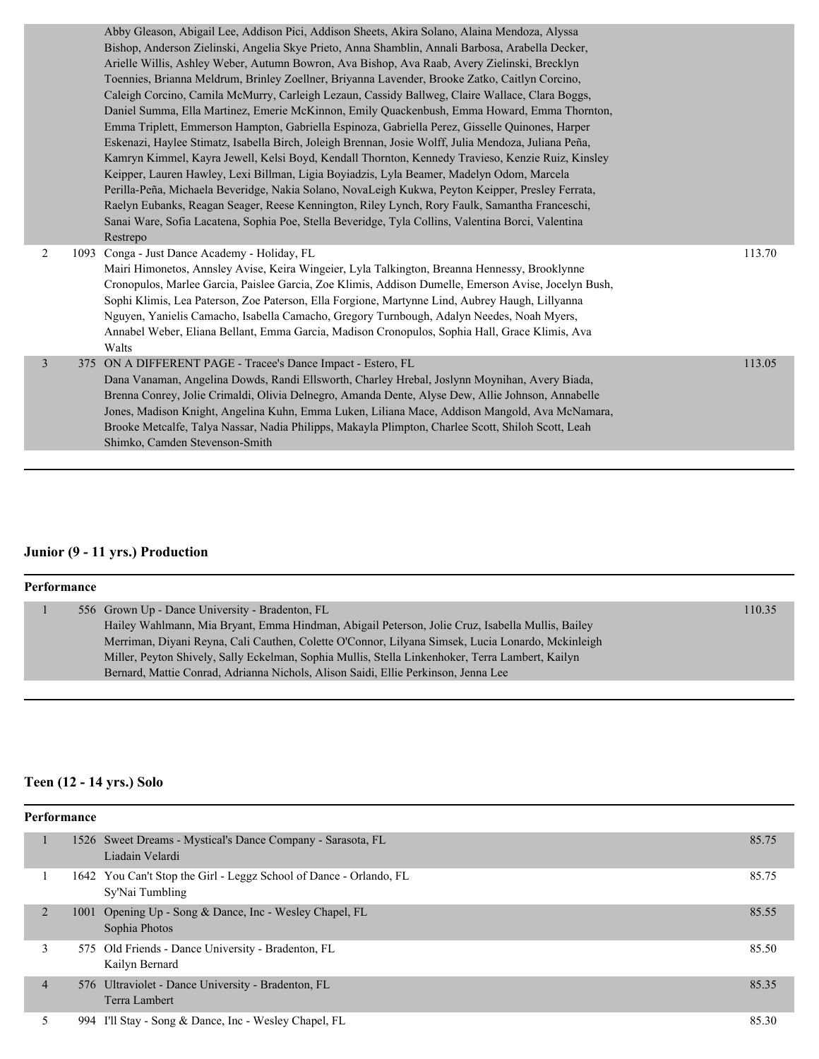| | | | |
|---|---|---|---|
| | | Abby Gleason, Abigail Lee, Addison Pici, Addison Sheets, Akira Solano, Alaina Mendoza, Alyssa Bishop, Anderson Zielinski, Angelia Skye Prieto, Anna Shamblin, Annali Barbosa, Arabella Decker, Arielle Willis, Ashley Weber, Autumn Bowron, Ava Bishop, Ava Raab, Avery Zielinski, Brecklyn Toennies, Brianna Meldrum, Brinley Zoellner, Briyanna Lavender, Brooke Zatko, Caitlyn Corcino, Caleigh Corcino, Camila McMurry, Carleigh Lezaun, Cassidy Ballweg, Claire Wallace, Clara Boggs, Daniel Summa, Ella Martinez, Emerie McKinnon, Emily Quackenbush, Emma Howard, Emma Thornton, Emma Triplett, Emmerson Hampton, Gabriella Espinoza, Gabriella Perez, Gisselle Quinones, Harper Eskenazi, Haylee Stimatz, Isabella Birch, Joleigh Brennan, Josie Wolff, Julia Mendoza, Juliana Peña, Kamryn Kimmel, Kayra Jewell, Kelsi Boyd, Kendall Thornton, Kennedy Travieso, Kenzie Ruiz, Kinsley Keipper, Lauren Hawley, Lexi Billman, Ligia Boyiadzis, Lyla Beamer, Madelyn Odom, Marcela Perilla-Peña, Michaela Beveridge, Nakia Solano, NovaLeigh Kukwa, Peyton Keipper, Presley Ferrata, Raelyn Eubanks, Reagan Seager, Reese Kennington, Riley Lynch, Rory Faulk, Samantha Franceschi, Sanai Ware, Sofia Lacatena, Sophia Poe, Stella Beveridge, Tyla Collins, Valentina Borci, Valentina Restrepo | |
| 2 | 1093 | Conga - Just Dance Academy - Holiday, FL<br>Mairi Himonetos, Annsley Avise, Keira Wingeier, Lyla Talkington, Breanna Hennessy, Brooklynne Cronopulos, Marlee Garcia, Paislee Garcia, Zoe Klimis, Addison Dumelle, Emerson Avise, Jocelyn Bush, Sophi Klimis, Lea Paterson, Zoe Paterson, Ella Forgione, Martynne Lind, Aubrey Haugh, Lillyanna Nguyen, Yanielis Camacho, Isabella Camacho, Gregory Turnbough, Adalyn Needes, Noah Myers, Annabel Weber, Eliana Bellant, Emma Garcia, Madison Cronopulos, Sophia Hall, Grace Klimis, Ava Walts | 113.70 |
| 3 | 375 | ON A DIFFERENT PAGE - Tracee's Dance Impact - Estero, FL<br>Dana Vanaman, Angelina Dowds, Randi Ellsworth, Charley Hrebal, Joslynn Moynihan, Avery Biada, Brenna Conrey, Jolie Crimaldi, Olivia Delnegro, Amanda Dente, Alyse Dew, Allie Johnson, Annabelle Jones, Madison Knight, Angelina Kuhn, Emma Luken, Liliana Mace, Addison Mangold, Ava McNamara, Brooke Metcalfe, Talya Nassar, Nadia Philipps, Makayla Plimpton, Charlee Scott, Shiloh Scott, Leah Shimko, Camden Stevenson-Smith | 113.05 |

## Junior (9 - 11 yrs.) Production

**Performance**

| | | | |
|---|---|---|---|
| 1 | 556 | Grown Up - Dance University - Bradenton, FL<br>Hailey Wahlmann, Mia Bryant, Emma Hindman, Abigail Peterson, Jolie Cruz, Isabella Mullis, Bailey Merriman, Diyani Reyna, Cali Cauthen, Colette O'Connor, Lilyana Simsek, Lucia Lonardo, Mckinleigh Miller, Peyton Shively, Sally Eckelman, Sophia Mullis, Stella Linkenhoker, Terra Lambert, Kailyn Bernard, Mattie Conrad, Adrianna Nichols, Alison Saidi, Ellie Perkinson, Jenna Lee | 110.35 |

## Teen (12 - 14 yrs.) Solo

**Performance**

| | | | |
|---|---|---|---|
| 1 | 1526 | Sweet Dreams - Mystical's Dance Company - Sarasota, FL<br>Liadain Velardi | 85.75 |
| 1 | 1642 | You Can't Stop the Girl - Leggz School of Dance - Orlando, FL<br>Sy'Nai Tumbling | 85.75 |
| 2 | 1001 | Opening Up - Song & Dance, Inc - Wesley Chapel, FL<br>Sophia Photos | 85.55 |
| 3 | 575 | Old Friends - Dance University - Bradenton, FL<br>Kailyn Bernard | 85.50 |
| 4 | 576 | Ultraviolet - Dance University - Bradenton, FL<br>Terra Lambert | 85.35 |
| 5 | 994 | I'll Stay - Song & Dance, Inc - Wesley Chapel, FL | 85.30 |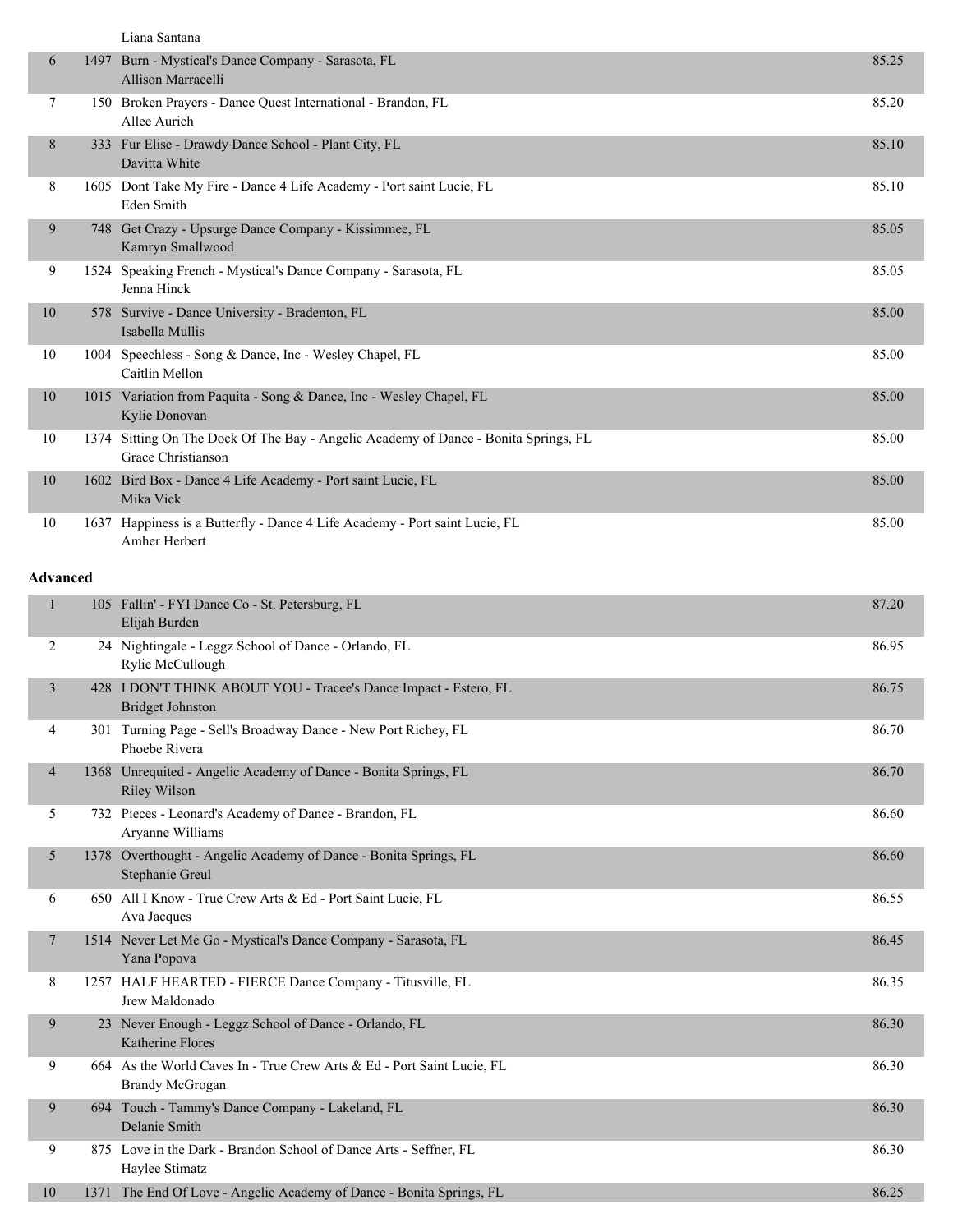|  |  |  |  |
|---|---|---|---|
|  |  | Liana Santana |  |
| 6 | 1497 | Burn - Mystical's Dance Company - Sarasota, FL<br>Allison Marracelli | 85.25 |
| 7 | 150 | Broken Prayers - Dance Quest International - Brandon, FL<br>Allee Aurich | 85.20 |
| 8 | 333 | Fur Elise - Drawdy Dance School - Plant City, FL<br>Davitta White | 85.10 |
| 8 | 1605 | Dont Take My Fire - Dance 4 Life Academy - Port saint Lucie, FL<br>Eden Smith | 85.10 |
| 9 | 748 | Get Crazy - Upsurge Dance Company - Kissimmee, FL<br>Kamryn Smallwood | 85.05 |
| 9 | 1524 | Speaking French - Mystical's Dance Company - Sarasota, FL<br>Jenna Hinck | 85.05 |
| 10 | 578 | Survive - Dance University - Bradenton, FL<br>Isabella Mullis | 85.00 |
| 10 | 1004 | Speechless - Song & Dance, Inc - Wesley Chapel, FL<br>Caitlin Mellon | 85.00 |
| 10 | 1015 | Variation from Paquita - Song & Dance, Inc - Wesley Chapel, FL<br>Kylie Donovan | 85.00 |
| 10 | 1374 | Sitting On The Dock Of The Bay - Angelic Academy of Dance - Bonita Springs, FL<br>Grace Christianson | 85.00 |
| 10 | 1602 | Bird Box - Dance 4 Life Academy - Port saint Lucie, FL<br>Mika Vick | 85.00 |
| 10 | 1637 | Happiness is a Butterfly - Dance 4 Life Academy - Port saint Lucie, FL<br>Amher Herbert | 85.00 |

**Advanced**

|  |  |  |  |
|---|---|---|---|
| 1 | 105 | Fallin' - FYI Dance Co - St. Petersburg, FL<br>Elijah Burden | 87.20 |
| 2 | 24 | Nightingale - Leggz School of Dance - Orlando, FL<br>Rylie McCullough | 86.95 |
| 3 | 428 | I DON'T THINK ABOUT YOU - Tracee's Dance Impact - Estero, FL<br>Bridget Johnston | 86.75 |
| 4 | 301 | Turning Page - Sell's Broadway Dance - New Port Richey, FL<br>Phoebe Rivera | 86.70 |
| 4 | 1368 | Unrequited - Angelic Academy of Dance - Bonita Springs, FL<br>Riley Wilson | 86.70 |
| 5 | 732 | Pieces - Leonard's Academy of Dance - Brandon, FL<br>Aryanne Williams | 86.60 |
| 5 | 1378 | Overthought - Angelic Academy of Dance - Bonita Springs, FL<br>Stephanie Greul | 86.60 |
| 6 | 650 | All I Know - True Crew Arts & Ed - Port Saint Lucie, FL<br>Ava Jacques | 86.55 |
| 7 | 1514 | Never Let Me Go - Mystical's Dance Company - Sarasota, FL<br>Yana Popova | 86.45 |
| 8 | 1257 | HALF HEARTED - FIERCE Dance Company - Titusville, FL<br>Jrew Maldonado | 86.35 |
| 9 | 23 | Never Enough - Leggz School of Dance - Orlando, FL<br>Katherine Flores | 86.30 |
| 9 | 664 | As the World Caves In - True Crew Arts & Ed - Port Saint Lucie, FL<br>Brandy McGrogan | 86.30 |
| 9 | 694 | Touch - Tammy's Dance Company - Lakeland, FL<br>Delanie Smith | 86.30 |
| 9 | 875 | Love in the Dark - Brandon School of Dance Arts - Seffner, FL<br>Haylee Stimatz | 86.30 |
| 10 | 1371 | The End Of Love - Angelic Academy of Dance - Bonita Springs, FL | 86.25 |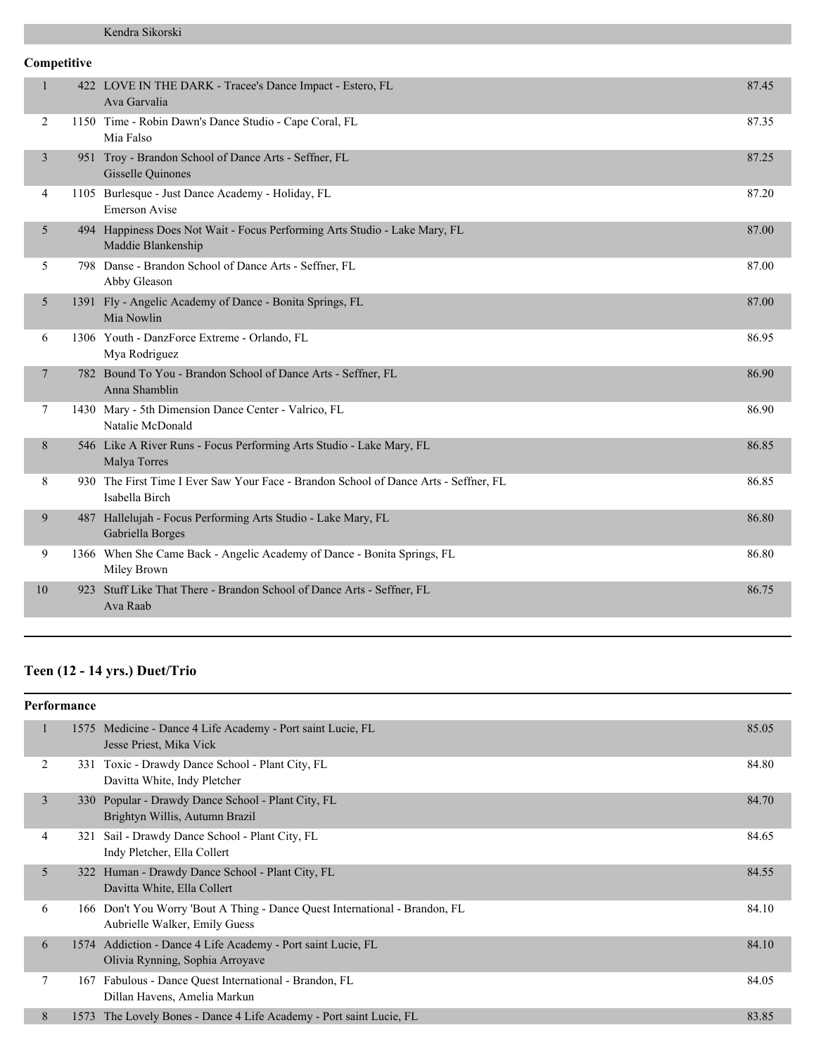| | | Kendra Sikorski | |
|---|---|---|---|

**Competitive**

| | | | |
|---|---|---|---|
| 1 | 422 | LOVE IN THE DARK - Tracee's Dance Impact - Estero, FL<br>Ava Garvalia | 87.45 |
| 2 | 1150 | Time - Robin Dawn's Dance Studio - Cape Coral, FL<br>Mia Falso | 87.35 |
| 3 | 951 | Troy - Brandon School of Dance Arts - Seffner, FL<br>Gisselle Quinones | 87.25 |
| 4 | 1105 | Burlesque - Just Dance Academy - Holiday, FL<br>Emerson Avise | 87.20 |
| 5 | 494 | Happiness Does Not Wait - Focus Performing Arts Studio - Lake Mary, FL<br>Maddie Blankenship | 87.00 |
| 5 | 798 | Danse - Brandon School of Dance Arts - Seffner, FL<br>Abby Gleason | 87.00 |
| 5 | 1391 | Fly - Angelic Academy of Dance - Bonita Springs, FL<br>Mia Nowlin | 87.00 |
| 6 | 1306 | Youth - DanzForce Extreme - Orlando, FL<br>Mya Rodriguez | 86.95 |
| 7 | 782 | Bound To You - Brandon School of Dance Arts - Seffner, FL<br>Anna Shamblin | 86.90 |
| 7 | 1430 | Mary - 5th Dimension Dance Center - Valrico, FL<br>Natalie McDonald | 86.90 |
| 8 | 546 | Like A River Runs - Focus Performing Arts Studio - Lake Mary, FL<br>Malya Torres | 86.85 |
| 8 | 930 | The First Time I Ever Saw Your Face - Brandon School of Dance Arts - Seffner, FL<br>Isabella Birch | 86.85 |
| 9 | 487 | Hallelujah - Focus Performing Arts Studio - Lake Mary, FL<br>Gabriella Borges | 86.80 |
| 9 | 1366 | When She Came Back - Angelic Academy of Dance - Bonita Springs, FL<br>Miley Brown | 86.80 |
| 10 | 923 | Stuff Like That There - Brandon School of Dance Arts - Seffner, FL<br>Ava Raab | 86.75 |

## Teen (12 - 14 yrs.) Duet/Trio

**Performance**

| | | | |
|---|---|---|---|
| 1 | 1575 | Medicine - Dance 4 Life Academy - Port saint Lucie, FL<br>Jesse Priest, Mika Vick | 85.05 |
| 2 | 331 | Toxic - Drawdy Dance School - Plant City, FL<br>Davitta White, Indy Pletcher | 84.80 |
| 3 | 330 | Popular - Drawdy Dance School - Plant City, FL<br>Brightyn Willis, Autumn Brazil | 84.70 |
| 4 | 321 | Sail - Drawdy Dance School - Plant City, FL<br>Indy Pletcher, Ella Collert | 84.65 |
| 5 | 322 | Human - Drawdy Dance School - Plant City, FL<br>Davitta White, Ella Collert | 84.55 |
| 6 | 166 | Don't You Worry 'Bout A Thing - Dance Quest International - Brandon, FL<br>Aubrielle Walker, Emily Guess | 84.10 |
| 6 | 1574 | Addiction - Dance 4 Life Academy - Port saint Lucie, FL<br>Olivia Rynning, Sophia Arroyave | 84.10 |
| 7 | 167 | Fabulous - Dance Quest International - Brandon, FL<br>Dillan Havens, Amelia Markun | 84.05 |
| 8 | 1573 | The Lovely Bones - Dance 4 Life Academy - Port saint Lucie, FL | 83.85 |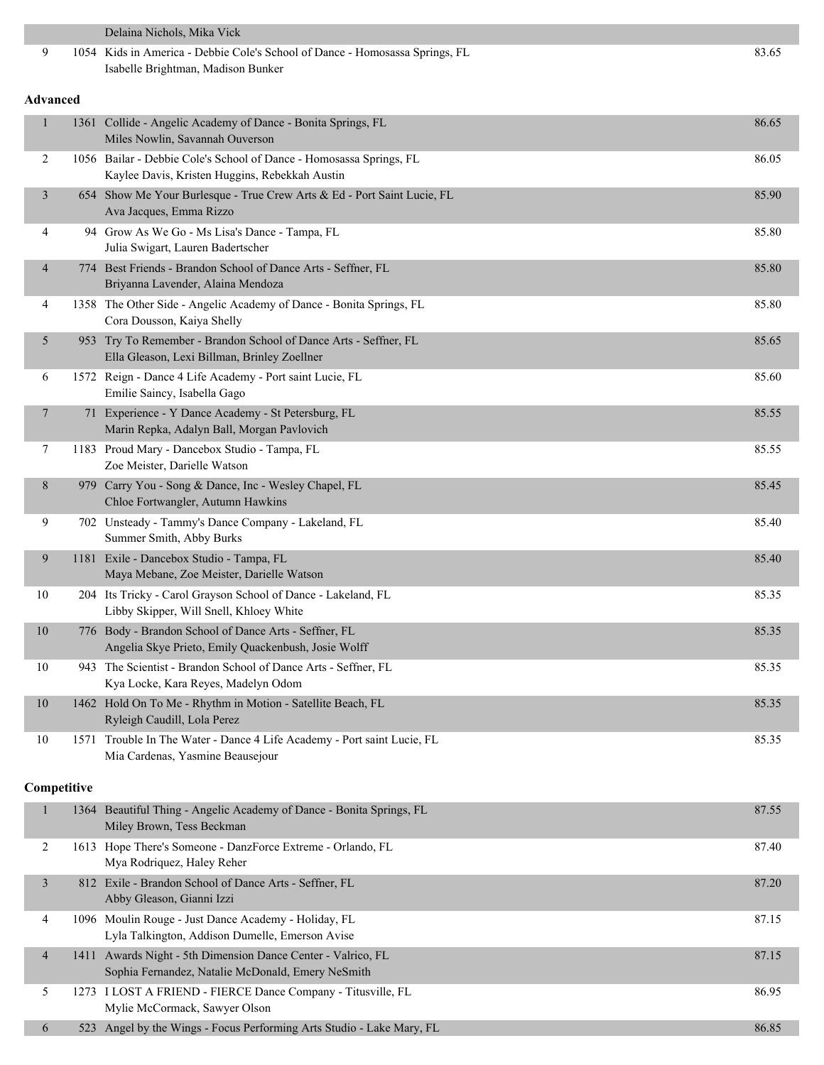| | | | |
|---|---|---|---|
| | | Delaina Nichols, Mika Vick | |
| 9 | 1054 | Kids in America - Debbie Cole's School of Dance - Homosassa Springs, FL<br>Isabelle Brightman, Madison Bunker | 83.65 |

**Advanced**

| | | | |
|---|---|---|---|
| 1 | 1361 | Collide - Angelic Academy of Dance - Bonita Springs, FL<br>Miles Nowlin, Savannah Ouverson | 86.65 |
| 2 | 1056 | Bailar - Debbie Cole's School of Dance - Homosassa Springs, FL<br>Kaylee Davis, Kristen Huggins, Rebekkah Austin | 86.05 |
| 3 | 654 | Show Me Your Burlesque - True Crew Arts & Ed - Port Saint Lucie, FL<br>Ava Jacques, Emma Rizzo | 85.90 |
| 4 | 94 | Grow As We Go - Ms Lisa's Dance - Tampa, FL<br>Julia Swigart, Lauren Badertscher | 85.80 |
| 4 | 774 | Best Friends - Brandon School of Dance Arts - Seffner, FL<br>Briyanna Lavender, Alaina Mendoza | 85.80 |
| 4 | 1358 | The Other Side - Angelic Academy of Dance - Bonita Springs, FL<br>Cora Dousson, Kaiya Shelly | 85.80 |
| 5 | 953 | Try To Remember - Brandon School of Dance Arts - Seffner, FL<br>Ella Gleason, Lexi Billman, Brinley Zoellner | 85.65 |
| 6 | 1572 | Reign - Dance 4 Life Academy - Port saint Lucie, FL<br>Emilie Saincy, Isabella Gago | 85.60 |
| 7 | 71 | Experience - Y Dance Academy - St Petersburg, FL<br>Marin Repka, Adalyn Ball, Morgan Pavlovich | 85.55 |
| 7 | 1183 | Proud Mary - Dancebox Studio - Tampa, FL<br>Zoe Meister, Darielle Watson | 85.55 |
| 8 | 979 | Carry You - Song & Dance, Inc - Wesley Chapel, FL<br>Chloe Fortwangler, Autumn Hawkins | 85.45 |
| 9 | 702 | Unsteady - Tammy's Dance Company - Lakeland, FL<br>Summer Smith, Abby Burks | 85.40 |
| 9 | 1181 | Exile - Dancebox Studio - Tampa, FL<br>Maya Mebane, Zoe Meister, Darielle Watson | 85.40 |
| 10 | 204 | Its Tricky - Carol Grayson School of Dance - Lakeland, FL<br>Libby Skipper, Will Snell, Khloey White | 85.35 |
| 10 | 776 | Body - Brandon School of Dance Arts - Seffner, FL<br>Angelia Skye Prieto, Emily Quackenbush, Josie Wolff | 85.35 |
| 10 | 943 | The Scientist - Brandon School of Dance Arts - Seffner, FL<br>Kya Locke, Kara Reyes, Madelyn Odom | 85.35 |
| 10 | 1462 | Hold On To Me - Rhythm in Motion - Satellite Beach, FL<br>Ryleigh Caudill, Lola Perez | 85.35 |
| 10 | 1571 | Trouble In The Water - Dance 4 Life Academy - Port saint Lucie, FL<br>Mia Cardenas, Yasmine Beausejour | 85.35 |

**Competitive**

| | | | |
|---|---|---|---|
| 1 | 1364 | Beautiful Thing - Angelic Academy of Dance - Bonita Springs, FL<br>Miley Brown, Tess Beckman | 87.55 |
| 2 | 1613 | Hope There's Someone - DanzForce Extreme - Orlando, FL<br>Mya Rodriquez, Haley Reher | 87.40 |
| 3 | 812 | Exile - Brandon School of Dance Arts - Seffner, FL<br>Abby Gleason, Gianni Izzi | 87.20 |
| 4 | 1096 | Moulin Rouge - Just Dance Academy - Holiday, FL<br>Lyla Talkington, Addison Dumelle, Emerson Avise | 87.15 |
| 4 | 1411 | Awards Night - 5th Dimension Dance Center - Valrico, FL<br>Sophia Fernandez, Natalie McDonald, Emery NeSmith | 87.15 |
| 5 | 1273 | I LOST A FRIEND - FIERCE Dance Company - Titusville, FL<br>Mylie McCormack, Sawyer Olson | 86.95 |
| 6 | 523 | Angel by the Wings - Focus Performing Arts Studio - Lake Mary, FL | 86.85 |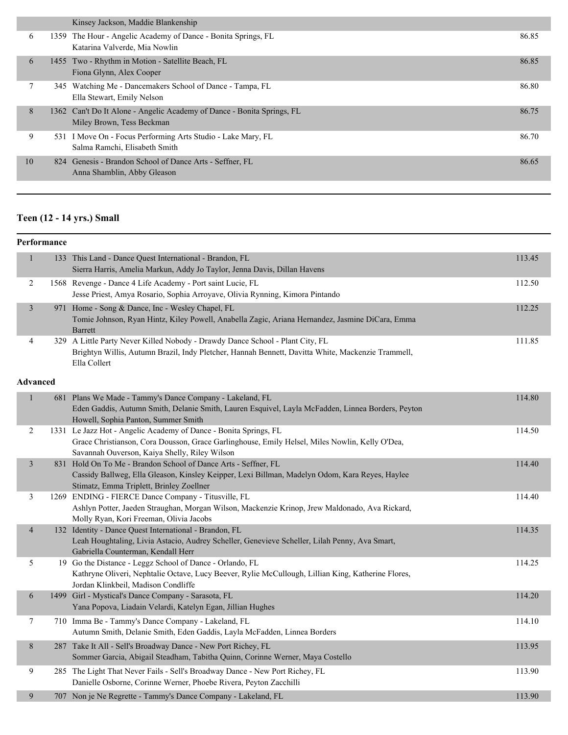| | | | |
|---|---|---|---|
| | | Kinsey Jackson, Maddie Blankenship | |
| 6 | 1359 | The Hour - Angelic Academy of Dance - Bonita Springs, FL<br>Katarina Valverde, Mia Nowlin | 86.85 |
| 6 | 1455 | Two - Rhythm in Motion - Satellite Beach, FL<br>Fiona Glynn, Alex Cooper | 86.85 |
| 7 | 345 | Watching Me - Dancemakers School of Dance - Tampa, FL<br>Ella Stewart, Emily Nelson | 86.80 |
| 8 | 1362 | Can't Do It Alone - Angelic Academy of Dance - Bonita Springs, FL<br>Miley Brown, Tess Beckman | 86.75 |
| 9 | 531 | I Move On - Focus Performing Arts Studio - Lake Mary, FL<br>Salma Ramchi, Elisabeth Smith | 86.70 |
| 10 | 824 | Genesis - Brandon School of Dance Arts - Seffner, FL<br>Anna Shamblin, Abby Gleason | 86.65 |

## Teen (12 - 14 yrs.) Small

### Performance

| | | | |
|---|---|---|---|
| 1 | 133 | This Land - Dance Quest International - Brandon, FL<br>Sierra Harris, Amelia Markun, Addy Jo Taylor, Jenna Davis, Dillan Havens | 113.45 |
| 2 | 1568 | Revenge - Dance 4 Life Academy - Port saint Lucie, FL<br>Jesse Priest, Amya Rosario, Sophia Arroyave, Olivia Rynning, Kimora Pintando | 112.50 |
| 3 | 971 | Home - Song & Dance, Inc - Wesley Chapel, FL<br>Tomie Johnson, Ryan Hintz, Kiley Powell, Anabella Zagic, Ariana Hernandez, Jasmine DiCara, Emma Barrett | 112.25 |
| 4 | 329 | A Little Party Never Killed Nobody - Drawdy Dance School - Plant City, FL<br>Brightyn Willis, Autumn Brazil, Indy Pletcher, Hannah Bennett, Davitta White, Mackenzie Trammell, Ella Collert | 111.85 |

### Advanced

| | | | |
|---|---|---|---|
| 1 | 681 | Plans We Made - Tammy's Dance Company - Lakeland, FL<br>Eden Gaddis, Autumn Smith, Delanie Smith, Lauren Esquivel, Layla McFadden, Linnea Borders, Peyton Howell, Sophia Panton, Summer Smith | 114.80 |
| 2 | 1331 | Le Jazz Hot - Angelic Academy of Dance - Bonita Springs, FL<br>Grace Christianson, Cora Dousson, Grace Garlinghouse, Emily Helsel, Miles Nowlin, Kelly O'Dea, Savannah Ouverson, Kaiya Shelly, Riley Wilson | 114.50 |
| 3 | 831 | Hold On To Me - Brandon School of Dance Arts - Seffner, FL<br>Cassidy Ballweg, Ella Gleason, Kinsley Keipper, Lexi Billman, Madelyn Odom, Kara Reyes, Haylee Stimatz, Emma Triplett, Brinley Zoellner | 114.40 |
| 3 | 1269 | ENDING - FIERCE Dance Company - Titusville, FL<br>Ashlyn Potter, Jaeden Straughan, Morgan Wilson, Mackenzie Krinop, Jrew Maldonado, Ava Rickard, Molly Ryan, Kori Freeman, Olivia Jacobs | 114.40 |
| 4 | 132 | Identity - Dance Quest International - Brandon, FL<br>Leah Houghtaling, Livia Astacio, Audrey Scheller, Genevieve Scheller, Lilah Penny, Ava Smart, Gabriella Counterman, Kendall Herr | 114.35 |
| 5 | 19 | Go the Distance - Leggz School of Dance - Orlando, FL<br>Kathryne Oliveri, Nephtalie Octave, Lucy Beever, Rylie McCullough, Lillian King, Katherine Flores, Jordan Klinkbeil, Madison Condliffe | 114.25 |
| 6 | 1499 | Girl - Mystical's Dance Company - Sarasota, FL<br>Yana Popova, Liadain Velardi, Katelyn Egan, Jillian Hughes | 114.20 |
| 7 | 710 | Imma Be - Tammy's Dance Company - Lakeland, FL<br>Autumn Smith, Delanie Smith, Eden Gaddis, Layla McFadden, Linnea Borders | 114.10 |
| 8 | 287 | Take It All - Sell's Broadway Dance - New Port Richey, FL<br>Sommer Garcia, Abigail Steadham, Tabitha Quinn, Corinne Werner, Maya Costello | 113.95 |
| 9 | 285 | The Light That Never Fails - Sell's Broadway Dance - New Port Richey, FL<br>Danielle Osborne, Corinne Werner, Phoebe Rivera, Peyton Zacchilli | 113.90 |
| 9 | 707 | Non je Ne Regrette - Tammy's Dance Company - Lakeland, FL | 113.90 |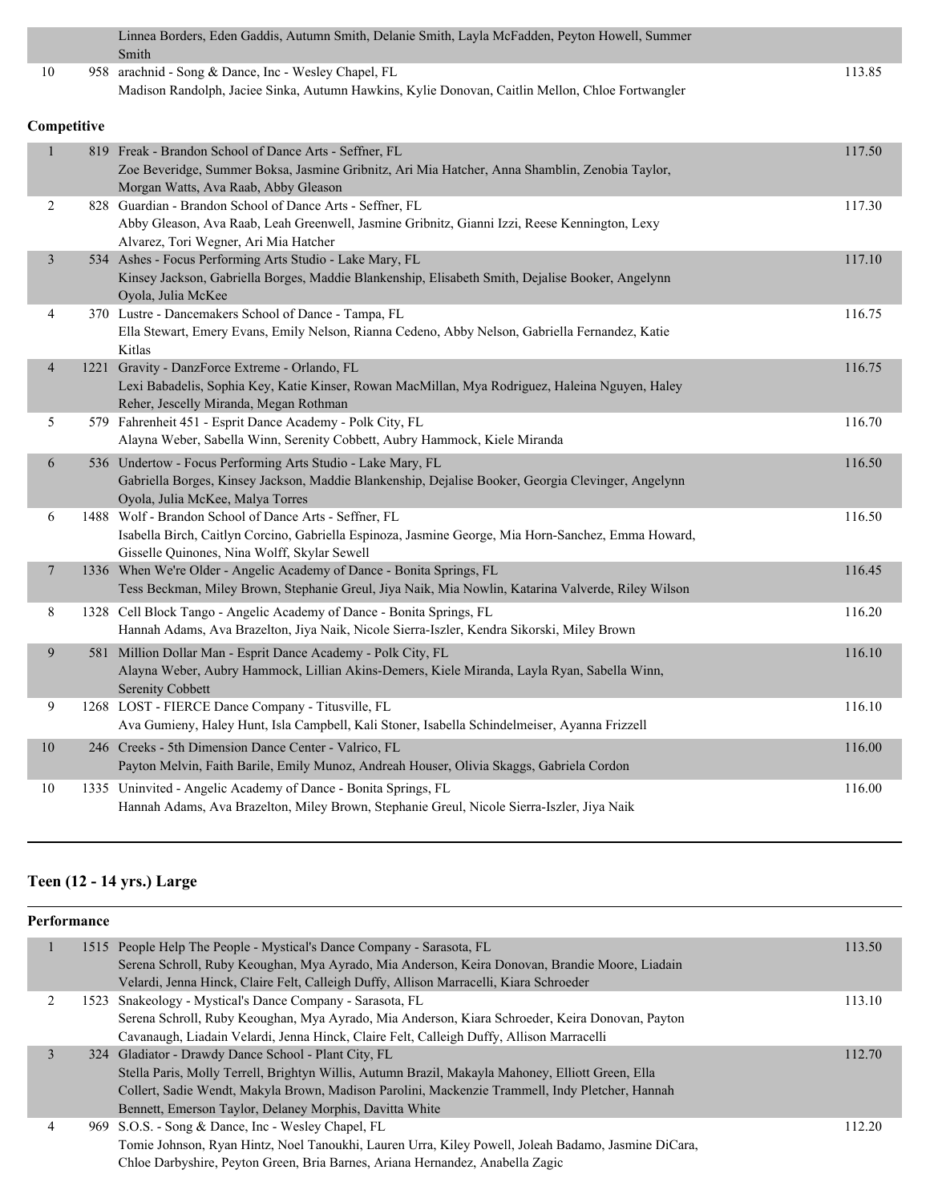| | | | |
|---|---|---|---|
| | | Linnea Borders, Eden Gaddis, Autumn Smith, Delanie Smith, Layla McFadden, Peyton Howell, Summer Smith | |
| 10 | 958 | arachnid - Song & Dance, Inc - Wesley Chapel, FL<br>Madison Randolph, Jaciee Sinka, Autumn Hawkins, Kylie Donovan, Caitlin Mellon, Chloe Fortwangler | 113.85 |

**Competitive**

| | | | |
|---|---|---|---|
| 1 | 819 | Freak - Brandon School of Dance Arts - Seffner, FL<br>Zoe Beveridge, Summer Boksa, Jasmine Gribnitz, Ari Mia Hatcher, Anna Shamblin, Zenobia Taylor, Morgan Watts, Ava Raab, Abby Gleason | 117.50 |
| 2 | 828 | Guardian - Brandon School of Dance Arts - Seffner, FL<br>Abby Gleason, Ava Raab, Leah Greenwell, Jasmine Gribnitz, Gianni Izzi, Reese Kennington, Lexy Alvarez, Tori Wegner, Ari Mia Hatcher | 117.30 |
| 3 | 534 | Ashes - Focus Performing Arts Studio - Lake Mary, FL<br>Kinsey Jackson, Gabriella Borges, Maddie Blankenship, Elisabeth Smith, Dejalise Booker, Angelynn Oyola, Julia McKee | 117.10 |
| 4 | 370 | Lustre - Dancemakers School of Dance - Tampa, FL<br>Ella Stewart, Emery Evans, Emily Nelson, Rianna Cedeno, Abby Nelson, Gabriella Fernandez, Katie Kitlas | 116.75 |
| 4 | 1221 | Gravity - DanzForce Extreme - Orlando, FL<br>Lexi Babadelis, Sophia Key, Katie Kinser, Rowan MacMillan, Mya Rodriguez, Haleina Nguyen, Haley Reher, Jescelly Miranda, Megan Rothman | 116.75 |
| 5 | 579 | Fahrenheit 451 - Esprit Dance Academy - Polk City, FL<br>Alayna Weber, Sabella Winn, Serenity Cobbett, Aubry Hammock, Kiele Miranda | 116.70 |
| 6 | 536 | Undertow - Focus Performing Arts Studio - Lake Mary, FL<br>Gabriella Borges, Kinsey Jackson, Maddie Blankenship, Dejalise Booker, Georgia Clevinger, Angelynn Oyola, Julia McKee, Malya Torres | 116.50 |
| 6 | 1488 | Wolf - Brandon School of Dance Arts - Seffner, FL<br>Isabella Birch, Caitlyn Corcino, Gabriella Espinoza, Jasmine George, Mia Horn-Sanchez, Emma Howard, Gisselle Quinones, Nina Wolff, Skylar Sewell | 116.50 |
| 7 | 1336 | When We're Older - Angelic Academy of Dance - Bonita Springs, FL<br>Tess Beckman, Miley Brown, Stephanie Greul, Jiya Naik, Mia Nowlin, Katarina Valverde, Riley Wilson | 116.45 |
| 8 | 1328 | Cell Block Tango - Angelic Academy of Dance - Bonita Springs, FL<br>Hannah Adams, Ava Brazelton, Jiya Naik, Nicole Sierra-Iszler, Kendra Sikorski, Miley Brown | 116.20 |
| 9 | 581 | Million Dollar Man - Esprit Dance Academy - Polk City, FL<br>Alayna Weber, Aubry Hammock, Lillian Akins-Demers, Kiele Miranda, Layla Ryan, Sabella Winn, Serenity Cobbett | 116.10 |
| 9 | 1268 | LOST - FIERCE Dance Company - Titusville, FL<br>Ava Gumieny, Haley Hunt, Isla Campbell, Kali Stoner, Isabella Schindelmeiser, Ayanna Frizzell | 116.10 |
| 10 | 246 | Creeks - 5th Dimension Dance Center - Valrico, FL<br>Payton Melvin, Faith Barile, Emily Munoz, Andreah Houser, Olivia Skaggs, Gabriela Cordon | 116.00 |
| 10 | 1335 | Uninvited - Angelic Academy of Dance - Bonita Springs, FL<br>Hannah Adams, Ava Brazelton, Miley Brown, Stephanie Greul, Nicole Sierra-Iszler, Jiya Naik | 116.00 |

## Teen (12 - 14 yrs.) Large

**Performance**

| | | | |
|---|---|---|---|
| 1 | 1515 | People Help The People - Mystical's Dance Company - Sarasota, FL<br>Serena Schroll, Ruby Keoughan, Mya Ayrado, Mia Anderson, Keira Donovan, Brandie Moore, Liadain Velardi, Jenna Hinck, Claire Felt, Calleigh Duffy, Allison Marracelli, Kiara Schroeder | 113.50 |
| 2 | 1523 | Snakeology - Mystical's Dance Company - Sarasota, FL<br>Serena Schroll, Ruby Keoughan, Mya Ayrado, Mia Anderson, Kiara Schroeder, Keira Donovan, Payton Cavanaugh, Liadain Velardi, Jenna Hinck, Claire Felt, Calleigh Duffy, Allison Marracelli | 113.10 |
| 3 | 324 | Gladiator - Drawdy Dance School - Plant City, FL<br>Stella Paris, Molly Terrell, Brightyn Willis, Autumn Brazil, Makayla Mahoney, Elliott Green, Ella Collert, Sadie Wendt, Makyla Brown, Madison Parolini, Mackenzie Trammell, Indy Pletcher, Hannah Bennett, Emerson Taylor, Delaney Morphis, Davitta White | 112.70 |
| 4 | 969 | S.O.S. - Song & Dance, Inc - Wesley Chapel, FL<br>Tomie Johnson, Ryan Hintz, Noel Tanoukhi, Lauren Urra, Kiley Powell, Joleah Badamo, Jasmine DiCara, Chloe Darbyshire, Peyton Green, Bria Barnes, Ariana Hernandez, Anabella Zagic | 112.20 |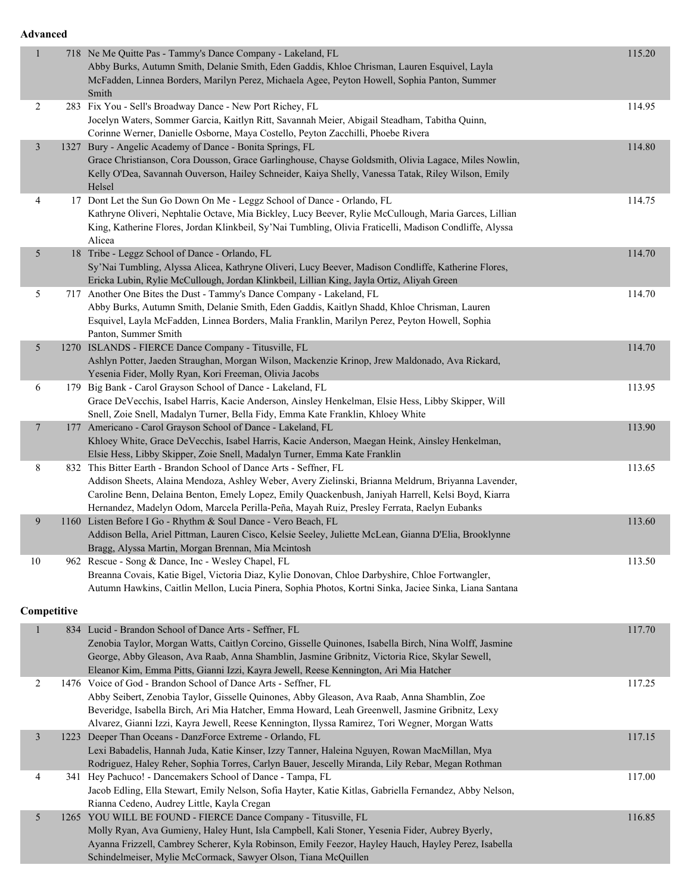**Advanced**

| Place | No. | Entry | Score |
|---|---|---|---|
| 1 | 718 | Ne Me Quitte Pas - Tammy's Dance Company - Lakeland, FL<br>Abby Burks, Autumn Smith, Delanie Smith, Eden Gaddis, Khloe Chrisman, Lauren Esquivel, Layla McFadden, Linnea Borders, Marilyn Perez, Michaela Agee, Peyton Howell, Sophia Panton, Summer Smith | 115.20 |
| 2 | 283 | Fix You - Sell's Broadway Dance - New Port Richey, FL<br>Jocelyn Waters, Sommer Garcia, Kaitlyn Ritt, Savannah Meier, Abigail Steadham, Tabitha Quinn, Corinne Werner, Danielle Osborne, Maya Costello, Peyton Zacchilli, Phoebe Rivera | 114.95 |
| 3 | 1327 | Bury - Angelic Academy of Dance - Bonita Springs, FL<br>Grace Christianson, Cora Dousson, Grace Garlinghouse, Chayse Goldsmith, Olivia Lagace, Miles Nowlin, Kelly O'Dea, Savannah Ouverson, Hailey Schneider, Kaiya Shelly, Vanessa Tatak, Riley Wilson, Emily Helsel | 114.80 |
| 4 | 17 | Dont Let the Sun Go Down On Me - Leggz School of Dance - Orlando, FL<br>Kathryne Oliveri, Nephtalie Octave, Mia Bickley, Lucy Beever, Rylie McCullough, Maria Garces, Lillian King, Katherine Flores, Jordan Klinkbeil, Sy'Nai Tumbling, Olivia Fraticelli, Madison Condliffe, Alyssa Alicea | 114.75 |
| 5 | 18 | Tribe - Leggz School of Dance - Orlando, FL<br>Sy'Nai Tumbling, Alyssa Alicea, Kathryne Oliveri, Lucy Beever, Madison Condliffe, Katherine Flores, Ericka Lubin, Rylie McCullough, Jordan Klinkbeil, Lillian King, Jayla Ortiz, Aliyah Green | 114.70 |
| 5 | 717 | Another One Bites the Dust - Tammy's Dance Company - Lakeland, FL<br>Abby Burks, Autumn Smith, Delanie Smith, Eden Gaddis, Kaitlyn Shadd, Khloe Chrisman, Lauren Esquivel, Layla McFadden, Linnea Borders, Malia Franklin, Marilyn Perez, Peyton Howell, Sophia Panton, Summer Smith | 114.70 |
| 5 | 1270 | ISLANDS - FIERCE Dance Company - Titusville, FL<br>Ashlyn Potter, Jaeden Straughan, Morgan Wilson, Mackenzie Krinop, Jrew Maldonado, Ava Rickard, Yesenia Fider, Molly Ryan, Kori Freeman, Olivia Jacobs | 114.70 |
| 6 | 179 | Big Bank - Carol Grayson School of Dance - Lakeland, FL<br>Grace DeVecchis, Isabel Harris, Kacie Anderson, Ainsley Henkelman, Elsie Hess, Libby Skipper, Will Snell, Zoie Snell, Madalyn Turner, Bella Fidy, Emma Kate Franklin, Khloey White | 113.95 |
| 7 | 177 | Americano - Carol Grayson School of Dance - Lakeland, FL<br>Khloey White, Grace DeVecchis, Isabel Harris, Kacie Anderson, Maegan Heink, Ainsley Henkelman, Elsie Hess, Libby Skipper, Zoie Snell, Madalyn Turner, Emma Kate Franklin | 113.90 |
| 8 | 832 | This Bitter Earth - Brandon School of Dance Arts - Seffner, FL<br>Addison Sheets, Alaina Mendoza, Ashley Weber, Avery Zielinski, Brianna Meldrum, Briyanna Lavender, Caroline Benn, Delaina Benton, Emely Lopez, Emily Quackenbush, Janiyah Harrell, Kelsi Boyd, Kiarra Hernandez, Madelyn Odom, Marcela Perilla-Peña, Mayah Ruiz, Presley Ferrata, Raelyn Eubanks | 113.65 |
| 9 | 1160 | Listen Before I Go - Rhythm & Soul Dance - Vero Beach, FL<br>Addison Bella, Ariel Pittman, Lauren Cisco, Kelsie Seeley, Juliette McLean, Gianna D'Elia, Brooklynne Bragg, Alyssa Martin, Morgan Brennan, Mia Mcintosh | 113.60 |
| 10 | 962 | Rescue - Song & Dance, Inc - Wesley Chapel, FL<br>Breanna Covais, Katie Bigel, Victoria Diaz, Kylie Donovan, Chloe Darbyshire, Chloe Fortwangler, Autumn Hawkins, Caitlin Mellon, Lucia Pinera, Sophia Photos, Kortni Sinka, Jaciee Sinka, Liana Santana | 113.50 |

**Competitive**

| Place | No. | Entry | Score |
|---|---|---|---|
| 1 | 834 | Lucid - Brandon School of Dance Arts - Seffner, FL<br>Zenobia Taylor, Morgan Watts, Caitlyn Corcino, Gisselle Quinones, Isabella Birch, Nina Wolff, Jasmine George, Abby Gleason, Ava Raab, Anna Shamblin, Jasmine Gribnitz, Victoria Rice, Skylar Sewell, Eleanor Kim, Emma Pitts, Gianni Izzi, Kayra Jewell, Reese Kennington, Ari Mia Hatcher | 117.70 |
| 2 | 1476 | Voice of God - Brandon School of Dance Arts - Seffner, FL<br>Abby Seibert, Zenobia Taylor, Gisselle Quinones, Abby Gleason, Ava Raab, Anna Shamblin, Zoe Beveridge, Isabella Birch, Ari Mia Hatcher, Emma Howard, Leah Greenwell, Jasmine Gribnitz, Lexy Alvarez, Gianni Izzi, Kayra Jewell, Reese Kennington, Ilyssa Ramirez, Tori Wegner, Morgan Watts | 117.25 |
| 3 | 1223 | Deeper Than Oceans - DanzForce Extreme - Orlando, FL<br>Lexi Babadelis, Hannah Juda, Katie Kinser, Izzy Tanner, Haleina Nguyen, Rowan MacMillan, Mya Rodriguez, Haley Reher, Sophia Torres, Carlyn Bauer, Jescelly Miranda, Lily Rebar, Megan Rothman | 117.15 |
| 4 | 341 | Hey Pachuco! - Dancemakers School of Dance - Tampa, FL<br>Jacob Edling, Ella Stewart, Emily Nelson, Sofia Hayter, Katie Kitlas, Gabriella Fernandez, Abby Nelson, Rianna Cedeno, Audrey Little, Kayla Cregan | 117.00 |
| 5 | 1265 | YOU WILL BE FOUND - FIERCE Dance Company - Titusville, FL<br>Molly Ryan, Ava Gumieny, Haley Hunt, Isla Campbell, Kali Stoner, Yesenia Fider, Aubrey Byerly, Ayanna Frizzell, Cambrey Scherer, Kyla Robinson, Emily Feezor, Hayley Hauch, Hayley Perez, Isabella Schindelmeiser, Mylie McCormack, Sawyer Olson, Tiana McQuillen | 116.85 |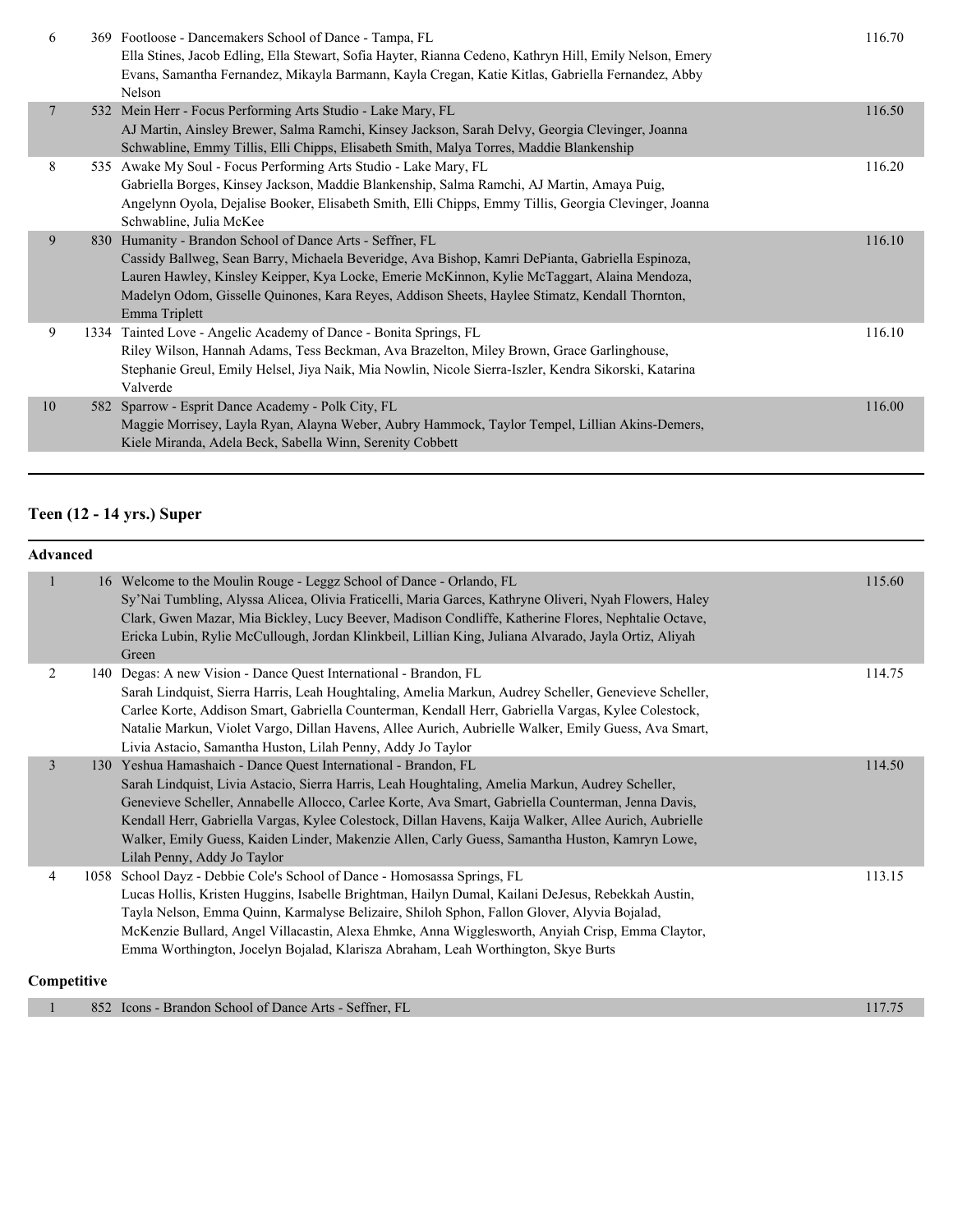| | | | |
|---|---|---|---|
| 6 | 369 | Footloose - Dancemakers School of Dance - Tampa, FL<br>Ella Stines, Jacob Edling, Ella Stewart, Sofia Hayter, Rianna Cedeno, Kathryn Hill, Emily Nelson, Emery Evans, Samantha Fernandez, Mikayla Barmann, Kayla Cregan, Katie Kitlas, Gabriella Fernandez, Abby Nelson | 116.70 |
| 7 | 532 | Mein Herr - Focus Performing Arts Studio - Lake Mary, FL<br>AJ Martin, Ainsley Brewer, Salma Ramchi, Kinsey Jackson, Sarah Delvy, Georgia Clevinger, Joanna Schwabline, Emmy Tillis, Elli Chipps, Elisabeth Smith, Malya Torres, Maddie Blankenship | 116.50 |
| 8 | 535 | Awake My Soul - Focus Performing Arts Studio - Lake Mary, FL<br>Gabriella Borges, Kinsey Jackson, Maddie Blankenship, Salma Ramchi, AJ Martin, Amaya Puig, Angelynn Oyola, Dejalise Booker, Elisabeth Smith, Elli Chipps, Emmy Tillis, Georgia Clevinger, Joanna Schwabline, Julia McKee | 116.20 |
| 9 | 830 | Humanity - Brandon School of Dance Arts - Seffner, FL<br>Cassidy Ballweg, Sean Barry, Michaela Beveridge, Ava Bishop, Kamri DePianta, Gabriella Espinoza, Lauren Hawley, Kinsley Keipper, Kya Locke, Emerie McKinnon, Kylie McTaggart, Alaina Mendoza, Madelyn Odom, Gisselle Quinones, Kara Reyes, Addison Sheets, Haylee Stimatz, Kendall Thornton, Emma Triplett | 116.10 |
| 9 | 1334 | Tainted Love - Angelic Academy of Dance - Bonita Springs, FL<br>Riley Wilson, Hannah Adams, Tess Beckman, Ava Brazelton, Miley Brown, Grace Garlinghouse, Stephanie Greul, Emily Helsel, Jiya Naik, Mia Nowlin, Nicole Sierra-Iszler, Kendra Sikorski, Katarina Valverde | 116.10 |
| 10 | 582 | Sparrow - Esprit Dance Academy - Polk City, FL<br>Maggie Morrisey, Layla Ryan, Alayna Weber, Aubry Hammock, Taylor Tempel, Lillian Akins-Demers, Kiele Miranda, Adela Beck, Sabella Winn, Serenity Cobbett | 116.00 |

## Teen (12 - 14 yrs.) Super

### Advanced

| | | | |
|---|---|---|---|
| 1 | 16 | Welcome to the Moulin Rouge - Leggz School of Dance - Orlando, FL<br>Sy'Nai Tumbling, Alyssa Alicea, Olivia Fraticelli, Maria Garces, Kathryne Oliveri, Nyah Flowers, Haley Clark, Gwen Mazar, Mia Bickley, Lucy Beever, Madison Condliffe, Katherine Flores, Nephtalie Octave, Ericka Lubin, Rylie McCullough, Jordan Klinkbeil, Lillian King, Juliana Alvarado, Jayla Ortiz, Aliyah Green | 115.60 |
| 2 | 140 | Degas: A new Vision - Dance Quest International - Brandon, FL<br>Sarah Lindquist, Sierra Harris, Leah Houghtaling, Amelia Markun, Audrey Scheller, Genevieve Scheller, Carlee Korte, Addison Smart, Gabriella Counterman, Kendall Herr, Gabriella Vargas, Kylee Colestock, Natalie Markun, Violet Vargo, Dillan Havens, Allee Aurich, Aubrielle Walker, Emily Guess, Ava Smart, Livia Astacio, Samantha Huston, Lilah Penny, Addy Jo Taylor | 114.75 |
| 3 | 130 | Yeshua Hamashaich - Dance Quest International - Brandon, FL<br>Sarah Lindquist, Livia Astacio, Sierra Harris, Leah Houghtaling, Amelia Markun, Audrey Scheller, Genevieve Scheller, Annabelle Allocco, Carlee Korte, Ava Smart, Gabriella Counterman, Jenna Davis, Kendall Herr, Gabriella Vargas, Kylee Colestock, Dillan Havens, Kaija Walker, Allee Aurich, Aubrielle Walker, Emily Guess, Kaiden Linder, Makenzie Allen, Carly Guess, Samantha Huston, Kamryn Lowe, Lilah Penny, Addy Jo Taylor | 114.50 |
| 4 | 1058 | School Dayz - Debbie Cole's School of Dance - Homosassa Springs, FL<br>Lucas Hollis, Kristen Huggins, Isabelle Brightman, Hailyn Dumal, Kailani DeJesus, Rebekkah Austin, Tayla Nelson, Emma Quinn, Karmalyse Belizaire, Shiloh Sphon, Fallon Glover, Alyvia Bojalad, McKenzie Bullard, Angel Villacastin, Alexa Ehmke, Anna Wigglesworth, Anyiah Crisp, Emma Claytor, Emma Worthington, Jocelyn Bojalad, Klarisza Abraham, Leah Worthington, Skye Burts | 113.15 |

### Competitive

| | | | |
|---|---|---|---|
| 1 | 852 | Icons - Brandon School of Dance Arts - Seffner, FL | 117.75 |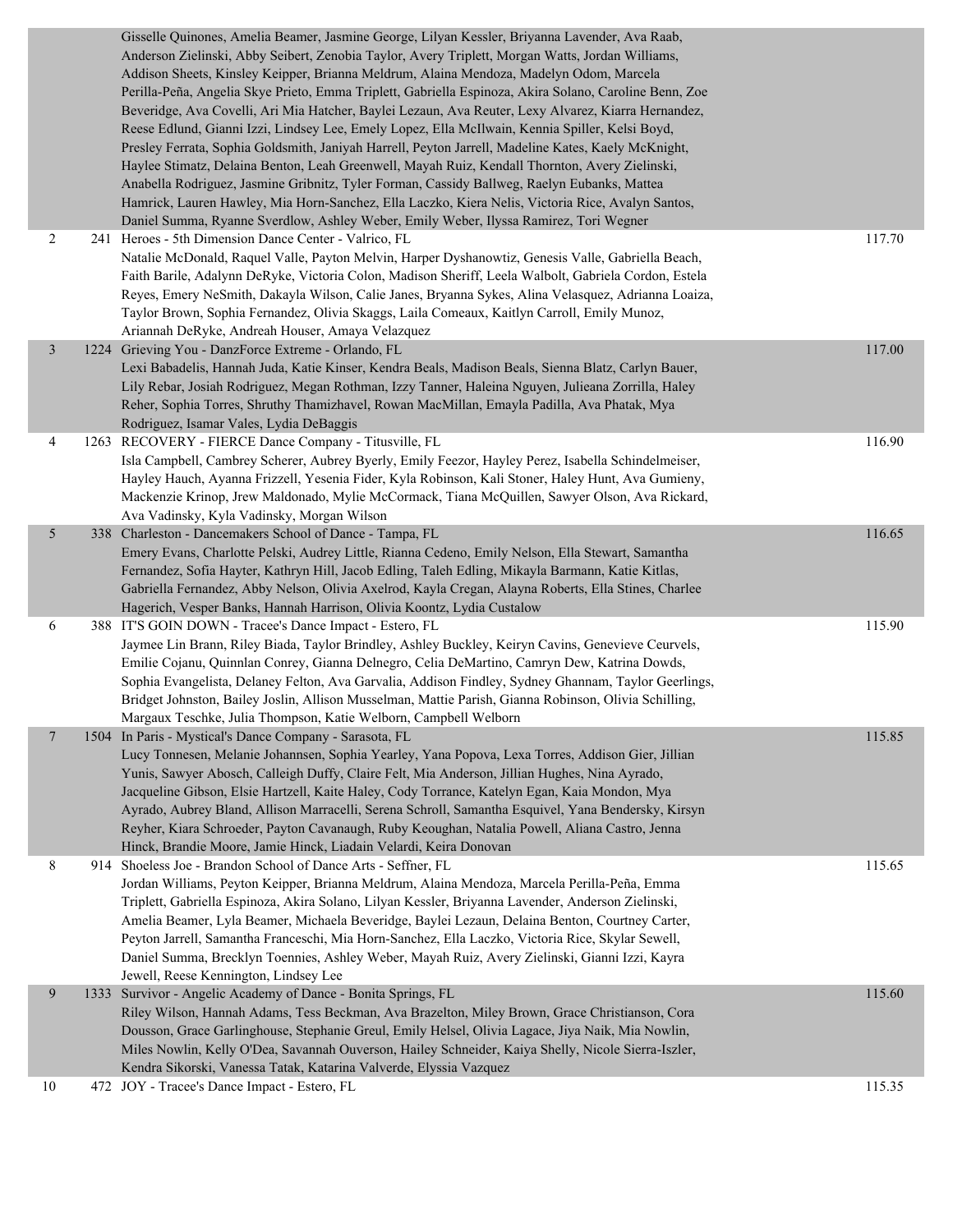| Place | No. | Entry | Score |
|---|---|---|---|
| | | Gisselle Quinones, Amelia Beamer, Jasmine George, Lilyan Kessler, Briyanna Lavender, Ava Raab, Anderson Zielinski, Abby Seibert, Zenobia Taylor, Avery Triplett, Morgan Watts, Jordan Williams, Addison Sheets, Kinsley Keipper, Brianna Meldrum, Alaina Mendoza, Madelyn Odom, Marcela Perilla-Peña, Angelia Skye Prieto, Emma Triplett, Gabriella Espinoza, Akira Solano, Caroline Benn, Zoe Beveridge, Ava Covelli, Ari Mia Hatcher, Baylei Lezaun, Ava Reuter, Lexy Alvarez, Kiarra Hernandez, Reese Edlund, Gianni Izzi, Lindsey Lee, Emely Lopez, Ella McIlwain, Kennia Spiller, Kelsi Boyd, Presley Ferrata, Sophia Goldsmith, Janiyah Harrell, Peyton Jarrell, Madeline Kates, Kaely McKnight, Haylee Stimatz, Delaina Benton, Leah Greenwell, Mayah Ruiz, Kendall Thornton, Avery Zielinski, Anabella Rodriguez, Jasmine Gribnitz, Tyler Forman, Cassidy Ballweg, Raelyn Eubanks, Mattea Hamrick, Lauren Hawley, Mia Horn-Sanchez, Ella Laczko, Kiera Nelis, Victoria Rice, Avalyn Santos, Daniel Summa, Ryanne Sverdlow, Ashley Weber, Emily Weber, Ilyssa Ramirez, Tori Wegner | |
| 2 | 241 | Heroes - 5th Dimension Dance Center - Valrico, FL<br>Natalie McDonald, Raquel Valle, Payton Melvin, Harper Dyshanowtiz, Genesis Valle, Gabriella Beach, Faith Barile, Adalynn DeRyke, Victoria Colon, Madison Sheriff, Leela Walbolt, Gabriela Cordon, Estela Reyes, Emery NeSmith, Dakayla Wilson, Calie Janes, Bryanna Sykes, Alina Velasquez, Adrianna Loaiza, Taylor Brown, Sophia Fernandez, Olivia Skaggs, Laila Comeaux, Kaitlyn Carroll, Emily Munoz, Ariannah DeRyke, Andreah Houser, Amaya Velazquez | 117.70 |
| 3 | 1224 | Grieving You - DanzForce Extreme - Orlando, FL<br>Lexi Babadelis, Hannah Juda, Katie Kinser, Kendra Beals, Madison Beals, Sienna Blatz, Carlyn Bauer, Lily Rebar, Josiah Rodriguez, Megan Rothman, Izzy Tanner, Haleina Nguyen, Julieana Zorrilla, Haley Reher, Sophia Torres, Shruthy Thamizhavel, Rowan MacMillan, Emayla Padilla, Ava Phatak, Mya Rodriguez, Isamar Vales, Lydia DeBaggis | 117.00 |
| 4 | 1263 | RECOVERY - FIERCE Dance Company - Titusville, FL<br>Isla Campbell, Cambrey Scherer, Aubrey Byerly, Emily Feezor, Hayley Perez, Isabella Schindelmeiser, Hayley Hauch, Ayanna Frizzell, Yesenia Fider, Kyla Robinson, Kali Stoner, Haley Hunt, Ava Gumieny, Mackenzie Krinop, Jrew Maldonado, Mylie McCormack, Tiana McQuillen, Sawyer Olson, Ava Rickard, Ava Vadinsky, Kyla Vadinsky, Morgan Wilson | 116.90 |
| 5 | 338 | Charleston - Dancemakers School of Dance - Tampa, FL<br>Emery Evans, Charlotte Pelski, Audrey Little, Rianna Cedeno, Emily Nelson, Ella Stewart, Samantha Fernandez, Sofia Hayter, Kathryn Hill, Jacob Edling, Taleh Edling, Mikayla Barmann, Katie Kitlas, Gabriella Fernandez, Abby Nelson, Olivia Axelrod, Kayla Cregan, Alayna Roberts, Ella Stines, Charlee Hagerich, Vesper Banks, Hannah Harrison, Olivia Koontz, Lydia Custalow | 116.65 |
| 6 | 388 | IT'S GOIN DOWN - Tracee's Dance Impact - Estero, FL<br>Jaymee Lin Brann, Riley Biada, Taylor Brindley, Ashley Buckley, Keiryn Cavins, Genevieve Ceurvels, Emilie Cojanu, Quinnlan Conrey, Gianna Delnegro, Celia DeMartino, Camryn Dew, Katrina Dowds, Sophia Evangelista, Delaney Felton, Ava Garvalia, Addison Findley, Sydney Ghannam, Taylor Geerlings, Bridget Johnston, Bailey Joslin, Allison Musselman, Mattie Parish, Gianna Robinson, Olivia Schilling, Margaux Teschke, Julia Thompson, Katie Welborn, Campbell Welborn | 115.90 |
| 7 | 1504 | In Paris - Mystical's Dance Company - Sarasota, FL<br>Lucy Tonnesen, Melanie Johannsen, Sophia Yearley, Yana Popova, Lexa Torres, Addison Gier, Jillian Yunis, Sawyer Abosch, Calleigh Duffy, Claire Felt, Mia Anderson, Jillian Hughes, Nina Ayrado, Jacqueline Gibson, Elsie Hartzell, Kaite Haley, Cody Torrance, Katelyn Egan, Kaia Mondon, Mya Ayrado, Aubrey Bland, Allison Marracelli, Serena Schroll, Samantha Esquivel, Yana Bendersky, Kirsyn Reyher, Kiara Schroeder, Payton Cavanaugh, Ruby Keoughan, Natalia Powell, Aliana Castro, Jenna Hinck, Brandie Moore, Jamie Hinck, Liadain Velardi, Keira Donovan | 115.85 |
| 8 | 914 | Shoeless Joe - Brandon School of Dance Arts - Seffner, FL<br>Jordan Williams, Peyton Keipper, Brianna Meldrum, Alaina Mendoza, Marcela Perilla-Peña, Emma Triplett, Gabriella Espinoza, Akira Solano, Lilyan Kessler, Briyanna Lavender, Anderson Zielinski, Amelia Beamer, Lyla Beamer, Michaela Beveridge, Baylei Lezaun, Delaina Benton, Courtney Carter, Peyton Jarrell, Samantha Franceschi, Mia Horn-Sanchez, Ella Laczko, Victoria Rice, Skylar Sewell, Daniel Summa, Brecklyn Toennies, Ashley Weber, Mayah Ruiz, Avery Zielinski, Gianni Izzi, Kayra Jewell, Reese Kennington, Lindsey Lee | 115.65 |
| 9 | 1333 | Survivor - Angelic Academy of Dance - Bonita Springs, FL<br>Riley Wilson, Hannah Adams, Tess Beckman, Ava Brazelton, Miley Brown, Grace Christianson, Cora Dousson, Grace Garlinghouse, Stephanie Greul, Emily Helsel, Olivia Lagace, Jiya Naik, Mia Nowlin, Miles Nowlin, Kelly O'Dea, Savannah Ouverson, Hailey Schneider, Kaiya Shelly, Nicole Sierra-Iszler, Kendra Sikorski, Vanessa Tatak, Katarina Valverde, Elyssia Vazquez | 115.60 |
| 10 | 472 | JOY - Tracee's Dance Impact - Estero, FL | 115.35 |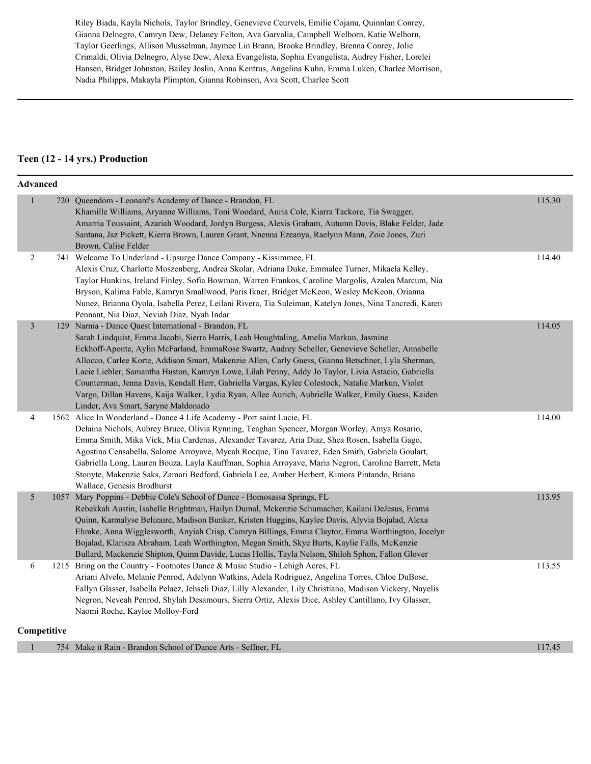Riley Biada, Kayla Nichols, Taylor Brindley, Genevieve Ceurvels, Emilie Cojanu, Quinnlan Conrey, Gianna Delnegro, Camryn Dew, Delaney Felton, Ava Garvalia, Campbell Welborn, Katie Welborn, Taylor Geerlings, Allison Musselman, Jaymee Lin Brann, Brooke Brindley, Brenna Conrey, Jolie Crimaldi, Olivia Delnegro, Alyse Dew, Alexa Evangelista, Sophia Evangelista, Audrey Fisher, Lorelei Hansen, Bridget Johnston, Bailey Joslin, Anna Kentrus, Angelina Kuhn, Emma Luken, Charlee Morrison, Nadia Philipps, Makayla Plimpton, Gianna Robinson, Ava Scott, Charlee Scott

---

## Teen (12 - 14 yrs.) Production

### Advanced

| Place | No. | Entry | Score |
|---|---|---|---|
| 1 | 720 | Queendom - Leonard's Academy of Dance - Brandon, FL<br>Khamille Williams, Aryanne Williams, Toni Woodard, Auria Cole, Kiarra Tackore, Tia Swagger, Amarria Toussaint, Azariah Woodard, Jordyn Burgess, Alexis Graham, Autumn Davis, Blake Felder, Jade Santana, Jaz Pickett, Kierra Brown, Lauren Grant, Nnenna Ezeanya, Raelynn Mann, Zoie Jones, Zuri Brown, Calise Felder | 115.30 |
| 2 | 741 | Welcome To Underland - Upsurge Dance Company - Kissimmee, FL<br>Alexis Cruz, Charlotte Moszenberg, Andrea Skolar, Adriana Duke, Emmalee Turner, Mikaela Kelley, Taylor Hunkins, Ireland Finley, Sofia Bowman, Warren Frankos, Caroline Margolis, Azalea Marcum, Nia Bryson, Kalima Fable, Kamryn Smallwood, Paris Ikner, Bridget McKeon, Wesley McKeon, Orianna Nunez, Brianna Oyola, Isabella Perez, Leilani Rivera, Tia Suleiman, Katelyn Jones, Nina Tancredi, Karen Pennant, Nia Diaz, Neviah Diaz, Nyah Indar | 114.40 |
| 3 | 129 | Narnia - Dance Quest International - Brandon, FL<br>Sarah Lindquist, Emma Jacobi, Sierra Harris, Leah Houghtaling, Amelia Markun, Jasmine Eckhoff-Aponte, Aylin McFarland, EmmaRose Swartz, Audrey Scheller, Genevieve Scheller, Annabelle Allocco, Carlee Korte, Addison Smart, Makenzie Allen, Carly Guess, Gianna Betschner, Lyla Sherman, Lacie Liebler, Samantha Huston, Kamryn Lowe, Lilah Penny, Addy Jo Taylor, Livia Astacio, Gabriella Counterman, Jenna Davis, Kendall Herr, Gabriella Vargas, Kylee Colestock, Natalie Markun, Violet Vargo, Dillan Havens, Kaija Walker, Lydia Ryan, Allee Aurich, Aubrielle Walker, Emily Guess, Kaiden Linder, Ava Smart, Saryne Maldonado | 114.05 |
| 4 | 1562 | Alice In Wonderland - Dance 4 Life Academy - Port saint Lucie, FL<br>Delaina Nichols, Aubrey Bruce, Olivia Rynning, Teaghan Spencer, Morgan Worley, Amya Rosario, Emma Smith, Mika Vick, Mia Cardenas, Alexander Tavarez, Aria Diaz, Shea Rosen, Isabella Gago, Agostina Censabella, Salome Arroyave, Mycah Rocque, Tina Tavarez, Eden Smith, Gabriela Goulart, Gabriella Long, Lauren Bouza, Layla Kauffman, Sophia Arroyave, Maria Negron, Caroline Barrett, Meta Stonyte, Makenzie Saks, Zamari Bedford, Gabriela Lee, Amber Herbert, Kimora Pintando, Briana Wallace, Genesis Brodhurst | 114.00 |
| 5 | 1057 | Mary Poppins - Debbie Cole's School of Dance - Homosassa Springs, FL<br>Rebekkah Austin, Isabelle Brightman, Hailyn Dumal, Mckenzie Schumacher, Kailani DeJesus, Emma Quinn, Karmalyse Belizaire, Madison Bunker, Kristen Huggins, Kaylee Davis, Alyvia Bojalad, Alexa Ehmke, Anna Wigglesworth, Anyiah Crisp, Camryn Billings, Emma Claytor, Emma Worthington, Jocelyn Bojalad, Klarisza Abraham, Leah Worthington, Megan Smith, Skye Burts, Kaylie Falls, McKenzie Bullard, Mackenzie Shipton, Quinn Davide, Lucas Hollis, Tayla Nelson, Shiloh Sphon, Fallon Glover | 113.95 |
| 6 | 1215 | Bring on the Country - Footnotes Dance & Music Studio - Lehigh Acres, FL<br>Ariani Alvelo, Melanie Penrod, Adelynn Watkins, Adela Rodriguez, Angelina Torres, Chloe DuBose, Fallyn Glasser, Isabella Pelaez, Jehseli Diaz, Lilly Alexander, Lily Christiano, Madison Vickery, Nayelis Negron, Neveah Penrod, Shylah Desamours, Sierra Ortiz, Alexis Dice, Ashley Cantillano, Ivy Glasser, Naomi Roche, Kaylee Molloy-Ford | 113.55 |

### Competitive

| Place | No. | Entry | Score |
|---|---|---|---|
| 1 | 754 | Make it Rain - Brandon School of Dance Arts - Seffner, FL | 117.45 |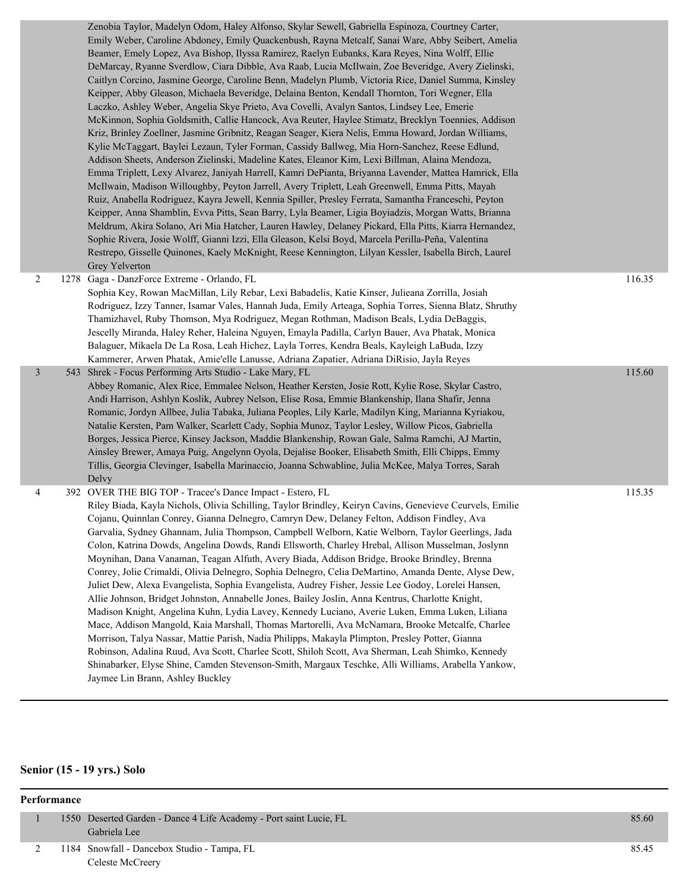| | | | |
|---|---|---|---|
| | | Zenobia Taylor, Madelyn Odom, Haley Alfonso, Skylar Sewell, Gabriella Espinoza, Courtney Carter, Emily Weber, Caroline Abdoney, Emily Quackenbush, Rayna Metcalf, Sanai Ware, Abby Seibert, Amelia Beamer, Emely Lopez, Ava Bishop, Ilyssa Ramirez, Raelyn Eubanks, Kara Reyes, Nina Wolff, Ellie DeMarcay, Ryanne Sverdlow, Ciara Dibble, Ava Raab, Lucia McIlwain, Zoe Beveridge, Avery Zielinski, Caitlyn Corcino, Jasmine George, Caroline Benn, Madelyn Plumb, Victoria Rice, Daniel Summa, Kinsley Keipper, Abby Gleason, Michaela Beveridge, Delaina Benton, Kendall Thornton, Tori Wegner, Ella Laczko, Ashley Weber, Angelia Skye Prieto, Ava Covelli, Avalyn Santos, Lindsey Lee, Emerie McKinnon, Sophia Goldsmith, Callie Hancock, Ava Reuter, Haylee Stimatz, Brecklyn Toennies, Addison Kriz, Brinley Zoellner, Jasmine Gribnitz, Reagan Seager, Kiera Nelis, Emma Howard, Jordan Williams, Kylie McTaggart, Baylei Lezaun, Tyler Forman, Cassidy Ballweg, Mia Horn-Sanchez, Reese Edlund, Addison Sheets, Anderson Zielinski, Madeline Kates, Eleanor Kim, Lexi Billman, Alaina Mendoza, Emma Triplett, Lexy Alvarez, Janiyah Harrell, Kamri DePianta, Briyanna Lavender, Mattea Hamrick, Ella McIlwain, Madison Willoughby, Peyton Jarrell, Avery Triplett, Leah Greenwell, Emma Pitts, Mayah Ruiz, Anabella Rodriguez, Kayra Jewell, Kennia Spiller, Presley Ferrata, Samantha Franceschi, Peyton Keipper, Anna Shamblin, Evva Pitts, Sean Barry, Lyla Beamer, Ligia Boyiadzis, Morgan Watts, Brianna Meldrum, Akira Solano, Ari Mia Hatcher, Lauren Hawley, Delaney Pickard, Ella Pitts, Kiarra Hernandez, Sophie Rivera, Josie Wolff, Gianni Izzi, Ella Gleason, Kelsi Boyd, Marcela Perilla-Peña, Valentina Restrepo, Gisselle Quinones, Kaely McKnight, Reese Kennington, Lilyan Kessler, Isabella Birch, Laurel Grey Yelverton | |
| 2 | 1278 | Gaga - DanzForce Extreme - Orlando, FL<br>Sophia Key, Rowan MacMillan, Lily Rebar, Lexi Babadelis, Katie Kinser, Julieana Zorrilla, Josiah Rodriguez, Izzy Tanner, Isamar Vales, Hannah Juda, Emily Arteaga, Sophia Torres, Sienna Blatz, Shruthy Thamizhavel, Ruby Thomson, Mya Rodriguez, Megan Rothman, Madison Beals, Lydia DeBaggis, Jescelly Miranda, Haley Reher, Haleina Nguyen, Emayla Padilla, Carlyn Bauer, Ava Phatak, Monica Balaguer, Mikaela De La Rosa, Leah Hichez, Layla Torres, Kendra Beals, Kayleigh LaBuda, Izzy Kammerer, Arwen Phatak, Amie'elle Lanusse, Adriana Zapatier, Adriana DiRisio, Jayla Reyes | 116.35 |
| 3 | 543 | Shrek - Focus Performing Arts Studio - Lake Mary, FL<br>Abbey Romanic, Alex Rice, Emmalee Nelson, Heather Kersten, Josie Rott, Kylie Rose, Skylar Castro, Andi Harrison, Ashlyn Koslik, Aubrey Nelson, Elise Rosa, Emmie Blankenship, Ilana Shafir, Jenna Romanic, Jordyn Allbee, Julia Tabaka, Juliana Peoples, Lily Karle, Madilyn King, Marianna Kyriakou, Natalie Kersten, Pam Walker, Scarlett Cady, Sophia Munoz, Taylor Lesley, Willow Picos, Gabriella Borges, Jessica Pierce, Kinsey Jackson, Maddie Blankenship, Rowan Gale, Salma Ramchi, AJ Martin, Ainsley Brewer, Amaya Puig, Angelynn Oyola, Dejalise Booker, Elisabeth Smith, Elli Chipps, Emmy Tillis, Georgia Clevinger, Isabella Marinaccio, Joanna Schwabline, Julia McKee, Malya Torres, Sarah Delvy | 115.60 |
| 4 | 392 | OVER THE BIG TOP - Tracee's Dance Impact - Estero, FL<br>Riley Biada, Kayla Nichols, Olivia Schilling, Taylor Brindley, Keiryn Cavins, Genevieve Ceurvels, Emilie Cojanu, Quinnlan Conrey, Gianna Delnegro, Camryn Dew, Delaney Felton, Addison Findley, Ava Garvalia, Sydney Ghannam, Julia Thompson, Campbell Welborn, Katie Welborn, Taylor Geerlings, Jada Colon, Katrina Dowds, Angelina Dowds, Randi Ellsworth, Charley Hrebal, Allison Musselman, Joslynn Moynihan, Dana Vanaman, Teagan Alfuth, Avery Biada, Addison Bridge, Brooke Brindley, Brenna Conrey, Jolie Crimaldi, Olivia Delnegro, Sophia Delnegro, Celia DeMartino, Amanda Dente, Alyse Dew, Juliet Dew, Alexa Evangelista, Sophia Evangelista, Audrey Fisher, Jessie Lee Godoy, Lorelei Hansen, Allie Johnson, Bridget Johnston, Annabelle Jones, Bailey Joslin, Anna Kentrus, Charlotte Knight, Madison Knight, Angelina Kuhn, Lydia Lavey, Kennedy Luciano, Averie Luken, Emma Luken, Liliana Mace, Addison Mangold, Kaia Marshall, Thomas Martorelli, Ava McNamara, Brooke Metcalfe, Charlee Morrison, Talya Nassar, Mattie Parish, Nadia Philipps, Makayla Plimpton, Presley Potter, Gianna Robinson, Adalina Ruud, Ava Scott, Charlee Scott, Shiloh Scott, Ava Sherman, Leah Shimko, Kennedy Shinabarker, Elyse Shine, Camden Stevenson-Smith, Margaux Teschke, Alli Williams, Arabella Yankow, Jaymee Lin Brann, Ashley Buckley | 115.35 |

## Senior (15 - 19 yrs.) Solo

**Performance**

| | | | |
|---|---|---|---|
| 1 | 1550 | Deserted Garden - Dance 4 Life Academy - Port saint Lucie, FL<br>Gabriela Lee | 85.60 |
| 2 | 1184 | Snowfall - Dancebox Studio - Tampa, FL<br>Celeste McCreery | 85.45 |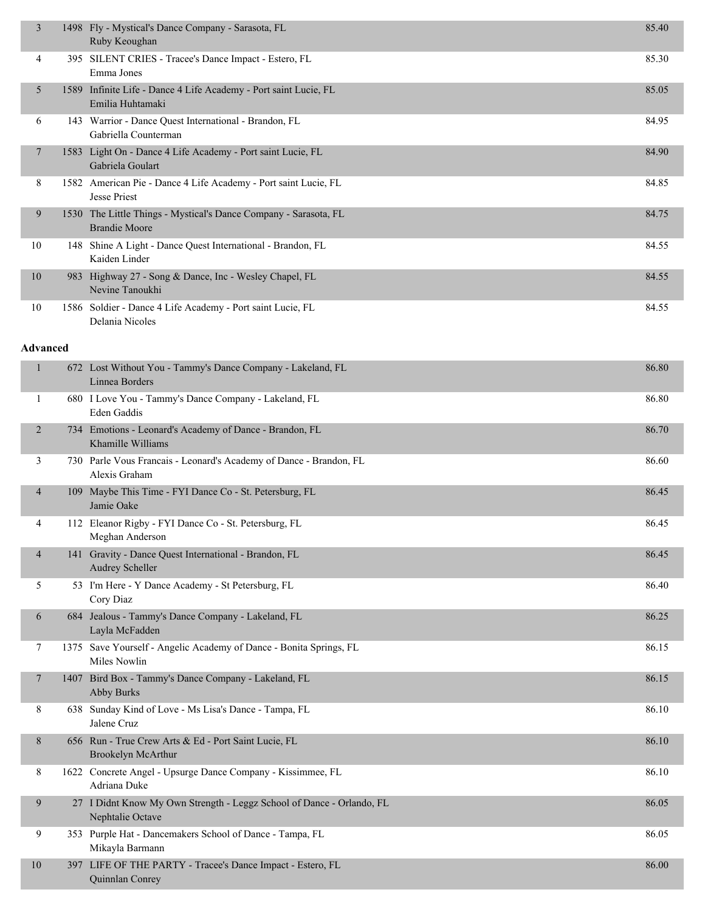| Place | No. | Entry | Score |
|---|---|---|---|
| 3 | 1498 | Fly - Mystical's Dance Company - Sarasota, FL<br>Ruby Keoughan | 85.40 |
| 4 | 395 | SILENT CRIES - Tracee's Dance Impact - Estero, FL<br>Emma Jones | 85.30 |
| 5 | 1589 | Infinite Life - Dance 4 Life Academy - Port saint Lucie, FL<br>Emilia Huhtamaki | 85.05 |
| 6 | 143 | Warrior - Dance Quest International - Brandon, FL<br>Gabriella Counterman | 84.95 |
| 7 | 1583 | Light On - Dance 4 Life Academy - Port saint Lucie, FL<br>Gabriela Goulart | 84.90 |
| 8 | 1582 | American Pie - Dance 4 Life Academy - Port saint Lucie, FL<br>Jesse Priest | 84.85 |
| 9 | 1530 | The Little Things - Mystical's Dance Company - Sarasota, FL<br>Brandie Moore | 84.75 |
| 10 | 148 | Shine A Light - Dance Quest International - Brandon, FL<br>Kaiden Linder | 84.55 |
| 10 | 983 | Highway 27 - Song & Dance, Inc - Wesley Chapel, FL<br>Nevine Tanoukhi | 84.55 |
| 10 | 1586 | Soldier - Dance 4 Life Academy - Port saint Lucie, FL<br>Delania Nicoles | 84.55 |

**Advanced**

| Place | No. | Entry | Score |
|---|---|---|---|
| 1 | 672 | Lost Without You - Tammy's Dance Company - Lakeland, FL<br>Linnea Borders | 86.80 |
| 1 | 680 | I Love You - Tammy's Dance Company - Lakeland, FL<br>Eden Gaddis | 86.80 |
| 2 | 734 | Emotions - Leonard's Academy of Dance - Brandon, FL<br>Khamille Williams | 86.70 |
| 3 | 730 | Parle Vous Francais - Leonard's Academy of Dance - Brandon, FL<br>Alexis Graham | 86.60 |
| 4 | 109 | Maybe This Time - FYI Dance Co - St. Petersburg, FL<br>Jamie Oake | 86.45 |
| 4 | 112 | Eleanor Rigby - FYI Dance Co - St. Petersburg, FL<br>Meghan Anderson | 86.45 |
| 4 | 141 | Gravity - Dance Quest International - Brandon, FL<br>Audrey Scheller | 86.45 |
| 5 | 53 | I'm Here - Y Dance Academy - St Petersburg, FL<br>Cory Diaz | 86.40 |
| 6 | 684 | Jealous - Tammy's Dance Company - Lakeland, FL<br>Layla McFadden | 86.25 |
| 7 | 1375 | Save Yourself - Angelic Academy of Dance - Bonita Springs, FL<br>Miles Nowlin | 86.15 |
| 7 | 1407 | Bird Box - Tammy's Dance Company - Lakeland, FL<br>Abby Burks | 86.15 |
| 8 | 638 | Sunday Kind of Love - Ms Lisa's Dance - Tampa, FL<br>Jalene Cruz | 86.10 |
| 8 | 656 | Run - True Crew Arts & Ed - Port Saint Lucie, FL<br>Brookelyn McArthur | 86.10 |
| 8 | 1622 | Concrete Angel - Upsurge Dance Company - Kissimmee, FL<br>Adriana Duke | 86.10 |
| 9 | 27 | I Didnt Know My Own Strength - Leggz School of Dance - Orlando, FL<br>Nephtalie Octave | 86.05 |
| 9 | 353 | Purple Hat - Dancemakers School of Dance - Tampa, FL<br>Mikayla Barmann | 86.05 |
| 10 | 397 | LIFE OF THE PARTY - Tracee's Dance Impact - Estero, FL<br>Quinnlan Conrey | 86.00 |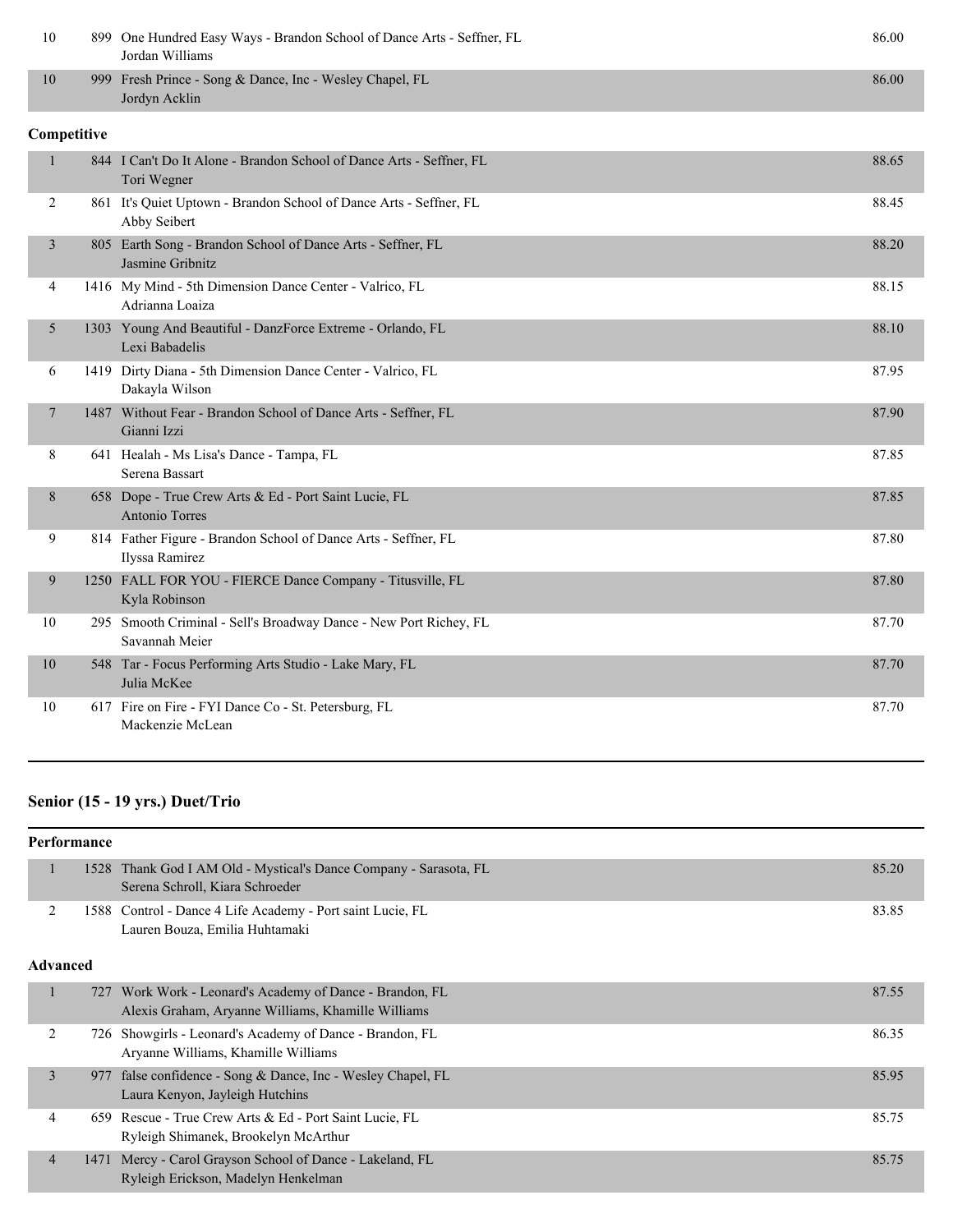| Place | No. | Routine | Score |
| --- | --- | --- | --- |
| 10 | 899 | One Hundred Easy Ways - Brandon School of Dance Arts - Seffner, FL<br>Jordan Williams | 86.00 |
| 10 | 999 | Fresh Prince - Song & Dance, Inc - Wesley Chapel, FL<br>Jordyn Acklin | 86.00 |

**Competitive**

| Place | No. | Routine | Score |
| --- | --- | --- | --- |
| 1 | 844 | I Can't Do It Alone - Brandon School of Dance Arts - Seffner, FL<br>Tori Wegner | 88.65 |
| 2 | 861 | It's Quiet Uptown - Brandon School of Dance Arts - Seffner, FL<br>Abby Seibert | 88.45 |
| 3 | 805 | Earth Song - Brandon School of Dance Arts - Seffner, FL<br>Jasmine Gribnitz | 88.20 |
| 4 | 1416 | My Mind - 5th Dimension Dance Center - Valrico, FL<br>Adrianna Loaiza | 88.15 |
| 5 | 1303 | Young And Beautiful - DanzForce Extreme - Orlando, FL<br>Lexi Babadelis | 88.10 |
| 6 | 1419 | Dirty Diana - 5th Dimension Dance Center - Valrico, FL<br>Dakayla Wilson | 87.95 |
| 7 | 1487 | Without Fear - Brandon School of Dance Arts - Seffner, FL<br>Gianni Izzi | 87.90 |
| 8 | 641 | Healah - Ms Lisa's Dance - Tampa, FL<br>Serena Bassart | 87.85 |
| 8 | 658 | Dope - True Crew Arts & Ed - Port Saint Lucie, FL<br>Antonio Torres | 87.85 |
| 9 | 814 | Father Figure - Brandon School of Dance Arts - Seffner, FL<br>Ilyssa Ramirez | 87.80 |
| 9 | 1250 | FALL FOR YOU - FIERCE Dance Company - Titusville, FL<br>Kyla Robinson | 87.80 |
| 10 | 295 | Smooth Criminal - Sell's Broadway Dance - New Port Richey, FL<br>Savannah Meier | 87.70 |
| 10 | 548 | Tar - Focus Performing Arts Studio - Lake Mary, FL<br>Julia McKee | 87.70 |
| 10 | 617 | Fire on Fire - FYI Dance Co - St. Petersburg, FL<br>Mackenzie McLean | 87.70 |

## Senior (15 - 19 yrs.) Duet/Trio

**Performance**

| Place | No. | Routine | Score |
| --- | --- | --- | --- |
| 1 | 1528 | Thank God I AM Old - Mystical's Dance Company - Sarasota, FL<br>Serena Schroll, Kiara Schroeder | 85.20 |
| 2 | 1588 | Control - Dance 4 Life Academy - Port saint Lucie, FL<br>Lauren Bouza, Emilia Huhtamaki | 83.85 |

**Advanced**

| Place | No. | Routine | Score |
| --- | --- | --- | --- |
| 1 | 727 | Work Work - Leonard's Academy of Dance - Brandon, FL<br>Alexis Graham, Aryanne Williams, Khamille Williams | 87.55 |
| 2 | 726 | Showgirls - Leonard's Academy of Dance - Brandon, FL<br>Aryanne Williams, Khamille Williams | 86.35 |
| 3 | 977 | false confidence - Song & Dance, Inc - Wesley Chapel, FL<br>Laura Kenyon, Jayleigh Hutchins | 85.95 |
| 4 | 659 | Rescue - True Crew Arts & Ed - Port Saint Lucie, FL<br>Ryleigh Shimanek, Brookelyn McArthur | 85.75 |
| 4 | 1471 | Mercy - Carol Grayson School of Dance - Lakeland, FL<br>Ryleigh Erickson, Madelyn Henkelman | 85.75 |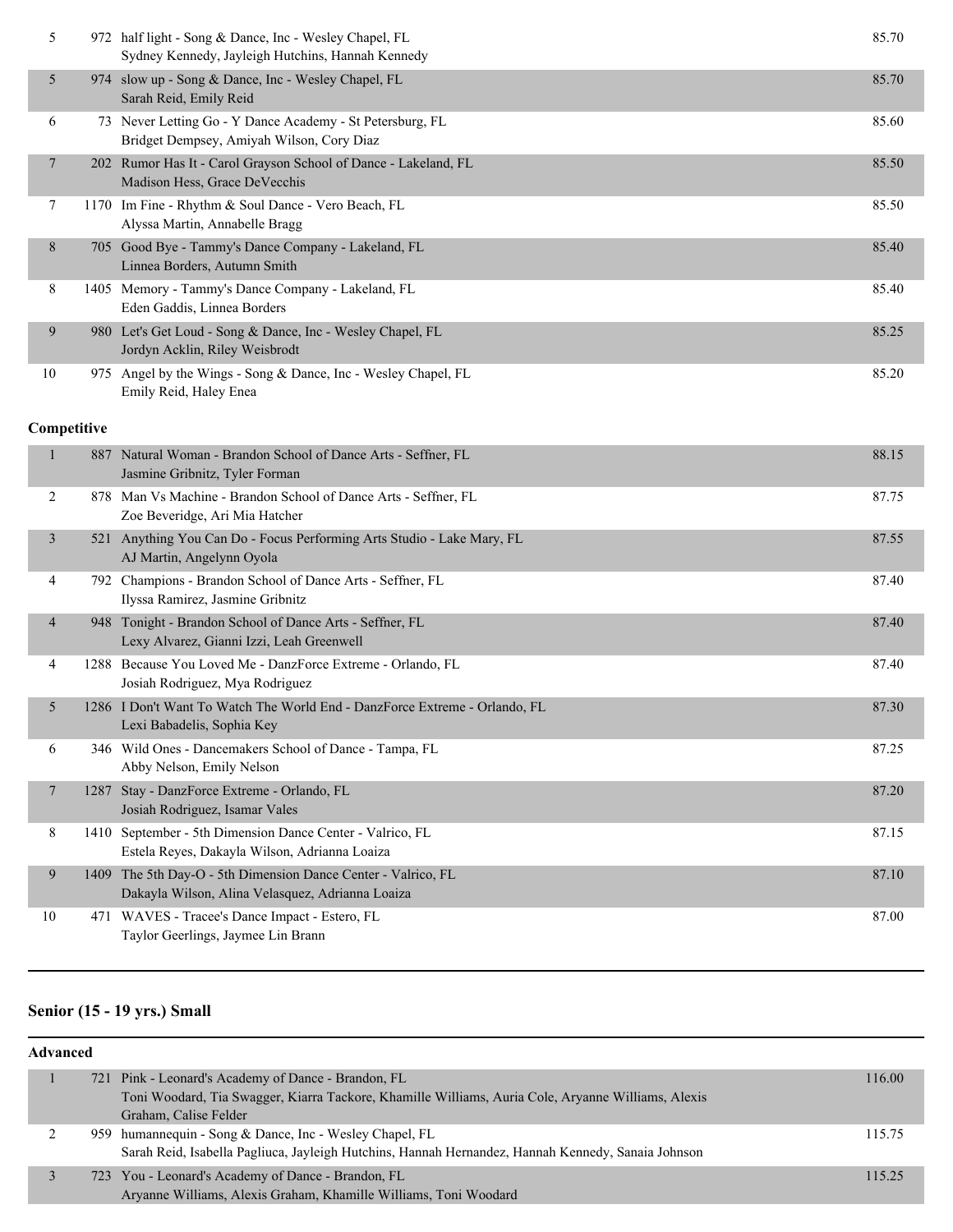| Place | No. | Entry | Score |
|---|---|---|---|
| 5 | 972 | half light - Song & Dance, Inc - Wesley Chapel, FL<br>Sydney Kennedy, Jayleigh Hutchins, Hannah Kennedy | 85.70 |
| 5 | 974 | slow up - Song & Dance, Inc - Wesley Chapel, FL<br>Sarah Reid, Emily Reid | 85.70 |
| 6 | 73 | Never Letting Go - Y Dance Academy - St Petersburg, FL<br>Bridget Dempsey, Amiyah Wilson, Cory Diaz | 85.60 |
| 7 | 202 | Rumor Has It - Carol Grayson School of Dance - Lakeland, FL<br>Madison Hess, Grace DeVecchis | 85.50 |
| 7 | 1170 | Im Fine - Rhythm & Soul Dance - Vero Beach, FL<br>Alyssa Martin, Annabelle Bragg | 85.50 |
| 8 | 705 | Good Bye - Tammy's Dance Company - Lakeland, FL<br>Linnea Borders, Autumn Smith | 85.40 |
| 8 | 1405 | Memory - Tammy's Dance Company - Lakeland, FL<br>Eden Gaddis, Linnea Borders | 85.40 |
| 9 | 980 | Let's Get Loud - Song & Dance, Inc - Wesley Chapel, FL<br>Jordyn Acklin, Riley Weisbrodt | 85.25 |
| 10 | 975 | Angel by the Wings - Song & Dance, Inc - Wesley Chapel, FL<br>Emily Reid, Haley Enea | 85.20 |

**Competitive**

| Place | No. | Entry | Score |
|---|---|---|---|
| 1 | 887 | Natural Woman - Brandon School of Dance Arts - Seffner, FL<br>Jasmine Gribnitz, Tyler Forman | 88.15 |
| 2 | 878 | Man Vs Machine - Brandon School of Dance Arts - Seffner, FL<br>Zoe Beveridge, Ari Mia Hatcher | 87.75 |
| 3 | 521 | Anything You Can Do - Focus Performing Arts Studio - Lake Mary, FL<br>AJ Martin, Angelynn Oyola | 87.55 |
| 4 | 792 | Champions - Brandon School of Dance Arts - Seffner, FL<br>Ilyssa Ramirez, Jasmine Gribnitz | 87.40 |
| 4 | 948 | Tonight - Brandon School of Dance Arts - Seffner, FL<br>Lexy Alvarez, Gianni Izzi, Leah Greenwell | 87.40 |
| 4 | 1288 | Because You Loved Me - DanzForce Extreme - Orlando, FL<br>Josiah Rodriguez, Mya Rodriguez | 87.40 |
| 5 | 1286 | I Don't Want To Watch The World End - DanzForce Extreme - Orlando, FL<br>Lexi Babadelis, Sophia Key | 87.30 |
| 6 | 346 | Wild Ones - Dancemakers School of Dance - Tampa, FL<br>Abby Nelson, Emily Nelson | 87.25 |
| 7 | 1287 | Stay - DanzForce Extreme - Orlando, FL<br>Josiah Rodriguez, Isamar Vales | 87.20 |
| 8 | 1410 | September - 5th Dimension Dance Center - Valrico, FL<br>Estela Reyes, Dakayla Wilson, Adrianna Loaiza | 87.15 |
| 9 | 1409 | The 5th Day-O - 5th Dimension Dance Center - Valrico, FL<br>Dakayla Wilson, Alina Velasquez, Adrianna Loaiza | 87.10 |
| 10 | 471 | WAVES - Tracee's Dance Impact - Estero, FL<br>Taylor Geerlings, Jaymee Lin Brann | 87.00 |

## Senior (15 - 19 yrs.) Small

**Advanced**

| Place | No. | Entry | Score |
|---|---|---|---|
| 1 | 721 | Pink - Leonard's Academy of Dance - Brandon, FL<br>Toni Woodard, Tia Swagger, Kiarra Tackore, Khamille Williams, Auria Cole, Aryanne Williams, Alexis Graham, Calise Felder | 116.00 |
| 2 | 959 | humannequin - Song & Dance, Inc - Wesley Chapel, FL<br>Sarah Reid, Isabella Pagliuca, Jayleigh Hutchins, Hannah Hernandez, Hannah Kennedy, Sanaia Johnson | 115.75 |
| 3 | 723 | You - Leonard's Academy of Dance - Brandon, FL<br>Aryanne Williams, Alexis Graham, Khamille Williams, Toni Woodard | 115.25 |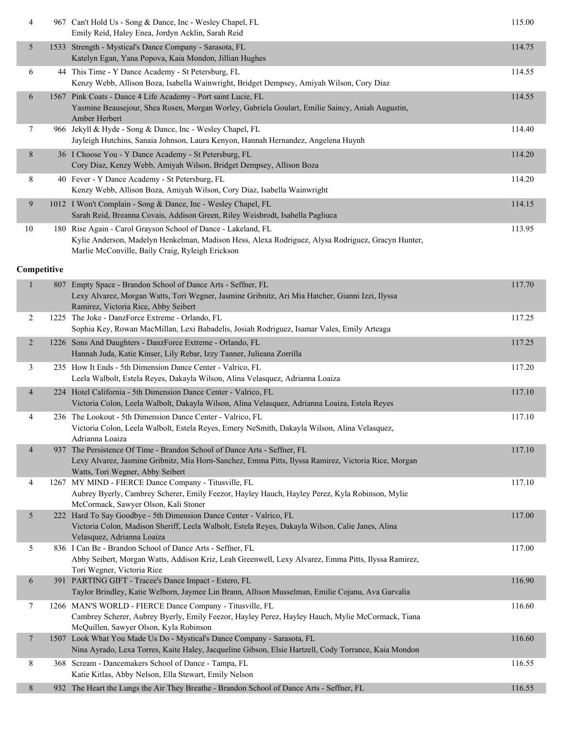| Place | No. | Routine / Dancers | Score |
|---|---|---|---|
| 4 | 967 | Can't Hold Us - Song & Dance, Inc - Wesley Chapel, FL<br>Emily Reid, Haley Enea, Jordyn Acklin, Sarah Reid | 115.00 |
| 5 | 1533 | Strength - Mystical's Dance Company - Sarasota, FL<br>Katelyn Egan, Yana Popova, Kaia Mondon, Jillian Hughes | 114.75 |
| 6 | 44 | This Time - Y Dance Academy - St Petersburg, FL<br>Kenzy Webb, Allison Boza, Isabella Wainwright, Bridget Dempsey, Amiyah Wilson, Cory Diaz | 114.55 |
| 6 | 1567 | Pink Coats - Dance 4 Life Academy - Port saint Lucie, FL<br>Yasmine Beausejour, Shea Rosen, Morgan Worley, Gabriela Goulart, Emilie Saincy, Aniah Augustin, Amber Herbert | 114.55 |
| 7 | 966 | Jekyll & Hyde - Song & Dance, Inc - Wesley Chapel, FL<br>Jayleigh Hutchins, Sanaia Johnson, Laura Kenyon, Hannah Hernandez, Angelena Huynh | 114.40 |
| 8 | 36 | I Choose You - Y Dance Academy - St Petersburg, FL<br>Cory Diaz, Kenzy Webb, Amiyah Wilson, Bridget Dempsey, Allison Boza | 114.20 |
| 8 | 40 | Fever - Y Dance Academy - St Petersburg, FL<br>Kenzy Webb, Allison Boza, Amiyah Wilson, Cory Diaz, Isabella Wainwright | 114.20 |
| 9 | 1012 | I Won't Complain - Song & Dance, Inc - Wesley Chapel, FL<br>Sarah Reid, Breanna Covais, Addison Green, Riley Weisbrodt, Isabella Pagliuca | 114.15 |
| 10 | 180 | Rise Again - Carol Grayson School of Dance - Lakeland, FL<br>Kylie Anderson, Madelyn Henkelman, Madison Hess, Alexa Rodriguez, Alysa Rodriguez, Gracyn Hunter, Marlie McConville, Baily Craig, Ryleigh Erickson | 113.95 |

**Competitive**

| Place | No. | Routine / Dancers | Score |
|---|---|---|---|
| 1 | 807 | Empty Space - Brandon School of Dance Arts - Seffner, FL<br>Lexy Alvarez, Morgan Watts, Tori Wegner, Jasmine Gribnitz, Ari Mia Hatcher, Gianni Izzi, Ilyssa Ramirez, Victoria Rice, Abby Seibert | 117.70 |
| 2 | 1225 | The Joke - DanzForce Extreme - Orlando, FL<br>Sophia Key, Rowan MacMillan, Lexi Babadelis, Josiah Rodriguez, Isamar Vales, Emily Arteaga | 117.25 |
| 2 | 1226 | Sons And Daughters - DanzForce Extreme - Orlando, FL<br>Hannah Juda, Katie Kinser, Lily Rebar, Izzy Tanner, Julieana Zorrilla | 117.25 |
| 3 | 235 | How It Ends - 5th Dimension Dance Center - Valrico, FL<br>Leela Walbolt, Estela Reyes, Dakayla Wilson, Alina Velasquez, Adrianna Loaiza | 117.20 |
| 4 | 224 | Hotel California - 5th Dimension Dance Center - Valrico, FL<br>Victoria Colon, Leela Walbolt, Dakayla Wilson, Alina Velasquez, Adrianna Loaiza, Estela Reyes | 117.10 |
| 4 | 236 | The Lookout - 5th Dimension Dance Center - Valrico, FL<br>Victoria Colon, Leela Walbolt, Estela Reyes, Emery NeSmith, Dakayla Wilson, Alina Velasquez, Adrianna Loaiza | 117.10 |
| 4 | 937 | The Persistence Of Time - Brandon School of Dance Arts - Seffner, FL<br>Lexy Alvarez, Jasmine Gribnitz, Mia Horn-Sanchez, Emma Pitts, Ilyssa Ramirez, Victoria Rice, Morgan Watts, Tori Wegner, Abby Seibert | 117.10 |
| 4 | 1267 | MY MIND - FIERCE Dance Company - Titusville, FL<br>Aubrey Byerly, Cambrey Scherer, Emily Feezor, Hayley Hauch, Hayley Perez, Kyla Robinson, Mylie McCormack, Sawyer Olson, Kali Stoner | 117.10 |
| 5 | 222 | Hard To Say Goodbye - 5th Dimension Dance Center - Valrico, FL<br>Victoria Colon, Madison Sheriff, Leela Walbolt, Estela Reyes, Dakayla Wilson, Calie Janes, Alina Velasquez, Adrianna Loaiza | 117.00 |
| 5 | 836 | I Can Be - Brandon School of Dance Arts - Seffner, FL<br>Abby Seibert, Morgan Watts, Addison Kriz, Leah Greenwell, Lexy Alvarez, Emma Pitts, Ilyssa Ramirez, Tori Wegner, Victoria Rice | 117.00 |
| 6 | 391 | PARTING GIFT - Tracee's Dance Impact - Estero, FL<br>Taylor Brindley, Katie Welborn, Jaymee Lin Brann, Allison Musselman, Emilie Cojanu, Ava Garvalia | 116.90 |
| 7 | 1266 | MAN'S WORLD - FIERCE Dance Company - Titusville, FL<br>Cambrey Scherer, Aubrey Byerly, Emily Feezor, Hayley Perez, Hayley Hauch, Mylie McCormack, Tiana McQuillen, Sawyer Olson, Kyla Robinson | 116.60 |
| 7 | 1507 | Look What You Made Us Do - Mystical's Dance Company - Sarasota, FL<br>Nina Ayrado, Lexa Torres, Kaite Haley, Jacqueline Gibson, Elsie Hartzell, Cody Torrance, Kaia Mondon | 116.60 |
| 8 | 368 | Scream - Dancemakers School of Dance - Tampa, FL<br>Katie Kitlas, Abby Nelson, Ella Stewart, Emily Nelson | 116.55 |
| 8 | 932 | The Heart the Lungs the Air They Breathe - Brandon School of Dance Arts - Seffner, FL | 116.55 |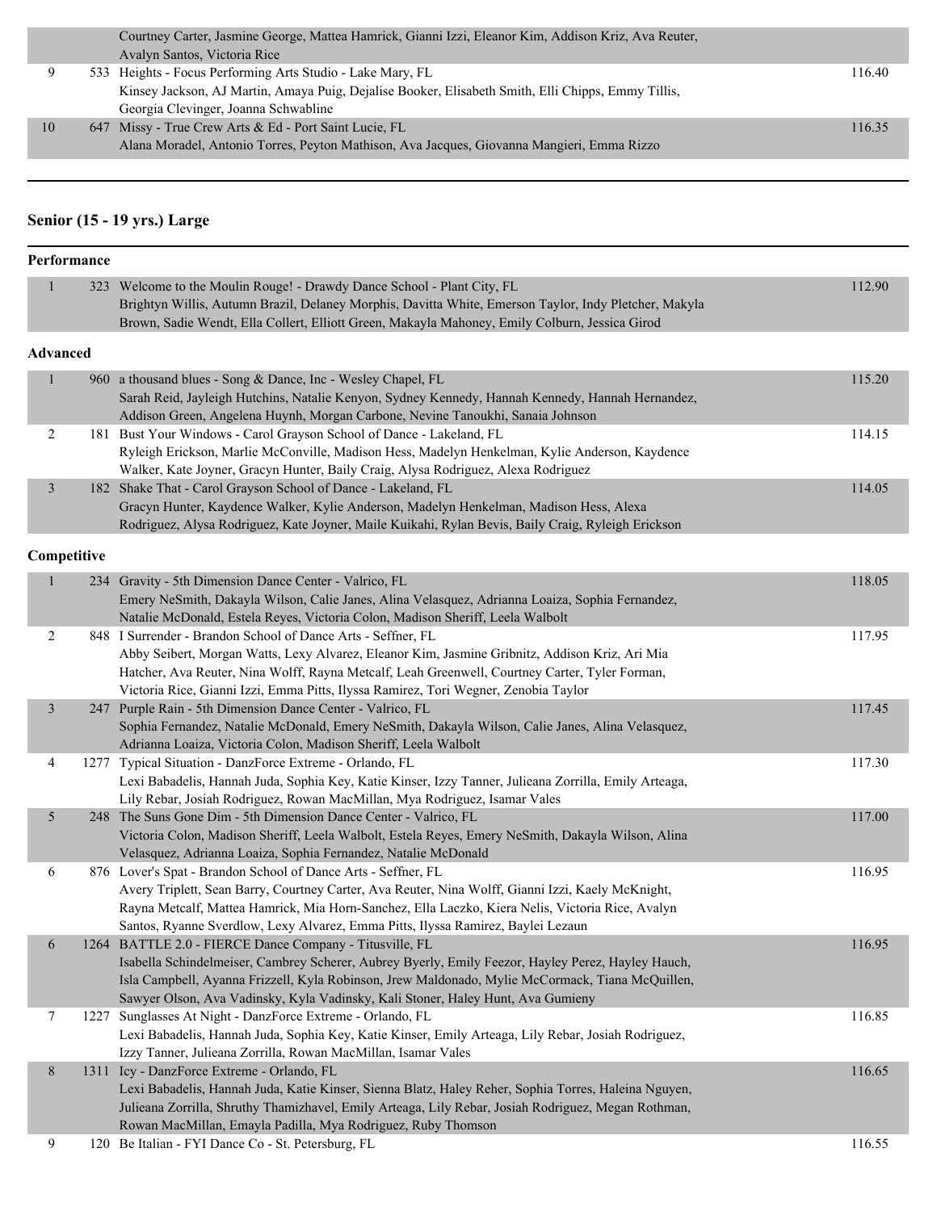| | | | |
|---|---|---|---|
| | | Courtney Carter, Jasmine George, Mattea Hamrick, Gianni Izzi, Eleanor Kim, Addison Kriz, Ava Reuter, Avalyn Santos, Victoria Rice | |
| 9 | 533 | Heights - Focus Performing Arts Studio - Lake Mary, FL<br>Kinsey Jackson, AJ Martin, Amaya Puig, Dejalise Booker, Elisabeth Smith, Elli Chipps, Emmy Tillis, Georgia Clevinger, Joanna Schwabline | 116.40 |
| 10 | 647 | Missy - True Crew Arts & Ed - Port Saint Lucie, FL<br>Alana Moradel, Antonio Torres, Peyton Mathison, Ava Jacques, Giovanna Mangieri, Emma Rizzo | 116.35 |

## Senior (15 - 19 yrs.) Large

### Performance

| | | | |
|---|---|---|---|
| 1 | 323 | Welcome to the Moulin Rouge! - Drawdy Dance School - Plant City, FL<br>Brightyn Willis, Autumn Brazil, Delaney Morphis, Davitta White, Emerson Taylor, Indy Pletcher, Makyla Brown, Sadie Wendt, Ella Collert, Elliott Green, Makayla Mahoney, Emily Colburn, Jessica Girod | 112.90 |

### Advanced

| | | | |
|---|---|---|---|
| 1 | 960 | a thousand blues - Song & Dance, Inc - Wesley Chapel, FL<br>Sarah Reid, Jayleigh Hutchins, Natalie Kenyon, Sydney Kennedy, Hannah Kennedy, Hannah Hernandez, Addison Green, Angelena Huynh, Morgan Carbone, Nevine Tanoukhi, Sanaia Johnson | 115.20 |
| 2 | 181 | Bust Your Windows - Carol Grayson School of Dance - Lakeland, FL<br>Ryleigh Erickson, Marlie McConville, Madison Hess, Madelyn Henkelman, Kylie Anderson, Kaydence Walker, Kate Joyner, Gracyn Hunter, Baily Craig, Alysa Rodriguez, Alexa Rodriguez | 114.15 |
| 3 | 182 | Shake That - Carol Grayson School of Dance - Lakeland, FL<br>Gracyn Hunter, Kaydence Walker, Kylie Anderson, Madelyn Henkelman, Madison Hess, Alexa Rodriguez, Alysa Rodriguez, Kate Joyner, Maile Kuikahi, Rylan Bevis, Baily Craig, Ryleigh Erickson | 114.05 |

### Competitive

| | | | |
|---|---|---|---|
| 1 | 234 | Gravity - 5th Dimension Dance Center - Valrico, FL<br>Emery NeSmith, Dakayla Wilson, Calie Janes, Alina Velasquez, Adrianna Loaiza, Sophia Fernandez, Natalie McDonald, Estela Reyes, Victoria Colon, Madison Sheriff, Leela Walbolt | 118.05 |
| 2 | 848 | I Surrender - Brandon School of Dance Arts - Seffner, FL<br>Abby Seibert, Morgan Watts, Lexy Alvarez, Eleanor Kim, Jasmine Gribnitz, Addison Kriz, Ari Mia Hatcher, Ava Reuter, Nina Wolff, Rayna Metcalf, Leah Greenwell, Courtney Carter, Tyler Forman, Victoria Rice, Gianni Izzi, Emma Pitts, Ilyssa Ramirez, Tori Wegner, Zenobia Taylor | 117.95 |
| 3 | 247 | Purple Rain - 5th Dimension Dance Center - Valrico, FL<br>Sophia Fernandez, Natalie McDonald, Emery NeSmith, Dakayla Wilson, Calie Janes, Alina Velasquez, Adrianna Loaiza, Victoria Colon, Madison Sheriff, Leela Walbolt | 117.45 |
| 4 | 1277 | Typical Situation - DanzForce Extreme - Orlando, FL<br>Lexi Babadelis, Hannah Juda, Sophia Key, Katie Kinser, Izzy Tanner, Julieana Zorrilla, Emily Arteaga, Lily Rebar, Josiah Rodriguez, Rowan MacMillan, Mya Rodriguez, Isamar Vales | 117.30 |
| 5 | 248 | The Suns Gone Dim - 5th Dimension Dance Center - Valrico, FL<br>Victoria Colon, Madison Sheriff, Leela Walbolt, Estela Reyes, Emery NeSmith, Dakayla Wilson, Alina Velasquez, Adrianna Loaiza, Sophia Fernandez, Natalie McDonald | 117.00 |
| 6 | 876 | Lover's Spat - Brandon School of Dance Arts - Seffner, FL<br>Avery Triplett, Sean Barry, Courtney Carter, Ava Reuter, Nina Wolff, Gianni Izzi, Kaely McKnight, Rayna Metcalf, Mattea Hamrick, Mia Horn-Sanchez, Ella Laczko, Kiera Nelis, Victoria Rice, Avalyn Santos, Ryanne Sverdlow, Lexy Alvarez, Emma Pitts, Ilyssa Ramirez, Baylei Lezaun | 116.95 |
| 6 | 1264 | BATTLE 2.0 - FIERCE Dance Company - Titusville, FL<br>Isabella Schindelmeiser, Cambrey Scherer, Aubrey Byerly, Emily Feezor, Hayley Perez, Hayley Hauch, Isla Campbell, Ayanna Frizzell, Kyla Robinson, Jrew Maldonado, Mylie McCormack, Tiana McQuillen, Sawyer Olson, Ava Vadinsky, Kyla Vadinsky, Kali Stoner, Haley Hunt, Ava Gumieny | 116.95 |
| 7 | 1227 | Sunglasses At Night - DanzForce Extreme - Orlando, FL<br>Lexi Babadelis, Hannah Juda, Sophia Key, Katie Kinser, Emily Arteaga, Lily Rebar, Josiah Rodriguez, Izzy Tanner, Julieana Zorrilla, Rowan MacMillan, Isamar Vales | 116.85 |
| 8 | 1311 | Icy - DanzForce Extreme - Orlando, FL<br>Lexi Babadelis, Hannah Juda, Katie Kinser, Sienna Blatz, Haley Reher, Sophia Torres, Haleina Nguyen, Julieana Zorrilla, Shruthy Thamizhavel, Emily Arteaga, Lily Rebar, Josiah Rodriguez, Megan Rothman, Rowan MacMillan, Emayla Padilla, Mya Rodriguez, Ruby Thomson | 116.65 |
| 9 | 120 | Be Italian - FYI Dance Co - St. Petersburg, FL | 116.55 |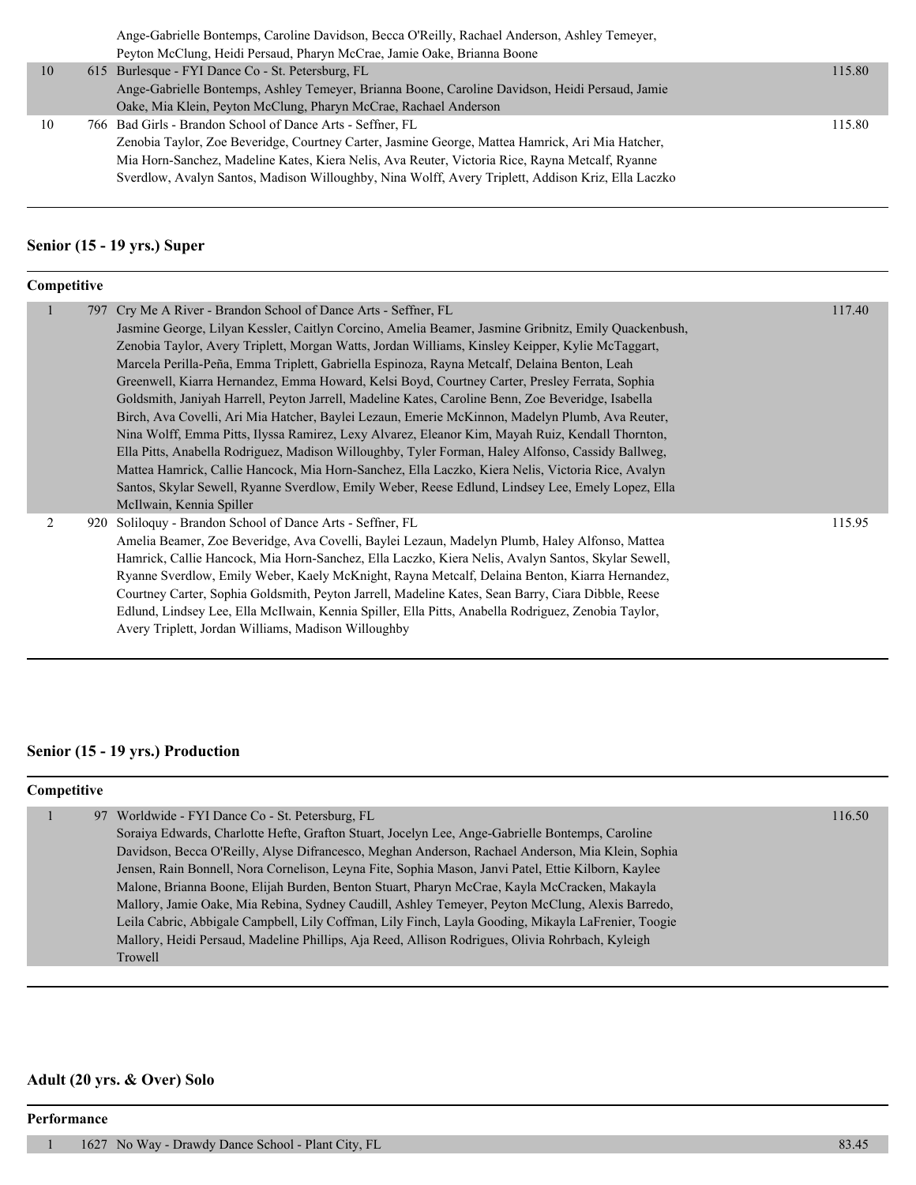Ange-Gabrielle Bontemps, Caroline Davidson, Becca O'Reilly, Rachael Anderson, Ashley Temeyer, Peyton McClung, Heidi Persaud, Pharyn McCrae, Jamie Oake, Brianna Boone

| | | | |
|---|---|---|---|
| 10 | 615 | Burlesque - FYI Dance Co - St. Petersburg, FL<br>Ange-Gabrielle Bontemps, Ashley Temeyer, Brianna Boone, Caroline Davidson, Heidi Persaud, Jamie Oake, Mia Klein, Peyton McClung, Pharyn McCrae, Rachael Anderson | 115.80 |
| 10 | 766 | Bad Girls - Brandon School of Dance Arts - Seffner, FL<br>Zenobia Taylor, Zoe Beveridge, Courtney Carter, Jasmine George, Mattea Hamrick, Ari Mia Hatcher, Mia Horn-Sanchez, Madeline Kates, Kiera Nelis, Ava Reuter, Victoria Rice, Rayna Metcalf, Ryanne Sverdlow, Avalyn Santos, Madison Willoughby, Nina Wolff, Avery Triplett, Addison Kriz, Ella Laczko | 115.80 |

## Senior (15 - 19 yrs.) Super

**Competitive**

| | | | |
|---|---|---|---|
| 1 | 797 | Cry Me A River - Brandon School of Dance Arts - Seffner, FL<br>Jasmine George, Lilyan Kessler, Caitlyn Corcino, Amelia Beamer, Jasmine Gribnitz, Emily Quackenbush, Zenobia Taylor, Avery Triplett, Morgan Watts, Jordan Williams, Kinsley Keipper, Kylie McTaggart, Marcela Perilla-Peña, Emma Triplett, Gabriella Espinoza, Rayna Metcalf, Delaina Benton, Leah Greenwell, Kiarra Hernandez, Emma Howard, Kelsi Boyd, Courtney Carter, Presley Ferrata, Sophia Goldsmith, Janiyah Harrell, Peyton Jarrell, Madeline Kates, Caroline Benn, Zoe Beveridge, Isabella Birch, Ava Covelli, Ari Mia Hatcher, Baylei Lezaun, Emerie McKinnon, Madelyn Plumb, Ava Reuter, Nina Wolff, Emma Pitts, Ilyssa Ramirez, Lexy Alvarez, Eleanor Kim, Mayah Ruiz, Kendall Thornton, Ella Pitts, Anabella Rodriguez, Madison Willoughby, Tyler Forman, Haley Alfonso, Cassidy Ballweg, Mattea Hamrick, Callie Hancock, Mia Horn-Sanchez, Ella Laczko, Kiera Nelis, Victoria Rice, Avalyn Santos, Skylar Sewell, Ryanne Sverdlow, Emily Weber, Reese Edlund, Lindsey Lee, Emely Lopez, Ella McIlwain, Kennia Spiller | 117.40 |
| 2 | 920 | Soliloquy - Brandon School of Dance Arts - Seffner, FL<br>Amelia Beamer, Zoe Beveridge, Ava Covelli, Baylei Lezaun, Madelyn Plumb, Haley Alfonso, Mattea Hamrick, Callie Hancock, Mia Horn-Sanchez, Ella Laczko, Kiera Nelis, Avalyn Santos, Skylar Sewell, Ryanne Sverdlow, Emily Weber, Kaely McKnight, Rayna Metcalf, Delaina Benton, Kiarra Hernandez, Courtney Carter, Sophia Goldsmith, Peyton Jarrell, Madeline Kates, Sean Barry, Ciara Dibble, Reese Edlund, Lindsey Lee, Ella McIlwain, Kennia Spiller, Ella Pitts, Anabella Rodriguez, Zenobia Taylor, Avery Triplett, Jordan Williams, Madison Willoughby | 115.95 |

## Senior (15 - 19 yrs.) Production

**Competitive**

| | | | |
|---|---|---|---|
| 1 | 97 | Worldwide - FYI Dance Co - St. Petersburg, FL<br>Soraiya Edwards, Charlotte Hefte, Grafton Stuart, Jocelyn Lee, Ange-Gabrielle Bontemps, Caroline Davidson, Becca O'Reilly, Alyse Difrancesco, Meghan Anderson, Rachael Anderson, Mia Klein, Sophia Jensen, Rain Bonnell, Nora Cornelison, Leyna Fite, Sophia Mason, Janvi Patel, Ettie Kilborn, Kaylee Malone, Brianna Boone, Elijah Burden, Benton Stuart, Pharyn McCrae, Kayla McCracken, Makayla Mallory, Jamie Oake, Mia Rebina, Sydney Caudill, Ashley Temeyer, Peyton McClung, Alexis Barredo, Leila Cabric, Abbigale Campbell, Lily Coffman, Lily Finch, Layla Gooding, Mikayla LaFrenier, Toogie Mallory, Heidi Persaud, Madeline Phillips, Aja Reed, Allison Rodrigues, Olivia Rohrbach, Kyleigh Trowell | 116.50 |

## Adult (20 yrs. & Over) Solo

**Performance**

| | | | |
|---|---|---|---|
| 1 | 1627 | No Way - Drawdy Dance School - Plant City, FL | 83.45 |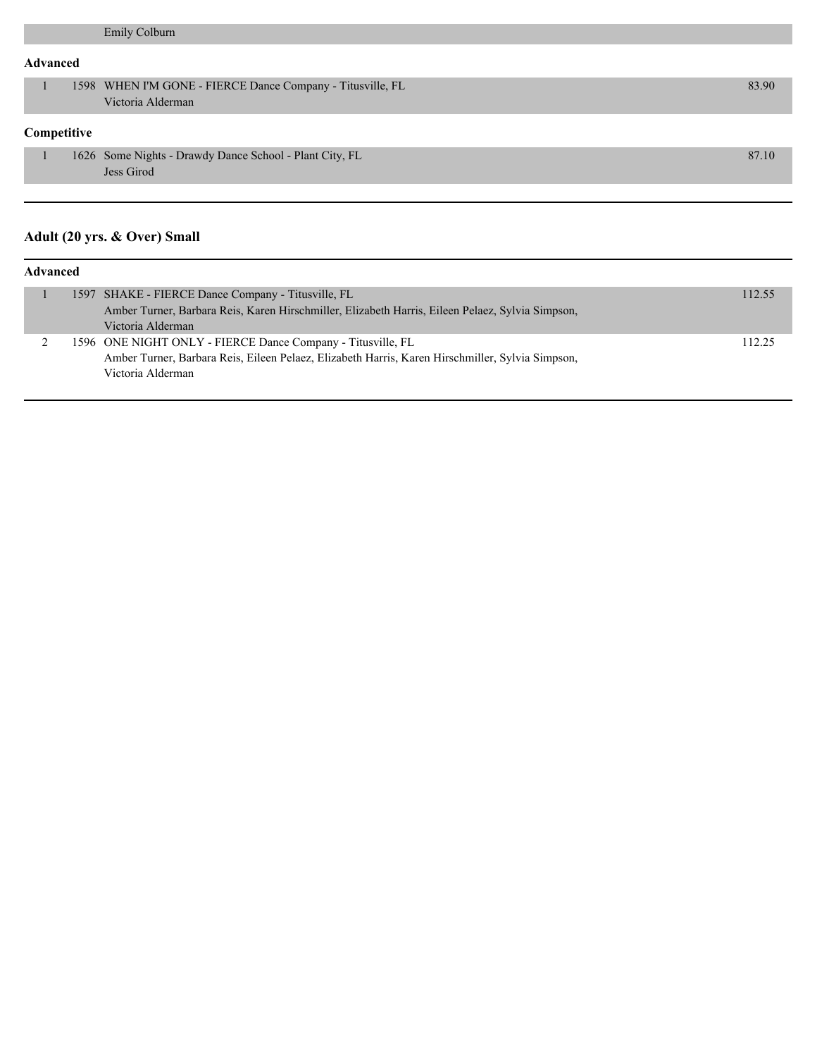| | | | |
|---|---|---|---|
| | | Emily Colburn | |

**Advanced**

| | | | |
|---|---|---|---|
| 1 | 1598 | WHEN I'M GONE - FIERCE Dance Company - Titusville, FL<br>Victoria Alderman | 83.90 |

**Competitive**

| | | | |
|---|---|---|---|
| 1 | 1626 | Some Nights - Drawdy Dance School - Plant City, FL<br>Jess Girod | 87.10 |

## Adult (20 yrs. & Over) Small

**Advanced**

| | | | |
|---|---|---|---|
| 1 | 1597 | SHAKE - FIERCE Dance Company - Titusville, FL<br>Amber Turner, Barbara Reis, Karen Hirschmiller, Elizabeth Harris, Eileen Pelaez, Sylvia Simpson, Victoria Alderman | 112.55 |
| 2 | 1596 | ONE NIGHT ONLY - FIERCE Dance Company - Titusville, FL<br>Amber Turner, Barbara Reis, Eileen Pelaez, Elizabeth Harris, Karen Hirschmiller, Sylvia Simpson, Victoria Alderman | 112.25 |